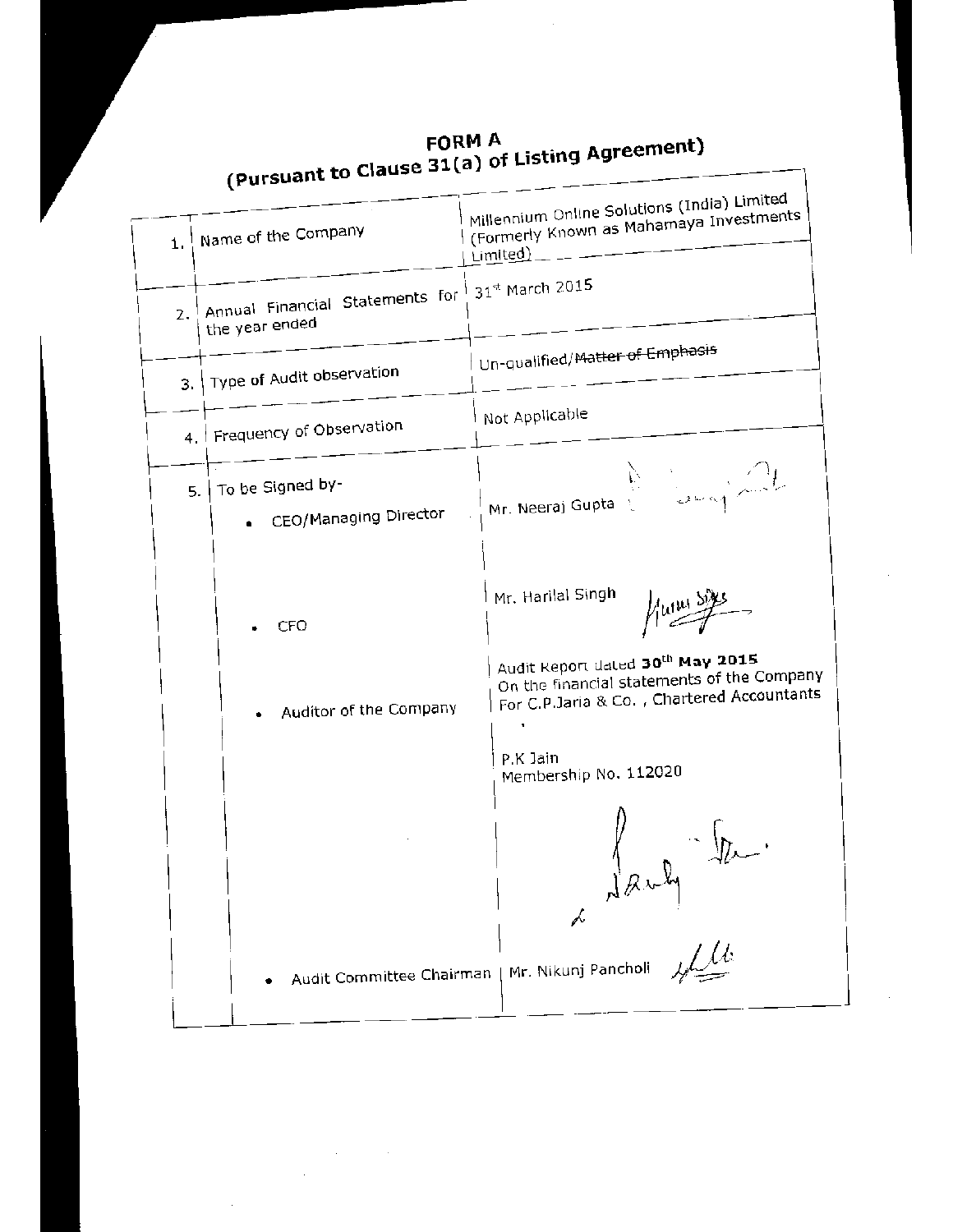# FORM A
## (Pursuant to Clause 31(a) of Listing Agreement)

| | | |
|---|---|---|
| 1. | Name of the Company | Millennium Online Solutions (India) Limited (Formerly Known as Mahamaya Investments Limited) |
| 2. | Annual Financial Statements for the year ended | 31[st] March 2015 |
| 3. | Type of Audit observation | Un-qualified/~~Matter of Emphasis~~ |
| 4. | Frequency of Observation | Not Applicable |
| 5. | To be Signed by-<br>• CEO/Managing Director | Mr. Neeraj Gupta |
| | • CFO | Mr. Harilal Singh |
| | • Auditor of the Company | Audit Report dated **30[th] May 2015** On the financial statements of the Company For C.P.Jaria & Co. , Chartered Accountants<br><br>P.K Jain<br>Membership No. 112020 |
| | • Audit Committee Chairman | Mr. Nikunj Pancholi |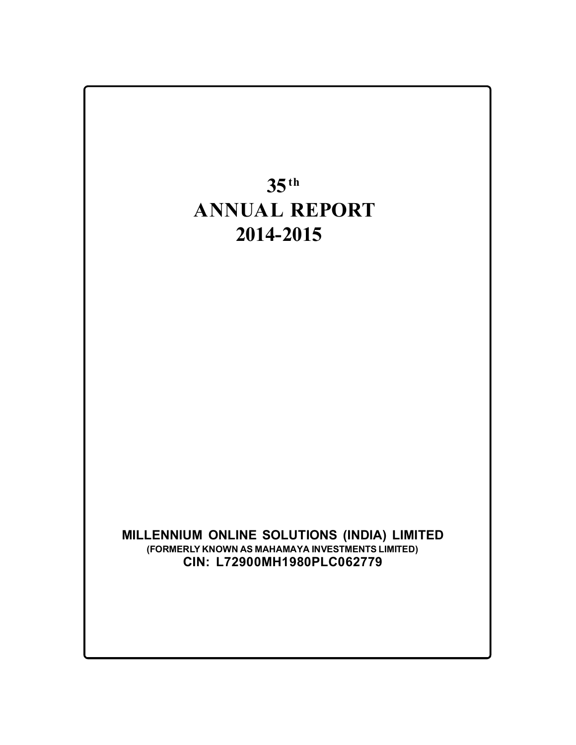# 35th ANNUAL REPORT 2014-2015

**MILLENNIUM ONLINE SOLUTIONS (INDIA) LIMITED**

**(FORMERLY KNOWN AS MAHAMAYA INVESTMENTS LIMITED)**

**CIN: L72900MH1980PLC062779**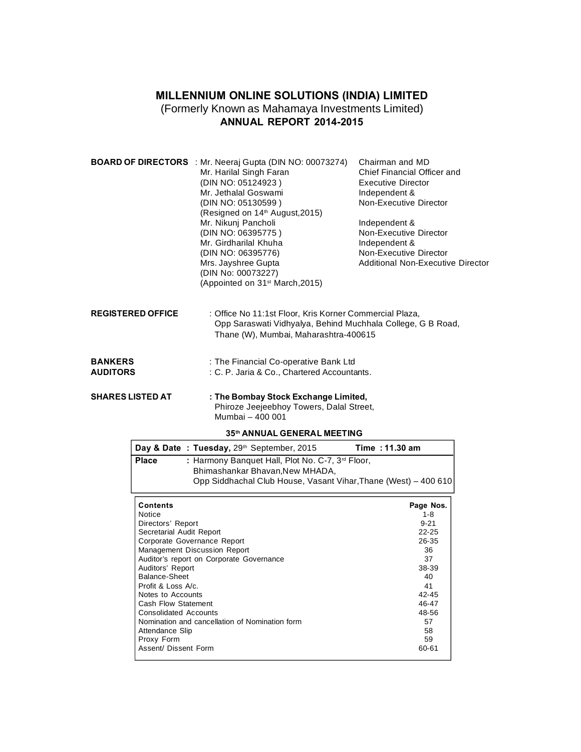# MILLENNIUM ONLINE SOLUTIONS (INDIA) LIMITED

(Formerly Known as Mahamaya Investments Limited)

## ANNUAL REPORT 2014-2015

| **BOARD OF DIRECTORS** | | |
|---|---|---|
| | Mr. Neeraj Gupta (DIN NO: 00073274) | Chairman and MD |
| | Mr. Harilal Singh Faran (DIN NO: 05124923 ) | Chief Financial Officer and Executive Director |
| | Mr. Jethalal Goswami (DIN NO: 05130599 ) (Resigned on 14th August,2015) | Independent & Non-Executive Director |
| | Mr. Nikunj Pancholi (DIN NO: 06395775 ) | Independent & Non-Executive Director |
| | Mr. Girdharilal Khuha (DIN NO: 06395776) | Independent & Non-Executive Director |
| | Mrs. Jayshree Gupta (DIN No: 00073227) (Appointed on 31st March,2015) | Additional Non-Executive Director |

**REGISTERED OFFICE** : Office No 11:1st Floor, Kris Korner Commercial Plaza, Opp Saraswati Vidhyalya, Behind Muchhala College, G B Road, Thane (W), Mumbai, Maharashtra-400615

**BANKERS** : The Financial Co-operative Bank Ltd

**AUDITORS** : C. P. Jaria & Co., Chartered Accountants.

**SHARES LISTED AT** : **The Bombay Stock Exchange Limited,** Phiroze Jeejeebhoy Towers, Dalal Street, Mumbai – 400 001

### 35th ANNUAL GENERAL MEETING

| **Day & Date** | : **Tuesday,** 29th September, 2015 | **Time : 11.30 am** |
|---|---|---|
| **Place** | : Harmony Banquet Hall, Plot No. C-7, 3rd Floor, Bhimashankar Bhavan,New MHADA, Opp Siddhachal Club House, Vasant Vihar,Thane (West) – 400 610 | |

| **Contents** | **Page Nos.** |
|---|---|
| Notice | 1-8 |
| Directors' Report | 9-21 |
| Secretarial Audit Report | 22-25 |
| Corporate Governance Report | 26-35 |
| Management Discussion Report | 36 |
| Auditor's report on Corporate Governance | 37 |
| Auditors' Report | 38-39 |
| Balance-Sheet | 40 |
| Profit & Loss A/c. | 41 |
| Notes to Accounts | 42-45 |
| Cash Flow Statement | 46-47 |
| Consolidated Accounts | 48-56 |
| Nomination and cancellation of Nomination form | 57 |
| Attendance Slip | 58 |
| Proxy Form | 59 |
| Assent/ Dissent Form | 60-61 |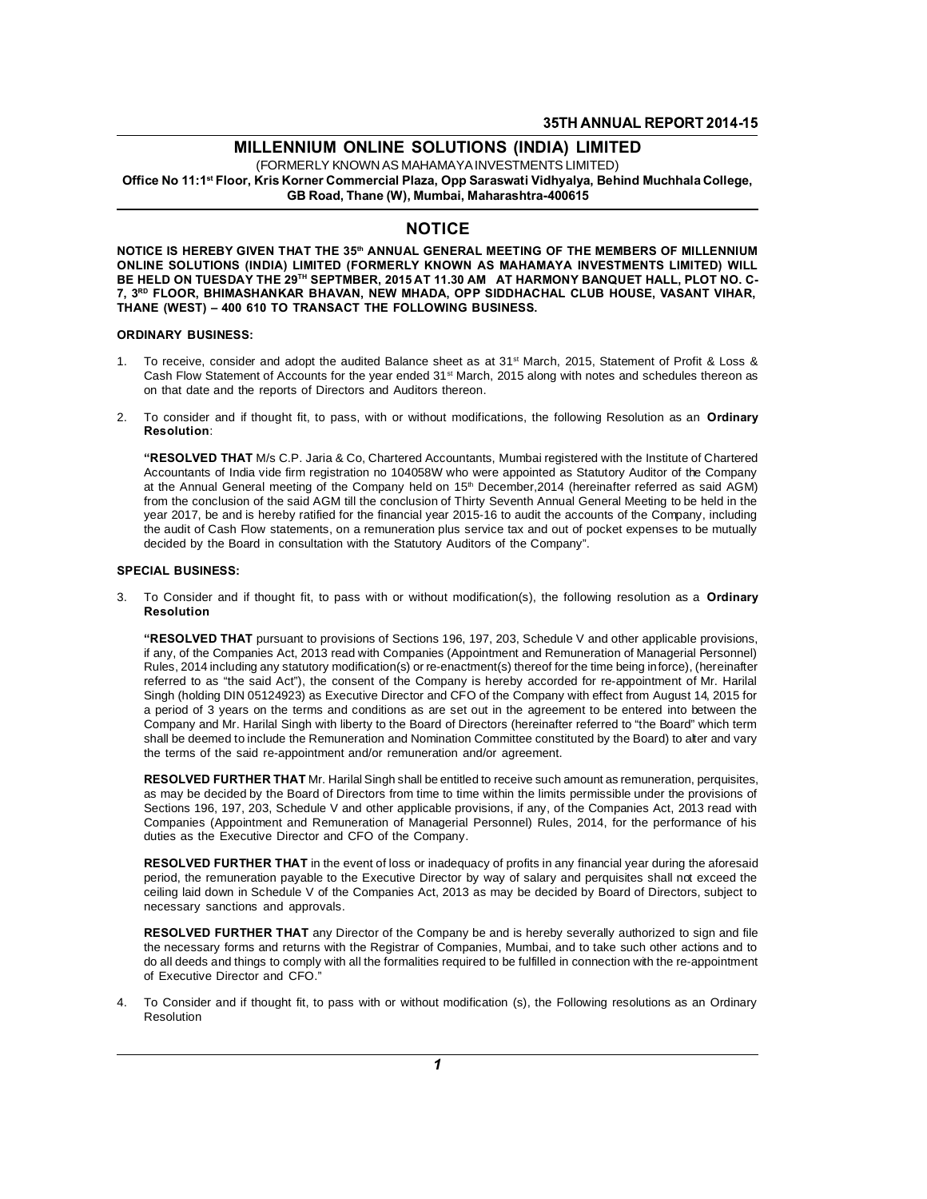# MILLENNIUM ONLINE SOLUTIONS (INDIA) LIMITED

(FORMERLY KNOWN AS MAHAMAYA INVESTMENTS LIMITED)

**Office No 11:1st Floor, Kris Korner Commercial Plaza, Opp Saraswati Vidhyalya, Behind Muchhala College, GB Road, Thane (W), Mumbai, Maharashtra-400615**

## NOTICE

**NOTICE IS HEREBY GIVEN THAT THE 35th ANNUAL GENERAL MEETING OF THE MEMBERS OF MILLENNIUM ONLINE SOLUTIONS (INDIA) LIMITED (FORMERLY KNOWN AS MAHAMAYA INVESTMENTS LIMITED) WILL BE HELD ON TUESDAY THE 29TH SEPTMBER, 2015 AT 11.30 AM AT HARMONY BANQUET HALL, PLOT NO. C-7, 3RD FLOOR, BHIMASHANKAR BHAVAN, NEW MHADA, OPP SIDDHACHAL CLUB HOUSE, VASANT VIHAR, THANE (WEST) – 400 610 TO TRANSACT THE FOLLOWING BUSINESS.**

**ORDINARY BUSINESS:**

1. To receive, consider and adopt the audited Balance sheet as at 31st March, 2015, Statement of Profit & Loss & Cash Flow Statement of Accounts for the year ended 31st March, 2015 along with notes and schedules thereon as on that date and the reports of Directors and Auditors thereon.

2. To consider and if thought fit, to pass, with or without modifications, the following Resolution as an **Ordinary Resolution**:

   **"RESOLVED THAT** M/s C.P. Jaria & Co, Chartered Accountants, Mumbai registered with the Institute of Chartered Accountants of India vide firm registration no 104058W who were appointed as Statutory Auditor of the Company at the Annual General meeting of the Company held on 15th December,2014 (hereinafter referred as said AGM) from the conclusion of the said AGM till the conclusion of Thirty Seventh Annual General Meeting to be held in the year 2017, be and is hereby ratified for the financial year 2015-16 to audit the accounts of the Company, including the audit of Cash Flow statements, on a remuneration plus service tax and out of pocket expenses to be mutually decided by the Board in consultation with the Statutory Auditors of the Company".

**SPECIAL BUSINESS:**

3. To Consider and if thought fit, to pass with or without modification(s), the following resolution as a **Ordinary Resolution**

   **"RESOLVED THAT** pursuant to provisions of Sections 196, 197, 203, Schedule V and other applicable provisions, if any, of the Companies Act, 2013 read with Companies (Appointment and Remuneration of Managerial Personnel) Rules, 2014 including any statutory modification(s) or re-enactment(s) thereof for the time being inforce), (hereinafter referred to as "the said Act"), the consent of the Company is hereby accorded for re-appointment of Mr. Harilal Singh (holding DIN 05124923) as Executive Director and CFO of the Company with effect from August 14, 2015 for a period of 3 years on the terms and conditions as are set out in the agreement to be entered into between the Company and Mr. Harilal Singh with liberty to the Board of Directors (hereinafter referred to "the Board" which term shall be deemed to include the Remuneration and Nomination Committee constituted by the Board) to alter and vary the terms of the said re-appointment and/or remuneration and/or agreement.

   **RESOLVED FURTHER THAT** Mr. Harilal Singh shall be entitled to receive such amount as remuneration, perquisites, as may be decided by the Board of Directors from time to time within the limits permissible under the provisions of Sections 196, 197, 203, Schedule V and other applicable provisions, if any, of the Companies Act, 2013 read with Companies (Appointment and Remuneration of Managerial Personnel) Rules, 2014, for the performance of his duties as the Executive Director and CFO of the Company.

   **RESOLVED FURTHER THAT** in the event of loss or inadequacy of profits in any financial year during the aforesaid period, the remuneration payable to the Executive Director by way of salary and perquisites shall not exceed the ceiling laid down in Schedule V of the Companies Act, 2013 as may be decided by Board of Directors, subject to necessary sanctions and approvals.

   **RESOLVED FURTHER THAT** any Director of the Company be and is hereby severally authorized to sign and file the necessary forms and returns with the Registrar of Companies, Mumbai, and to take such other actions and to do all deeds and things to comply with all the formalities required to be fulfilled in connection with the re-appointment of Executive Director and CFO."

4. To Consider and if thought fit, to pass with or without modification (s), the Following resolutions as an Ordinary Resolution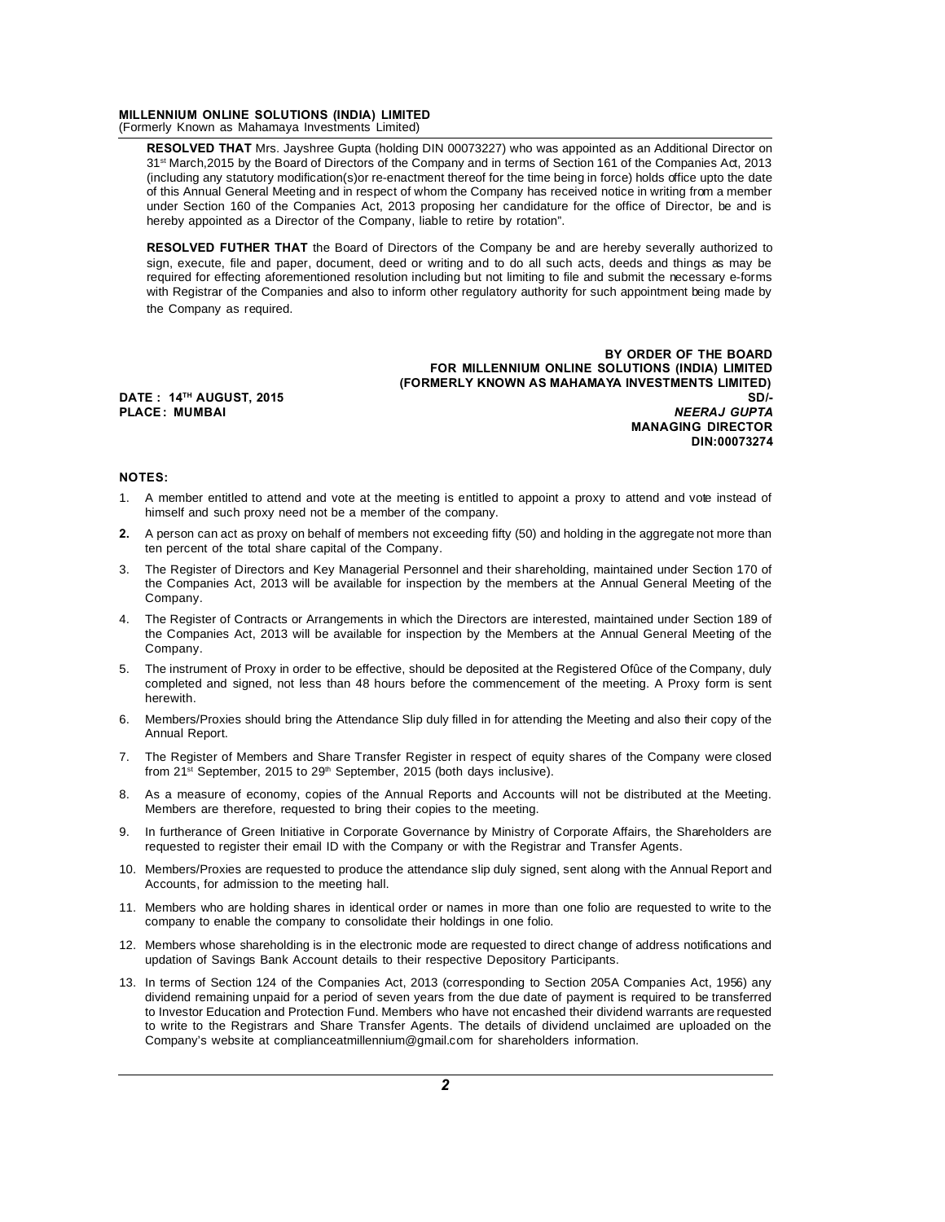**RESOLVED THAT** Mrs. Jayshree Gupta (holding DIN 00073227) who was appointed as an Additional Director on 31st March,2015 by the Board of Directors of the Company and in terms of Section 161 of the Companies Act, 2013 (including any statutory modification(s)or re-enactment thereof for the time being in force) holds office upto the date of this Annual General Meeting and in respect of whom the Company has received notice in writing from a member under Section 160 of the Companies Act, 2013 proposing her candidature for the office of Director, be and is hereby appointed as a Director of the Company, liable to retire by rotation".

**RESOLVED FUTHER THAT** the Board of Directors of the Company be and are hereby severally authorized to sign, execute, file and paper, document, deed or writing and to do all such acts, deeds and things as may be required for effecting aforementioned resolution including but not limiting to file and submit the necessary e-forms with Registrar of the Companies and also to inform other regulatory authority for such appointment being made by the Company as required.

**BY ORDER OF THE BOARD**
**FOR MILLENNIUM ONLINE SOLUTIONS (INDIA) LIMITED**
**(FORMERLY KNOWN AS MAHAMAYA INVESTMENTS LIMITED)**
**SD/-**
***NEERAJ GUPTA***
**MANAGING DIRECTOR**
**DIN:00073274**

**DATE : 14TH AUGUST, 2015**
**PLACE : MUMBAI**

**NOTES:**

1. A member entitled to attend and vote at the meeting is entitled to appoint a proxy to attend and vote instead of himself and such proxy need not be a member of the company.
2. A person can act as proxy on behalf of members not exceeding fifty (50) and holding in the aggregate not more than ten percent of the total share capital of the Company.
3. The Register of Directors and Key Managerial Personnel and their shareholding, maintained under Section 170 of the Companies Act, 2013 will be available for inspection by the members at the Annual General Meeting of the Company.
4. The Register of Contracts or Arrangements in which the Directors are interested, maintained under Section 189 of the Companies Act, 2013 will be available for inspection by the Members at the Annual General Meeting of the Company.
5. The instrument of Proxy in order to be effective, should be deposited at the Registered Ofûce of the Company, duly completed and signed, not less than 48 hours before the commencement of the meeting. A Proxy form is sent herewith.
6. Members/Proxies should bring the Attendance Slip duly filled in for attending the Meeting and also their copy of the Annual Report.
7. The Register of Members and Share Transfer Register in respect of equity shares of the Company were closed from 21st September, 2015 to 29th September, 2015 (both days inclusive).
8. As a measure of economy, copies of the Annual Reports and Accounts will not be distributed at the Meeting. Members are therefore, requested to bring their copies to the meeting.
9. In furtherance of Green Initiative in Corporate Governance by Ministry of Corporate Affairs, the Shareholders are requested to register their email ID with the Company or with the Registrar and Transfer Agents.
10. Members/Proxies are requested to produce the attendance slip duly signed, sent along with the Annual Report and Accounts, for admission to the meeting hall.
11. Members who are holding shares in identical order or names in more than one folio are requested to write to the company to enable the company to consolidate their holdings in one folio.
12. Members whose shareholding is in the electronic mode are requested to direct change of address notifications and updation of Savings Bank Account details to their respective Depository Participants.
13. In terms of Section 124 of the Companies Act, 2013 (corresponding to Section 205A Companies Act, 1956) any dividend remaining unpaid for a period of seven years from the due date of payment is required to be transferred to Investor Education and Protection Fund. Members who have not encashed their dividend warrants are requested to write to the Registrars and Share Transfer Agents. The details of dividend unclaimed are uploaded on the Company's website at complianceatmillennium@gmail.com for shareholders information.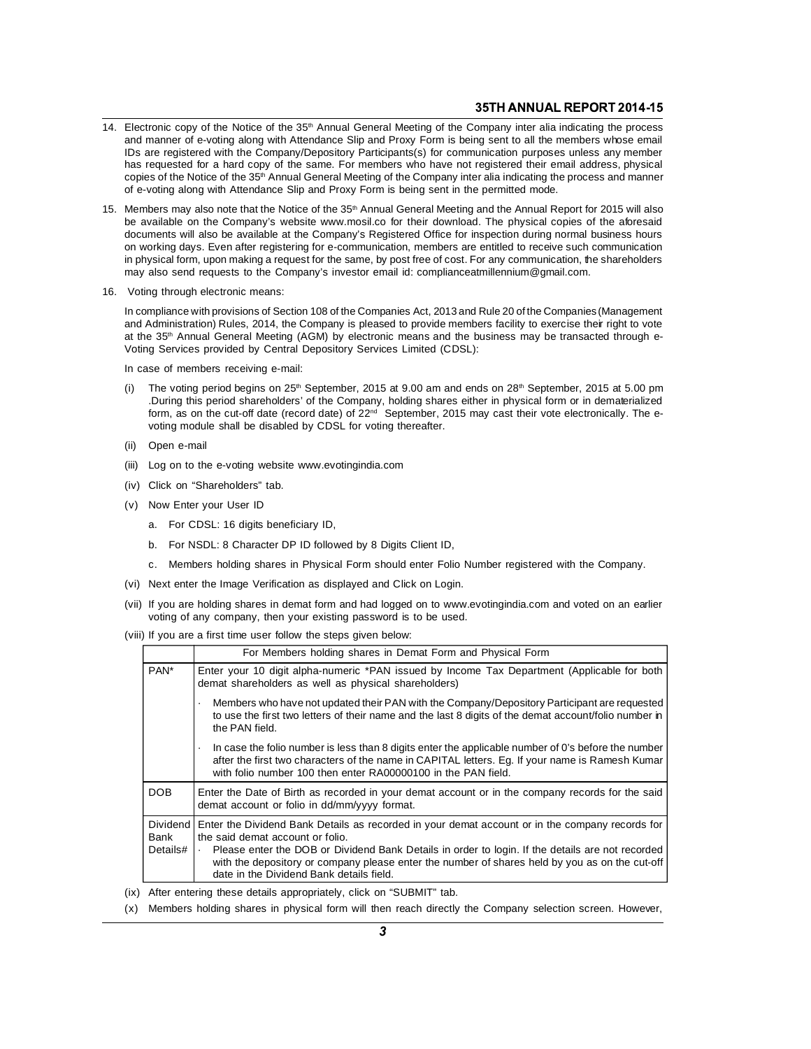14. Electronic copy of the Notice of the 35th Annual General Meeting of the Company inter alia indicating the process and manner of e-voting along with Attendance Slip and Proxy Form is being sent to all the members whose email IDs are registered with the Company/Depository Participants(s) for communication purposes unless any member has requested for a hard copy of the same. For members who have not registered their email address, physical copies of the Notice of the 35th Annual General Meeting of the Company inter alia indicating the process and manner of e-voting along with Attendance Slip and Proxy Form is being sent in the permitted mode.

15. Members may also note that the Notice of the 35th Annual General Meeting and the Annual Report for 2015 will also be available on the Company's website www.mosil.co for their download. The physical copies of the aforesaid documents will also be available at the Company's Registered Office for inspection during normal business hours on working days. Even after registering for e-communication, members are entitled to receive such communication in physical form, upon making a request for the same, by post free of cost. For any communication, the shareholders may also send requests to the Company's investor email id: complianceatmillennium@gmail.com.

16. Voting through electronic means:

In compliance with provisions of Section 108 of the Companies Act, 2013 and Rule 20 of the Companies (Management and Administration) Rules, 2014, the Company is pleased to provide members facility to exercise their right to vote at the 35th Annual General Meeting (AGM) by electronic means and the business may be transacted through e-Voting Services provided by Central Depository Services Limited (CDSL):

In case of members receiving e-mail:

(i) The voting period begins on 25th September, 2015 at 9.00 am and ends on 28th September, 2015 at 5.00 pm .During this period shareholders' of the Company, holding shares either in physical form or in dematerialized form, as on the cut-off date (record date) of 22nd September, 2015 may cast their vote electronically. The e-voting module shall be disabled by CDSL for voting thereafter.

(ii) Open e-mail

(iii) Log on to the e-voting website www.evotingindia.com

(iv) Click on "Shareholders" tab.

(v) Now Enter your User ID

   a. For CDSL: 16 digits beneficiary ID,

   b. For NSDL: 8 Character DP ID followed by 8 Digits Client ID,

   c. Members holding shares in Physical Form should enter Folio Number registered with the Company.

(vi) Next enter the Image Verification as displayed and Click on Login.

(vii) If you are holding shares in demat form and had logged on to www.evotingindia.com and voted on an earlier voting of any company, then your existing password is to be used.

(viii) If you are a first time user follow the steps given below:

| | For Members holding shares in Demat Form and Physical Form |
|---|---|
| PAN* | Enter your 10 digit alpha-numeric *PAN issued by Income Tax Department (Applicable for both demat shareholders as well as physical shareholders)<br>· Members who have not updated their PAN with the Company/Depository Participant are requested to use the first two letters of their name and the last 8 digits of the demat account/folio number in the PAN field.<br>· In case the folio number is less than 8 digits enter the applicable number of 0's before the number after the first two characters of the name in CAPITAL letters. Eg. If your name is Ramesh Kumar with folio number 100 then enter RA00000100 in the PAN field. |
| DOB | Enter the Date of Birth as recorded in your demat account or in the company records for the said demat account or folio in dd/mm/yyyy format. |
| Dividend Bank Details# | Enter the Dividend Bank Details as recorded in your demat account or in the company records for the said demat account or folio.<br>· Please enter the DOB or Dividend Bank Details in order to login. If the details are not recorded with the depository or company please enter the number of shares held by you as on the cut-off date in the Dividend Bank details field. |

(ix) After entering these details appropriately, click on "SUBMIT" tab.

(x) Members holding shares in physical form will then reach directly the Company selection screen. However,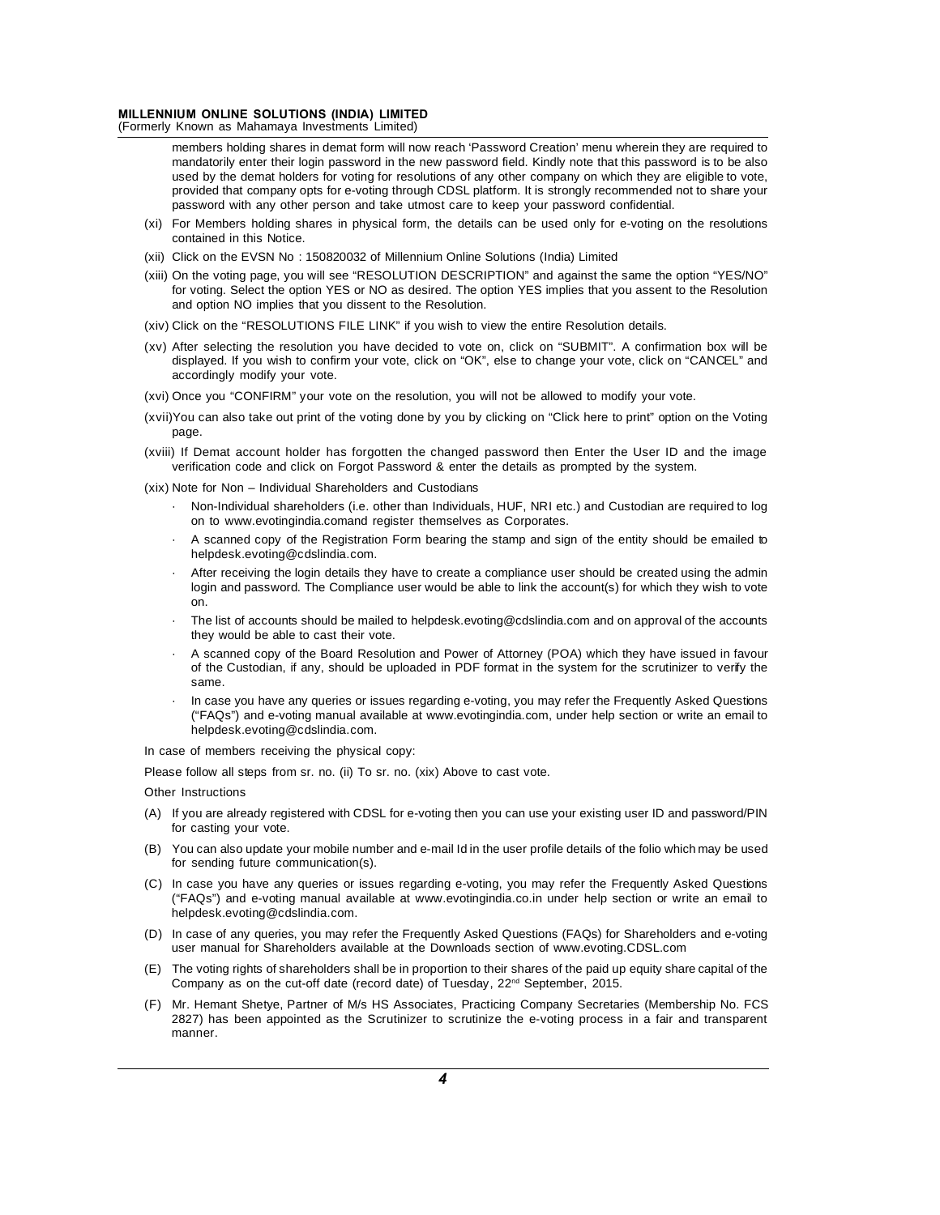members holding shares in demat form will now reach 'Password Creation' menu wherein they are required to mandatorily enter their login password in the new password field. Kindly note that this password is to be also used by the demat holders for voting for resolutions of any other company on which they are eligible to vote, provided that company opts for e-voting through CDSL platform. It is strongly recommended not to share your password with any other person and take utmost care to keep your password confidential.

(xi) For Members holding shares in physical form, the details can be used only for e-voting on the resolutions contained in this Notice.

(xii) Click on the EVSN No : 150820032 of Millennium Online Solutions (India) Limited

(xiii) On the voting page, you will see "RESOLUTION DESCRIPTION" and against the same the option "YES/NO" for voting. Select the option YES or NO as desired. The option YES implies that you assent to the Resolution and option NO implies that you dissent to the Resolution.

(xiv) Click on the "RESOLUTIONS FILE LINK" if you wish to view the entire Resolution details.

(xv) After selecting the resolution you have decided to vote on, click on "SUBMIT". A confirmation box will be displayed. If you wish to confirm your vote, click on "OK", else to change your vote, click on "CANCEL" and accordingly modify your vote.

(xvi) Once you "CONFIRM" your vote on the resolution, you will not be allowed to modify your vote.

(xvii)You can also take out print of the voting done by you by clicking on "Click here to print" option on the Voting page.

(xviii) If Demat account holder has forgotten the changed password then Enter the User ID and the image verification code and click on Forgot Password & enter the details as prompted by the system.

(xix) Note for Non – Individual Shareholders and Custodians

- Non-Individual shareholders (i.e. other than Individuals, HUF, NRI etc.) and Custodian are required to log on to www.evotingindia.comand register themselves as Corporates.
- A scanned copy of the Registration Form bearing the stamp and sign of the entity should be emailed to helpdesk.evoting@cdslindia.com.
- After receiving the login details they have to create a compliance user should be created using the admin login and password. The Compliance user would be able to link the account(s) for which they wish to vote on.
- The list of accounts should be mailed to helpdesk.evoting@cdslindia.com and on approval of the accounts they would be able to cast their vote.
- A scanned copy of the Board Resolution and Power of Attorney (POA) which they have issued in favour of the Custodian, if any, should be uploaded in PDF format in the system for the scrutinizer to verify the same.
- In case you have any queries or issues regarding e-voting, you may refer the Frequently Asked Questions ("FAQs") and e-voting manual available at www.evotingindia.com, under help section or write an email to helpdesk.evoting@cdslindia.com.

In case of members receiving the physical copy:

Please follow all steps from sr. no. (ii) To sr. no. (xix) Above to cast vote.

Other Instructions

(A) If you are already registered with CDSL for e-voting then you can use your existing user ID and password/PIN for casting your vote.

(B) You can also update your mobile number and e-mail Id in the user profile details of the folio which may be used for sending future communication(s).

(C) In case you have any queries or issues regarding e-voting, you may refer the Frequently Asked Questions ("FAQs") and e-voting manual available at www.evotingindia.co.in under help section or write an email to helpdesk.evoting@cdslindia.com.

(D) In case of any queries, you may refer the Frequently Asked Questions (FAQs) for Shareholders and e-voting user manual for Shareholders available at the Downloads section of www.evoting.CDSL.com

(E) The voting rights of shareholders shall be in proportion to their shares of the paid up equity share capital of the Company as on the cut-off date (record date) of Tuesday, 22nd September, 2015.

(F) Mr. Hemant Shetye, Partner of M/s HS Associates, Practicing Company Secretaries (Membership No. FCS 2827) has been appointed as the Scrutinizer to scrutinize the e-voting process in a fair and transparent manner.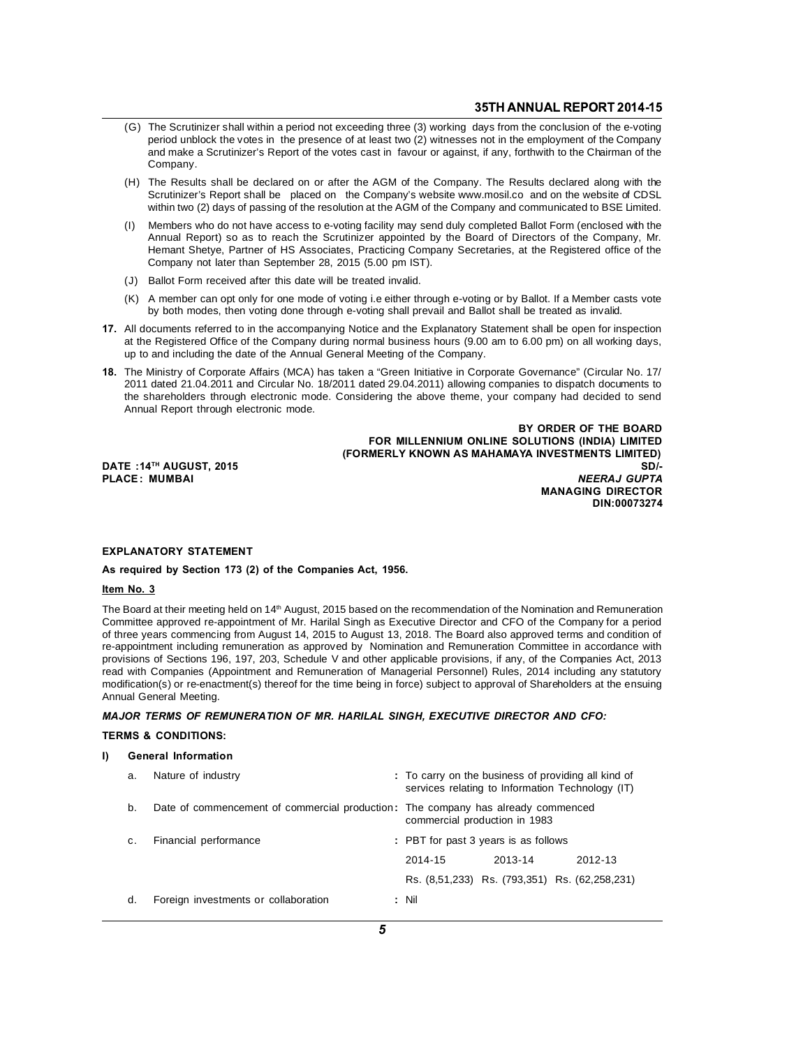(G) The Scrutinizer shall within a period not exceeding three (3) working days from the conclusion of the e-voting period unblock the votes in the presence of at least two (2) witnesses not in the employment of the Company and make a Scrutinizer's Report of the votes cast in favour or against, if any, forthwith to the Chairman of the Company.

(H) The Results shall be declared on or after the AGM of the Company. The Results declared along with the Scrutinizer's Report shall be placed on the Company's website www.mosil.co and on the website of CDSL within two (2) days of passing of the resolution at the AGM of the Company and communicated to BSE Limited.

(I) Members who do not have access to e-voting facility may send duly completed Ballot Form (enclosed with the Annual Report) so as to reach the Scrutinizer appointed by the Board of Directors of the Company, Mr. Hemant Shetye, Partner of HS Associates, Practicing Company Secretaries, at the Registered office of the Company not later than September 28, 2015 (5.00 pm IST).

(J) Ballot Form received after this date will be treated invalid.

(K) A member can opt only for one mode of voting i.e either through e-voting or by Ballot. If a Member casts vote by both modes, then voting done through e-voting shall prevail and Ballot shall be treated as invalid.

**17.** All documents referred to in the accompanying Notice and the Explanatory Statement shall be open for inspection at the Registered Office of the Company during normal business hours (9.00 am to 6.00 pm) on all working days, up to and including the date of the Annual General Meeting of the Company.

**18.** The Ministry of Corporate Affairs (MCA) has taken a "Green Initiative in Corporate Governance" (Circular No. 17/2011 dated 21.04.2011 and Circular No. 18/2011 dated 29.04.2011) allowing companies to dispatch documents to the shareholders through electronic mode. Considering the above theme, your company had decided to send Annual Report through electronic mode.

**BY ORDER OF THE BOARD**
**FOR MILLENNIUM ONLINE SOLUTIONS (INDIA) LIMITED**
**(FORMERLY KNOWN AS MAHAMAYA INVESTMENTS LIMITED)**

**DATE : 14TH AUGUST, 2015**
**PLACE : MUMBAI**

**SD/-**
***NEERAJ GUPTA***
**MANAGING DIRECTOR**
**DIN:00073274**

**EXPLANATORY STATEMENT**

**As required by Section 173 (2) of the Companies Act, 1956.**

**Item No. 3**

The Board at their meeting held on 14th August, 2015 based on the recommendation of the Nomination and Remuneration Committee approved re-appointment of Mr. Harilal Singh as Executive Director and CFO of the Company for a period of three years commencing from August 14, 2015 to August 13, 2018. The Board also approved terms and condition of re-appointment including remuneration as approved by Nomination and Remuneration Committee in accordance with provisions of Sections 196, 197, 203, Schedule V and other applicable provisions, if any, of the Companies Act, 2013 read with Companies (Appointment and Remuneration of Managerial Personnel) Rules, 2014 including any statutory modification(s) or re-enactment(s) thereof for the time being in force) subject to approval of Shareholders at the ensuing Annual General Meeting.

***MAJOR TERMS OF REMUNERATION OF MR. HARILAL SINGH, EXECUTIVE DIRECTOR AND CFO:***

**TERMS & CONDITIONS:**

**I) General Information**

a. Nature of industry : To carry on the business of providing all kind of services relating to Information Technology (IT)

b. Date of commencement of commercial production : The company has already commenced commercial production in 1983

c. Financial performance : PBT for past 3 years is as follows

| 2014-15 | 2013-14 | 2012-13 |
|---|---|---|
| Rs. (8,51,233) | Rs. (793,351) | Rs. (62,258,231) |

d. Foreign investments or collaboration : Nil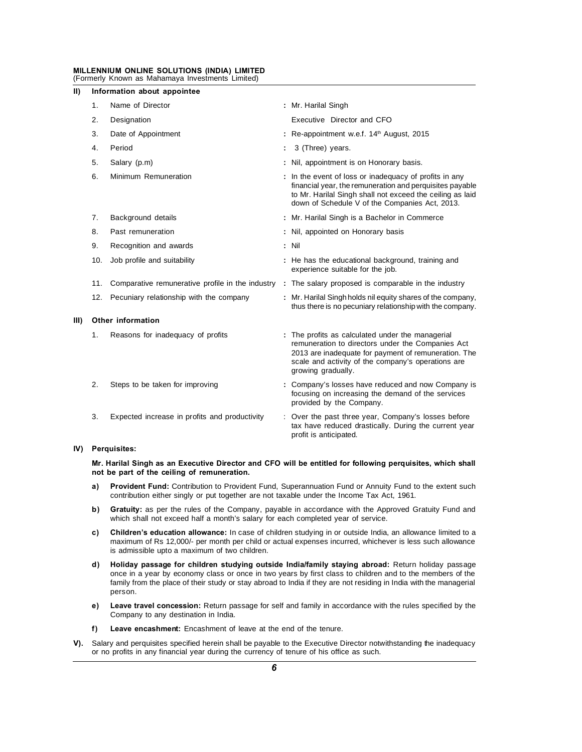## II) Information about appointee

| | | | |
|---|---|---|---|
| 1. | Name of Director | : | Mr. Harilal Singh |
| 2. | Designation | | Executive Director and CFO |
| 3. | Date of Appointment | : | Re-appointment w.e.f. 14th August, 2015 |
| 4. | Period | : | 3 (Three) years. |
| 5. | Salary (p.m) | : | Nil, appointment is on Honorary basis. |
| 6. | Minimum Remuneration | : | In the event of loss or inadequacy of profits in any financial year, the remuneration and perquisites payable to Mr. Harilal Singh shall not exceed the ceiling as laid down of Schedule V of the Companies Act, 2013. |
| 7. | Background details | : | Mr. Harilal Singh is a Bachelor in Commerce |
| 8. | Past remuneration | : | Nil, appointed on Honorary basis |
| 9. | Recognition and awards | : | Nil |
| 10. | Job profile and suitability | : | He has the educational background, training and experience suitable for the job. |
| 11. | Comparative remunerative profile in the industry | : | The salary proposed is comparable in the industry |
| 12. | Pecuniary relationship with the company | : | Mr. Harilal Singh holds nil equity shares of the company, thus there is no pecuniary relationship with the company. |

## III) Other information

| | | | |
|---|---|---|---|
| 1. | Reasons for inadequacy of profits | : | The profits as calculated under the managerial remuneration to directors under the Companies Act 2013 are inadequate for payment of remuneration. The scale and activity of the company's operations are growing gradually. |
| 2. | Steps to be taken for improving | : | Company's losses have reduced and now Company is focusing on increasing the demand of the services provided by the Company. |
| 3. | Expected increase in profits and productivity | : | Over the past three year, Company's losses before tax have reduced drastically. During the current year profit is anticipated. |

## IV) Perquisites:

**Mr. Harilal Singh as an Executive Director and CFO will be entitled for following perquisites, which shall not be part of the ceiling of remuneration.**

a) **Provident Fund:** Contribution to Provident Fund, Superannuation Fund or Annuity Fund to the extent such contribution either singly or put together are not taxable under the Income Tax Act, 1961.

b) **Gratuity:** as per the rules of the Company, payable in accordance with the Approved Gratuity Fund and which shall not exceed half a month's salary for each completed year of service.

c) **Children's education allowance:** In case of children studying in or outside India, an allowance limited to a maximum of Rs 12,000/- per month per child or actual expenses incurred, whichever is less such allowance is admissible upto a maximum of two children.

d) **Holiday passage for children studying outside India/family staying abroad:** Return holiday passage once in a year by economy class or once in two years by first class to children and to the members of the family from the place of their study or stay abroad to India if they are not residing in India with the managerial person.

e) **Leave travel concession:** Return passage for self and family in accordance with the rules specified by the Company to any destination in India.

f) **Leave encashment:** Encashment of leave at the end of the tenure.

V). Salary and perquisites specified herein shall be payable to the Executive Director notwithstanding the inadequacy or no profits in any financial year during the currency of tenure of his office as such.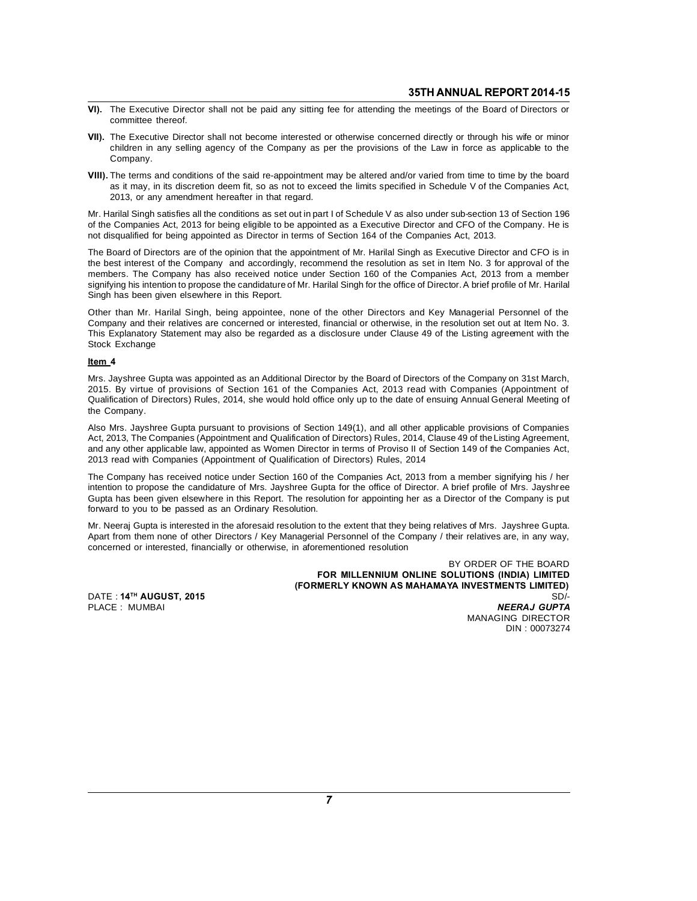**VI).** The Executive Director shall not be paid any sitting fee for attending the meetings of the Board of Directors or committee thereof.

**VII).** The Executive Director shall not become interested or otherwise concerned directly or through his wife or minor children in any selling agency of the Company as per the provisions of the Law in force as applicable to the Company.

**VIII).** The terms and conditions of the said re-appointment may be altered and/or varied from time to time by the board as it may, in its discretion deem fit, so as not to exceed the limits specified in Schedule V of the Companies Act, 2013, or any amendment hereafter in that regard.

Mr. Harilal Singh satisfies all the conditions as set out in part I of Schedule V as also under sub-section 13 of Section 196 of the Companies Act, 2013 for being eligible to be appointed as a Executive Director and CFO of the Company. He is not disqualified for being appointed as Director in terms of Section 164 of the Companies Act, 2013.

The Board of Directors are of the opinion that the appointment of Mr. Harilal Singh as Executive Director and CFO is in the best interest of the Company and accordingly, recommend the resolution as set in Item No. 3 for approval of the members. The Company has also received notice under Section 160 of the Companies Act, 2013 from a member signifying his intention to propose the candidature of Mr. Harilal Singh for the office of Director. A brief profile of Mr. Harilal Singh has been given elsewhere in this Report.

Other than Mr. Harilal Singh, being appointee, none of the other Directors and Key Managerial Personnel of the Company and their relatives are concerned or interested, financial or otherwise, in the resolution set out at Item No. 3. This Explanatory Statement may also be regarded as a disclosure under Clause 49 of the Listing agreement with the Stock Exchange

**Item 4**

Mrs. Jayshree Gupta was appointed as an Additional Director by the Board of Directors of the Company on 31st March, 2015. By virtue of provisions of Section 161 of the Companies Act, 2013 read with Companies (Appointment of Qualification of Directors) Rules, 2014, she would hold office only up to the date of ensuing Annual General Meeting of the Company.

Also Mrs. Jayshree Gupta pursuant to provisions of Section 149(1), and all other applicable provisions of Companies Act, 2013, The Companies (Appointment and Qualification of Directors) Rules, 2014, Clause 49 of the Listing Agreement, and any other applicable law, appointed as Women Director in terms of Proviso II of Section 149 of the Companies Act, 2013 read with Companies (Appointment of Qualification of Directors) Rules, 2014

The Company has received notice under Section 160 of the Companies Act, 2013 from a member signifying his / her intention to propose the candidature of Mrs. Jayshree Gupta for the office of Director. A brief profile of Mrs. Jayshree Gupta has been given elsewhere in this Report. The resolution for appointing her as a Director of the Company is put forward to you to be passed as an Ordinary Resolution.

Mr. Neeraj Gupta is interested in the aforesaid resolution to the extent that they being relatives of Mrs. Jayshree Gupta. Apart from them none of other Directors / Key Managerial Personnel of the Company / their relatives are, in any way, concerned or interested, financially or otherwise, in aforementioned resolution

BY ORDER OF THE BOARD
**FOR MILLENNIUM ONLINE SOLUTIONS (INDIA) LIMITED**
**(FORMERLY KNOWN AS MAHAMAYA INVESTMENTS LIMITED)**

DATE : **14TH AUGUST, 2015**
PLACE : MUMBAI

SD/-
***NEERAJ GUPTA***
MANAGING DIRECTOR
DIN : 00073274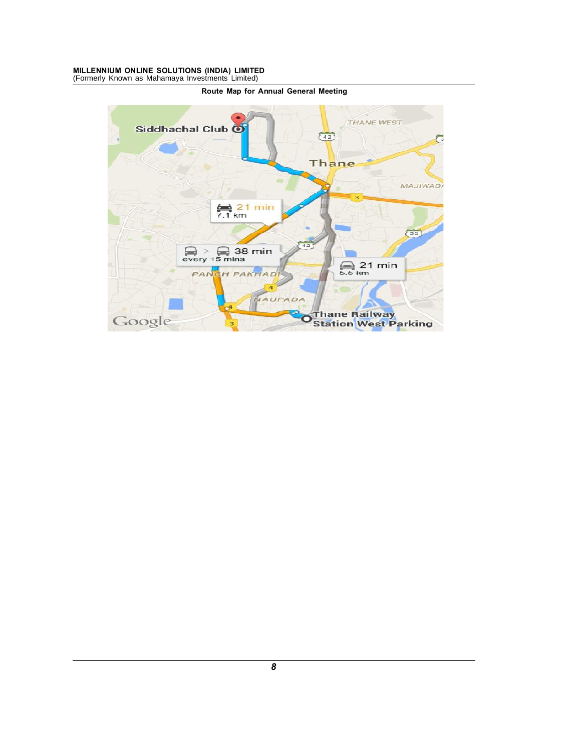Route Map for Annual General Meeting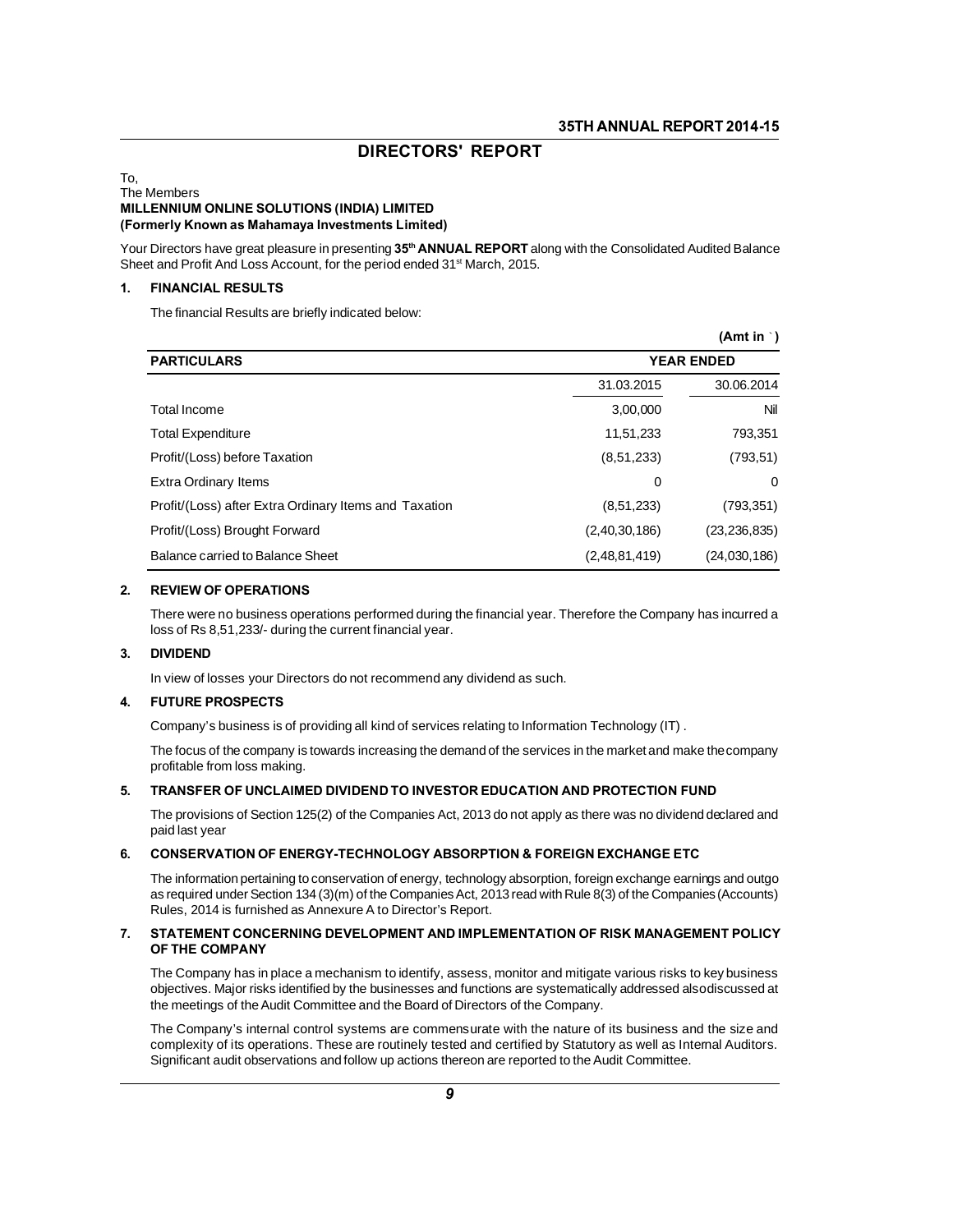# DIRECTORS' REPORT

To,
The Members
**MILLENNIUM ONLINE SOLUTIONS (INDIA) LIMITED**
**(Formerly Known as Mahamaya Investments Limited)**

Your Directors have great pleasure in presenting **35th ANNUAL REPORT** along with the Consolidated Audited Balance Sheet and Profit And Loss Account, for the period ended 31st March, 2015.

## 1. FINANCIAL RESULTS

The financial Results are briefly indicated below:

**(Amt in ` )**

| PARTICULARS | YEAR ENDED | |
|---|---|---|
| | 31.03.2015 | 30.06.2014 |
| Total Income | 3,00,000 | Nil |
| Total Expenditure | 11,51,233 | 793,351 |
| Profit/(Loss) before Taxation | (8,51,233) | (793,51) |
| Extra Ordinary Items | 0 | 0 |
| Profit/(Loss) after Extra Ordinary Items and Taxation | (8,51,233) | (793,351) |
| Profit/(Loss) Brought Forward | (2,40,30,186) | (23,236,835) |
| Balance carried to Balance Sheet | (2,48,81,419) | (24,030,186) |

## 2. REVIEW OF OPERATIONS

There were no business operations performed during the financial year. Therefore the Company has incurred a loss of Rs 8,51,233/- during the current financial year.

## 3. DIVIDEND

In view of losses your Directors do not recommend any dividend as such.

## 4. FUTURE PROSPECTS

Company's business is of providing all kind of services relating to Information Technology (IT) .

The focus of the company is towards increasing the demand of the services in the market and make the company profitable from loss making.

## 5. TRANSFER OF UNCLAIMED DIVIDEND TO INVESTOR EDUCATION AND PROTECTION FUND

The provisions of Section 125(2) of the Companies Act, 2013 do not apply as there was no dividend declared and paid last year

## 6. CONSERVATION OF ENERGY-TECHNOLOGY ABSORPTION & FOREIGN EXCHANGE ETC

The information pertaining to conservation of energy, technology absorption, foreign exchange earnings and outgo as required under Section 134 (3)(m) of the Companies Act, 2013 read with Rule 8(3) of the Companies (Accounts) Rules, 2014 is furnished as Annexure A to Director's Report.

## 7. STATEMENT CONCERNING DEVELOPMENT AND IMPLEMENTATION OF RISK MANAGEMENT POLICY OF THE COMPANY

The Company has in place a mechanism to identify, assess, monitor and mitigate various risks to key business objectives. Major risks identified by the businesses and functions are systematically addressed alsodiscussed at the meetings of the Audit Committee and the Board of Directors of the Company.

The Company's internal control systems are commensurate with the nature of its business and the size and complexity of its operations. These are routinely tested and certified by Statutory as well as Internal Auditors. Significant audit observations and follow up actions thereon are reported to the Audit Committee.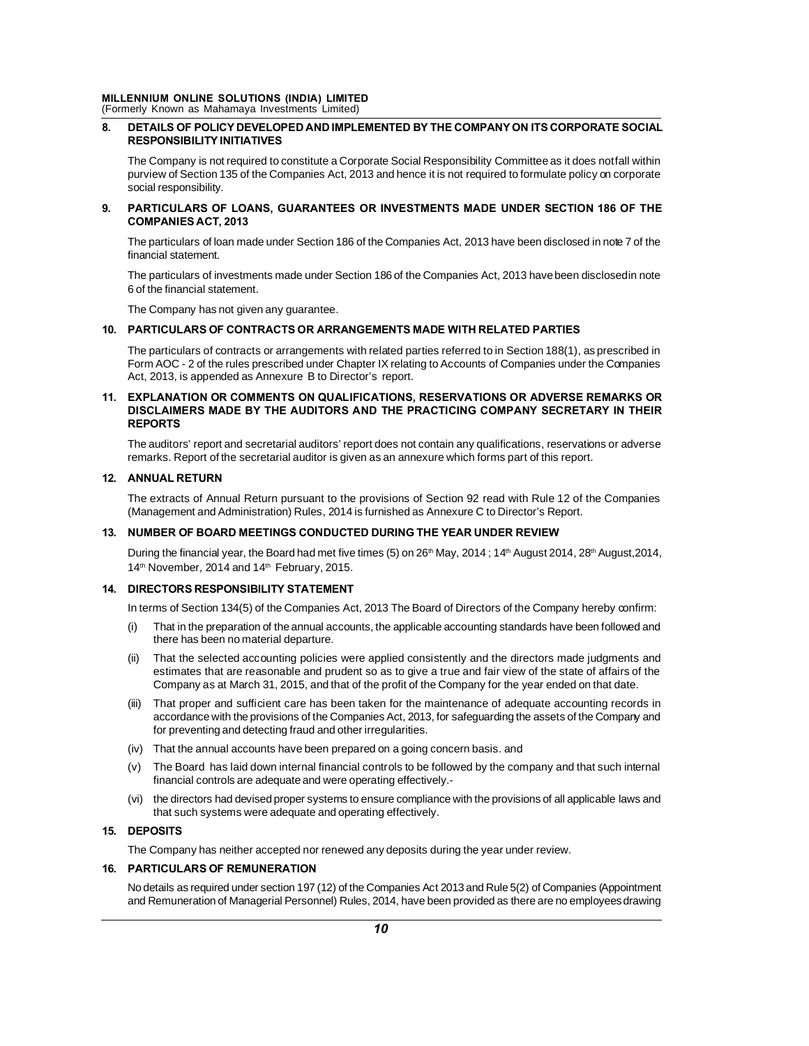## 8. DETAILS OF POLICY DEVELOPED AND IMPLEMENTED BY THE COMPANY ON ITS CORPORATE SOCIAL RESPONSIBILITY INITIATIVES

The Company is not required to constitute a Corporate Social Responsibility Committee as it does notfall within purview of Section 135 of the Companies Act, 2013 and hence it is not required to formulate policy on corporate social responsibility.

## 9. PARTICULARS OF LOANS, GUARANTEES OR INVESTMENTS MADE UNDER SECTION 186 OF THE COMPANIES ACT, 2013

The particulars of loan made under Section 186 of the Companies Act, 2013 have been disclosed in note 7 of the financial statement.

The particulars of investments made under Section 186 of the Companies Act, 2013 have been disclosedin note 6 of the financial statement.

The Company has not given any guarantee.

## 10. PARTICULARS OF CONTRACTS OR ARRANGEMENTS MADE WITH RELATED PARTIES

The particulars of contracts or arrangements with related parties referred to in Section 188(1), as prescribed in Form AOC - 2 of the rules prescribed under Chapter IX relating to Accounts of Companies under the Companies Act, 2013, is appended as Annexure B to Director's report.

## 11. EXPLANATION OR COMMENTS ON QUALIFICATIONS, RESERVATIONS OR ADVERSE REMARKS OR DISCLAIMERS MADE BY THE AUDITORS AND THE PRACTICING COMPANY SECRETARY IN THEIR REPORTS

The auditors' report and secretarial auditors' report does not contain any qualifications, reservations or adverse remarks. Report of the secretarial auditor is given as an annexure which forms part of this report.

## 12. ANNUAL RETURN

The extracts of Annual Return pursuant to the provisions of Section 92 read with Rule 12 of the Companies (Management and Administration) Rules, 2014 is furnished as Annexure C to Director's Report.

## 13. NUMBER OF BOARD MEETINGS CONDUCTED DURING THE YEAR UNDER REVIEW

During the financial year, the Board had met five times (5) on 26th May, 2014 ; 14th August 2014, 28th August,2014, 14th November, 2014 and 14th February, 2015.

## 14. DIRECTORS RESPONSIBILITY STATEMENT

In terms of Section 134(5) of the Companies Act, 2013 The Board of Directors of the Company hereby confirm:

(i) That in the preparation of the annual accounts, the applicable accounting standards have been followed and there has been no material departure.

(ii) That the selected accounting policies were applied consistently and the directors made judgments and estimates that are reasonable and prudent so as to give a true and fair view of the state of affairs of the Company as at March 31, 2015, and that of the profit of the Company for the year ended on that date.

(iii) That proper and sufficient care has been taken for the maintenance of adequate accounting records in accordance with the provisions of the Companies Act, 2013, for safeguarding the assets of the Company and for preventing and detecting fraud and other irregularities.

(iv) That the annual accounts have been prepared on a going concern basis. and

(v) The Board has laid down internal financial controls to be followed by the company and that such internal financial controls are adequate and were operating effectively.-

(vi) the directors had devised proper systems to ensure compliance with the provisions of all applicable laws and that such systems were adequate and operating effectively.

## 15. DEPOSITS

The Company has neither accepted nor renewed any deposits during the year under review.

## 16. PARTICULARS OF REMUNERATION

No details as required under section 197 (12) of the Companies Act 2013 and Rule 5(2) of Companies (Appointment and Remuneration of Managerial Personnel) Rules, 2014, have been provided as there are no employees drawing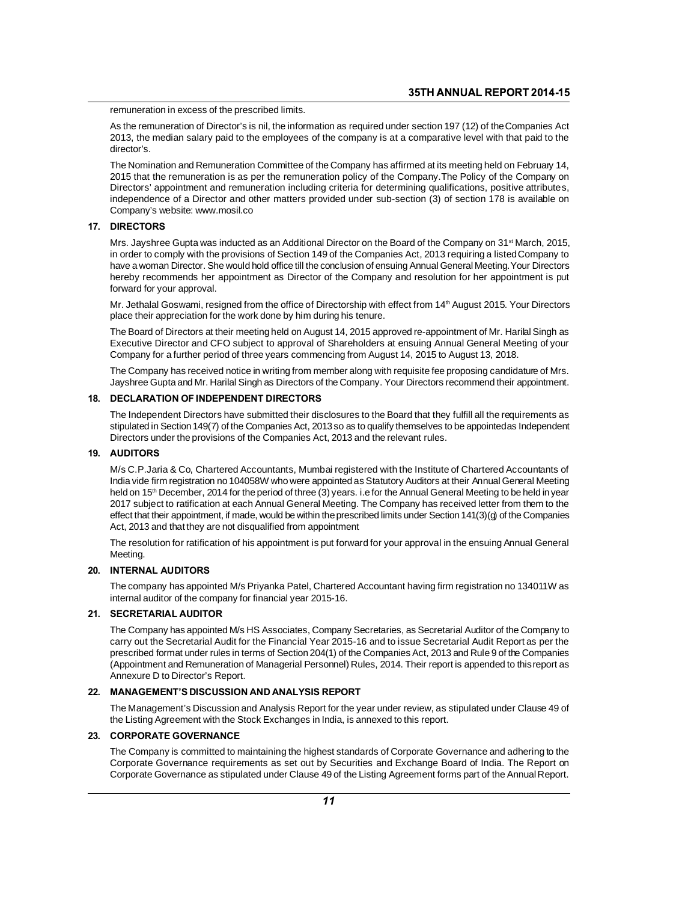remuneration in excess of the prescribed limits.

As the remuneration of Director's is nil, the information as required under section 197 (12) of the Companies Act 2013, the median salary paid to the employees of the company is at a comparative level with that paid to the director's.

The Nomination and Remuneration Committee of the Company has affirmed at its meeting held on February 14, 2015 that the remuneration is as per the remuneration policy of the Company. The Policy of the Company on Directors' appointment and remuneration including criteria for determining qualifications, positive attributes, independence of a Director and other matters provided under sub-section (3) of section 178 is available on Company's website: www.mosil.co

## 17. DIRECTORS

Mrs. Jayshree Gupta was inducted as an Additional Director on the Board of the Company on 31st March, 2015, in order to comply with the provisions of Section 149 of the Companies Act, 2013 requiring a listed Company to have a woman Director. She would hold office till the conclusion of ensuing Annual General Meeting. Your Directors hereby recommends her appointment as Director of the Company and resolution for her appointment is put forward for your approval.

Mr. Jethalal Goswami, resigned from the office of Directorship with effect from 14th August 2015. Your Directors place their appreciation for the work done by him during his tenure.

The Board of Directors at their meeting held on August 14, 2015 approved re-appointment of Mr. Harilal Singh as Executive Director and CFO subject to approval of Shareholders at ensuing Annual General Meeting of your Company for a further period of three years commencing from August 14, 2015 to August 13, 2018.

The Company has received notice in writing from member along with requisite fee proposing candidature of Mrs. Jayshree Gupta and Mr. Harilal Singh as Directors of the Company. Your Directors recommend their appointment.

## 18. DECLARATION OF INDEPENDENT DIRECTORS

The Independent Directors have submitted their disclosures to the Board that they fulfill all the requirements as stipulated in Section 149(7) of the Companies Act, 2013 so as to qualify themselves to be appointed as Independent Directors under the provisions of the Companies Act, 2013 and the relevant rules.

## 19. AUDITORS

M/s C.P.Jaria & Co, Chartered Accountants, Mumbai registered with the Institute of Chartered Accountants of India vide firm registration no 104058W who were appointed as Statutory Auditors at their Annual General Meeting held on 15th December, 2014 for the period of three (3) years. i.e for the Annual General Meeting to be held in year 2017 subject to ratification at each Annual General Meeting. The Company has received letter from them to the effect that their appointment, if made, would be within the prescribed limits under Section 141(3)(g) of the Companies Act, 2013 and that they are not disqualified from appointment

The resolution for ratification of his appointment is put forward for your approval in the ensuing Annual General Meeting.

## 20. INTERNAL AUDITORS

The company has appointed M/s Priyanka Patel, Chartered Accountant having firm registration no 134011W as internal auditor of the company for financial year 2015-16.

## 21. SECRETARIAL AUDITOR

The Company has appointed M/s HS Associates, Company Secretaries, as Secretarial Auditor of the Company to carry out the Secretarial Audit for the Financial Year 2015-16 and to issue Secretarial Audit Report as per the prescribed format under rules in terms of Section 204(1) of the Companies Act, 2013 and Rule 9 of the Companies (Appointment and Remuneration of Managerial Personnel) Rules, 2014. Their report is appended to this report as Annexure D to Director's Report.

## 22. MANAGEMENT'S DISCUSSION AND ANALYSIS REPORT

The Management's Discussion and Analysis Report for the year under review, as stipulated under Clause 49 of the Listing Agreement with the Stock Exchanges in India, is annexed to this report.

## 23. CORPORATE GOVERNANCE

The Company is committed to maintaining the highest standards of Corporate Governance and adhering to the Corporate Governance requirements as set out by Securities and Exchange Board of India. The Report on Corporate Governance as stipulated under Clause 49 of the Listing Agreement forms part of the Annual Report.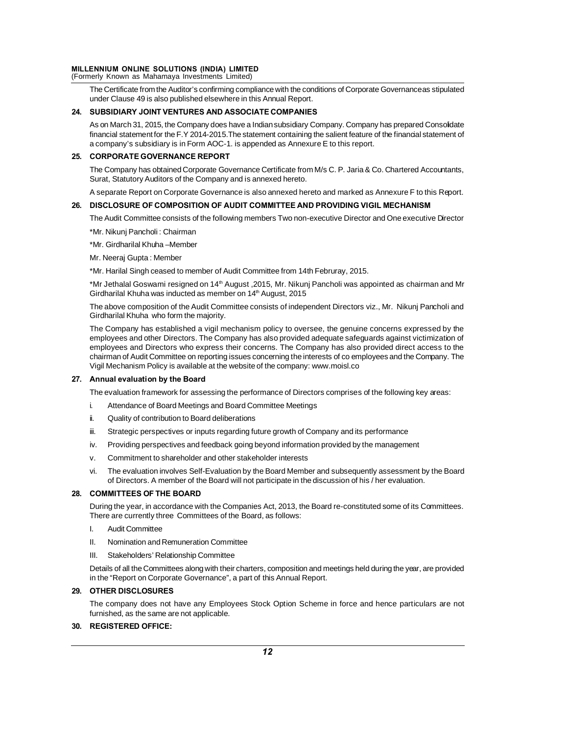The Certificate from the Auditor's confirming compliance with the conditions of Corporate Governanceas stipulated under Clause 49 is also published elsewhere in this Annual Report.

## 24. SUBSIDIARY JOINT VENTURES AND ASSOCIATE COMPANIES

As on March 31, 2015, the Company does have a Indian subsidiary Company. Company has prepared Consolidate financial statement for the F.Y 2014-2015.The statement containing the salient feature of the financial statement of a company's subsidiary is in Form AOC-1. is appended as Annexure E to this report.

## 25. CORPORATE GOVERNANCE REPORT

The Company has obtained Corporate Governance Certificate from M/s C. P. Jaria & Co. Chartered Accountants, Surat, Statutory Auditors of the Company and is annexed hereto.

A separate Report on Corporate Governance is also annexed hereto and marked as Annexure F to this Report.

## 26. DISCLOSURE OF COMPOSITION OF AUDIT COMMITTEE AND PROVIDING VIGIL MECHANISM

The Audit Committee consists of the following members Two non-executive Director and One executive Director

*Mr. Nikunj Pancholi : Chairman

*Mr. Girdharilal Khuha –Member

Mr. Neeraj Gupta : Member

*Mr. Harilal Singh ceased to member of Audit Committee from 14th Februray, 2015.

*Mr Jethalal Goswami resigned on 14th August ,2015, Mr. Nikunj Pancholi was appointed as chairman and Mr Girdharilal Khuha was inducted as member on 14th August, 2015

The above composition of the Audit Committee consists of independent Directors viz., Mr. Nikunj Pancholi and Girdharilal Khuha who form the majority.

The Company has established a vigil mechanism policy to oversee, the genuine concerns expressed by the employees and other Directors. The Company has also provided adequate safeguards against victimization of employees and Directors who express their concerns. The Company has also provided direct access to the chairman of Audit Committee on reporting issues concerning the interests of co employees and the Company. The Vigil Mechanism Policy is available at the website of the company: www.moisl.co

## 27. Annual evaluation by the Board

The evaluation framework for assessing the performance of Directors comprises of the following key areas:

i. Attendance of Board Meetings and Board Committee Meetings
ii. Quality of contribution to Board deliberations
iii. Strategic perspectives or inputs regarding future growth of Company and its performance
iv. Providing perspectives and feedback going beyond information provided by the management
v. Commitment to shareholder and other stakeholder interests
vi. The evaluation involves Self-Evaluation by the Board Member and subsequently assessment by the Board of Directors. A member of the Board will not participate in the discussion of his / her evaluation.

## 28. COMMITTEES OF THE BOARD

During the year, in accordance with the Companies Act, 2013, the Board re-constituted some of its Committees. There are currently three Committees of the Board, as follows:

I. Audit Committee
II. Nomination and Remuneration Committee
III. Stakeholders' Relationship Committee

Details of all the Committees along with their charters, composition and meetings held during the year, are provided in the "Report on Corporate Governance", a part of this Annual Report.

## 29. OTHER DISCLOSURES

The company does not have any Employees Stock Option Scheme in force and hence particulars are not furnished, as the same are not applicable.

## 30. REGISTERED OFFICE: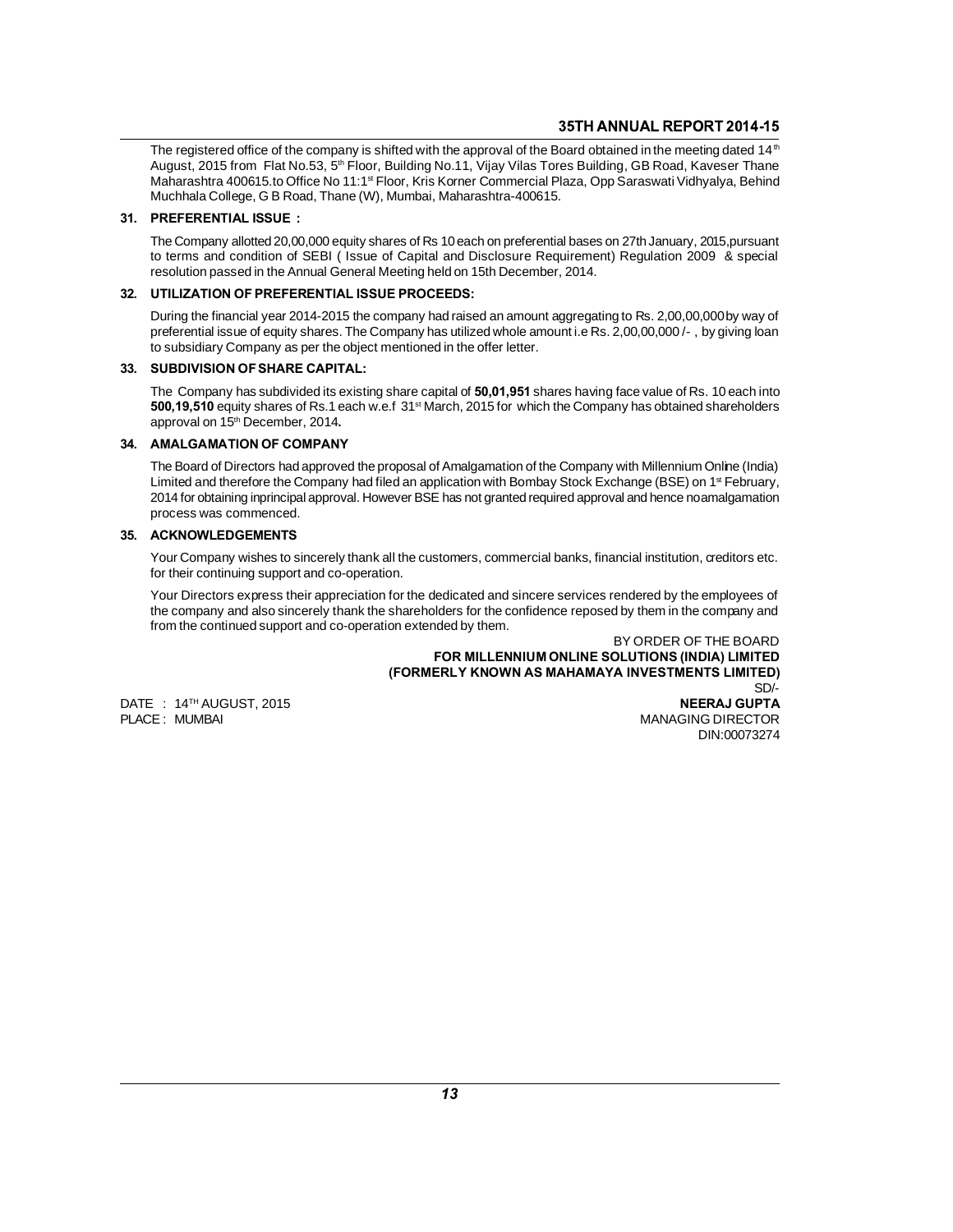The registered office of the company is shifted with the approval of the Board obtained in the meeting dated 14th August, 2015 from Flat No.53, 5th Floor, Building No.11, Vijay Vilas Tores Building, GB Road, Kaveser Thane Maharashtra 400615.to Office No 11:1st Floor, Kris Korner Commercial Plaza, Opp Saraswati Vidhyalya, Behind Muchhala College, G B Road, Thane (W), Mumbai, Maharashtra-400615.

### 31. PREFERENTIAL ISSUE :

The Company allotted 20,00,000 equity shares of Rs 10 each on preferential bases on 27th January, 2015,pursuant to terms and condition of SEBI ( Issue of Capital and Disclosure Requirement) Regulation 2009 & special resolution passed in the Annual General Meeting held on 15th December, 2014.

### 32. UTILIZATION OF PREFERENTIAL ISSUE PROCEEDS:

During the financial year 2014-2015 the company had raised an amount aggregating to Rs. 2,00,00,000 by way of preferential issue of equity shares. The Company has utilized whole amount i.e Rs. 2,00,00,000 /- , by giving loan to subsidiary Company as per the object mentioned in the offer letter.

### 33. SUBDIVISION OF SHARE CAPITAL:

The Company has subdivided its existing share capital of **50,01,951** shares having face value of Rs. 10 each into **500,19,510** equity shares of Rs.1 each w.e.f 31st March, 2015 for which the Company has obtained shareholders approval on 15th December, 2014**.**

### 34. AMALGAMATION OF COMPANY

The Board of Directors had approved the proposal of Amalgamation of the Company with Millennium Online (India) Limited and therefore the Company had filed an application with Bombay Stock Exchange (BSE) on 1st February, 2014 for obtaining inprincipal approval. However BSE has not granted required approval and hence noamalgamation process was commenced.

### 35. ACKNOWLEDGEMENTS

Your Company wishes to sincerely thank all the customers, commercial banks, financial institution, creditors etc. for their continuing support and co-operation.

Your Directors express their appreciation for the dedicated and sincere services rendered by the employees of the company and also sincerely thank the shareholders for the confidence reposed by them in the company and from the continued support and co-operation extended by them.

BY ORDER OF THE BOARD
**FOR MILLENNIUM ONLINE SOLUTIONS (INDIA) LIMITED**
**(FORMERLY KNOWN AS MAHAMAYA INVESTMENTS LIMITED)**

SD/-
**NEERAJ GUPTA**
MANAGING DIRECTOR
DIN:00073274

DATE : 14TH AUGUST, 2015
PLACE : MUMBAI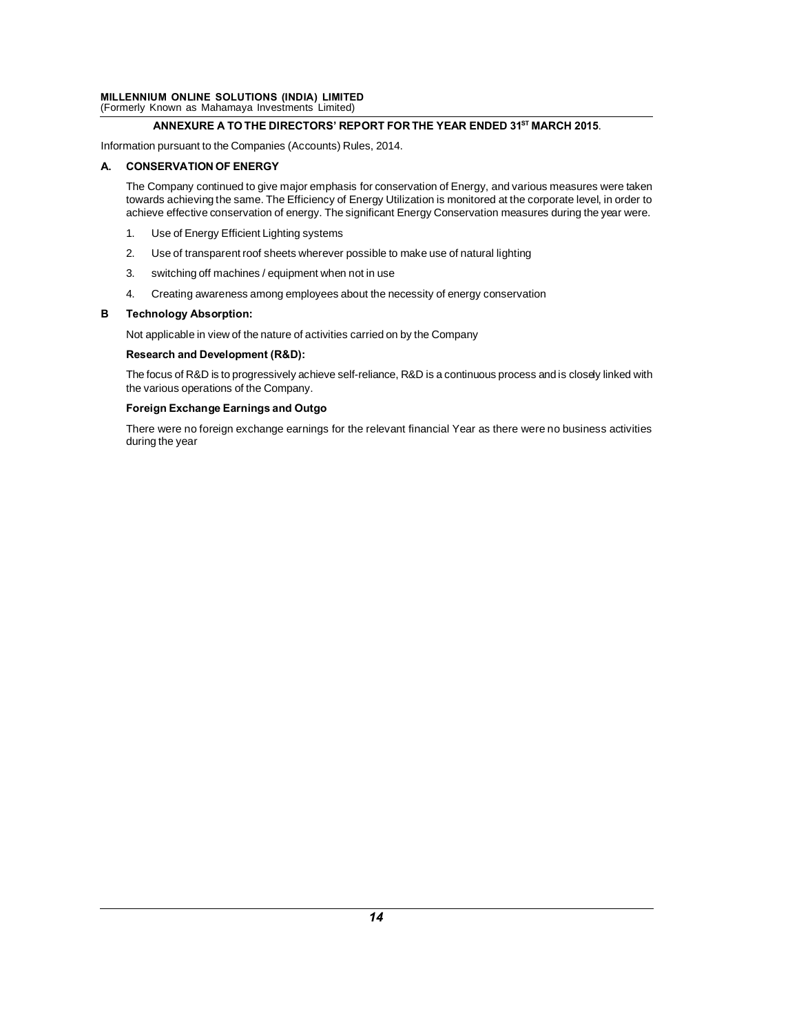## ANNEXURE A TO THE DIRECTORS' REPORT FOR THE YEAR ENDED 31ST MARCH 2015.

Information pursuant to the Companies (Accounts) Rules, 2014.

### A. CONSERVATION OF ENERGY

The Company continued to give major emphasis for conservation of Energy, and various measures were taken towards achieving the same. The Efficiency of Energy Utilization is monitored at the corporate level, in order to achieve effective conservation of energy. The significant Energy Conservation measures during the year were.

1. Use of Energy Efficient Lighting systems
2. Use of transparent roof sheets wherever possible to make use of natural lighting
3. switching off machines / equipment when not in use
4. Creating awareness among employees about the necessity of energy conservation

### B Technology Absorption:

Not applicable in view of the nature of activities carried on by the Company

**Research and Development (R&D):**

The focus of R&D is to progressively achieve self-reliance, R&D is a continuous process and is closely linked with the various operations of the Company.

**Foreign Exchange Earnings and Outgo**

There were no foreign exchange earnings for the relevant financial Year as there were no business activities during the year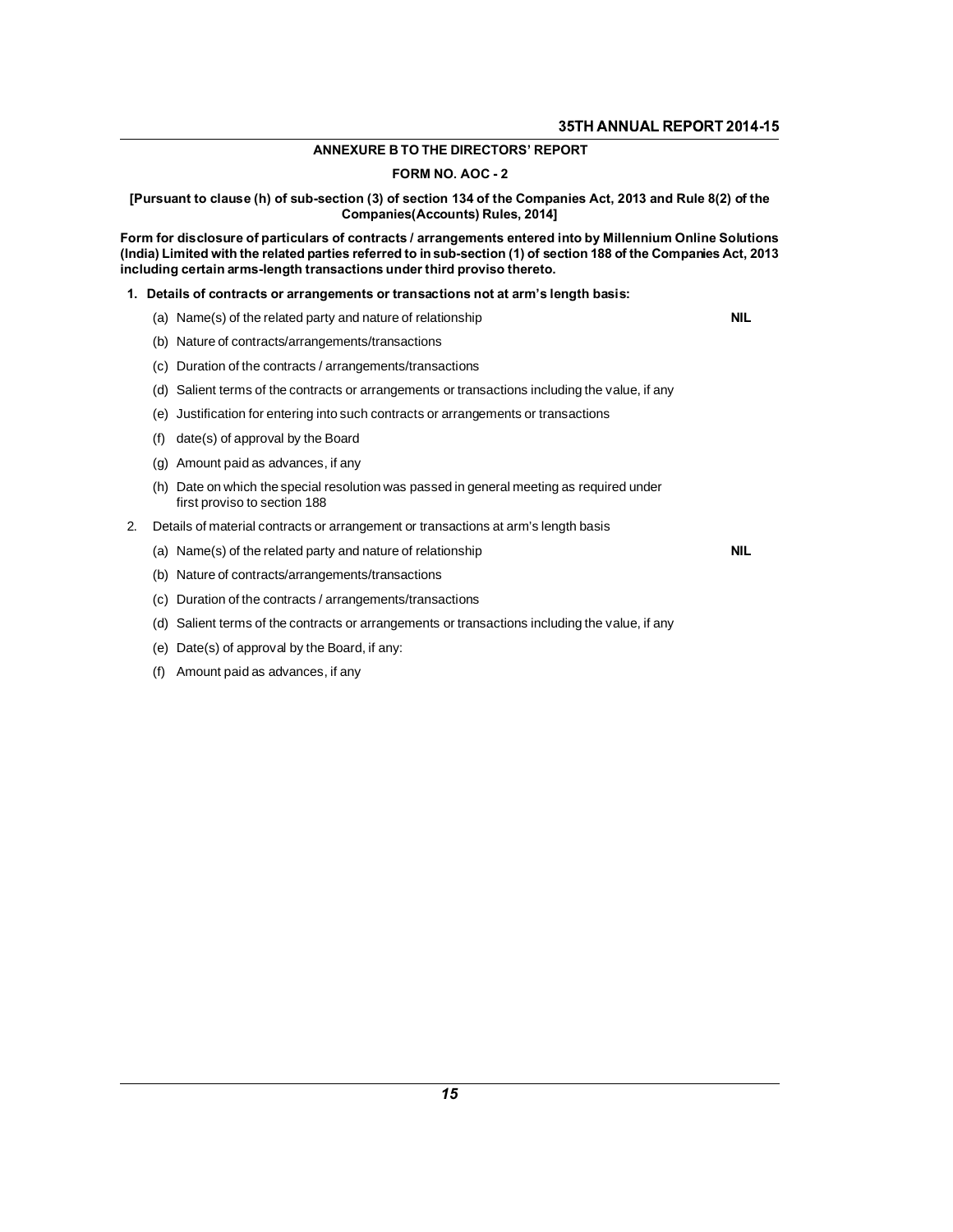## ANNEXURE B TO THE DIRECTORS' REPORT

### FORM NO. AOC - 2

**[Pursuant to clause (h) of sub-section (3) of section 134 of the Companies Act, 2013 and Rule 8(2) of the Companies(Accounts) Rules, 2014]**

**Form for disclosure of particulars of contracts / arrangements entered into by Millennium Online Solutions (India) Limited with the related parties referred to in sub-section (1) of section 188 of the Companies Act, 2013 including certain arms-length transactions under third proviso thereto.**

**1. Details of contracts or arrangements or transactions not at arm's length basis:**

(a) Name(s) of the related party and nature of relationship **NIL**

(b) Nature of contracts/arrangements/transactions

(c) Duration of the contracts / arrangements/transactions

(d) Salient terms of the contracts or arrangements or transactions including the value, if any

(e) Justification for entering into such contracts or arrangements or transactions

(f) date(s) of approval by the Board

(g) Amount paid as advances, if any

(h) Date on which the special resolution was passed in general meeting as required under first proviso to section 188

2. Details of material contracts or arrangement or transactions at arm's length basis

(a) Name(s) of the related party and nature of relationship **NIL**

(b) Nature of contracts/arrangements/transactions

(c) Duration of the contracts / arrangements/transactions

(d) Salient terms of the contracts or arrangements or transactions including the value, if any

(e) Date(s) of approval by the Board, if any:

(f) Amount paid as advances, if any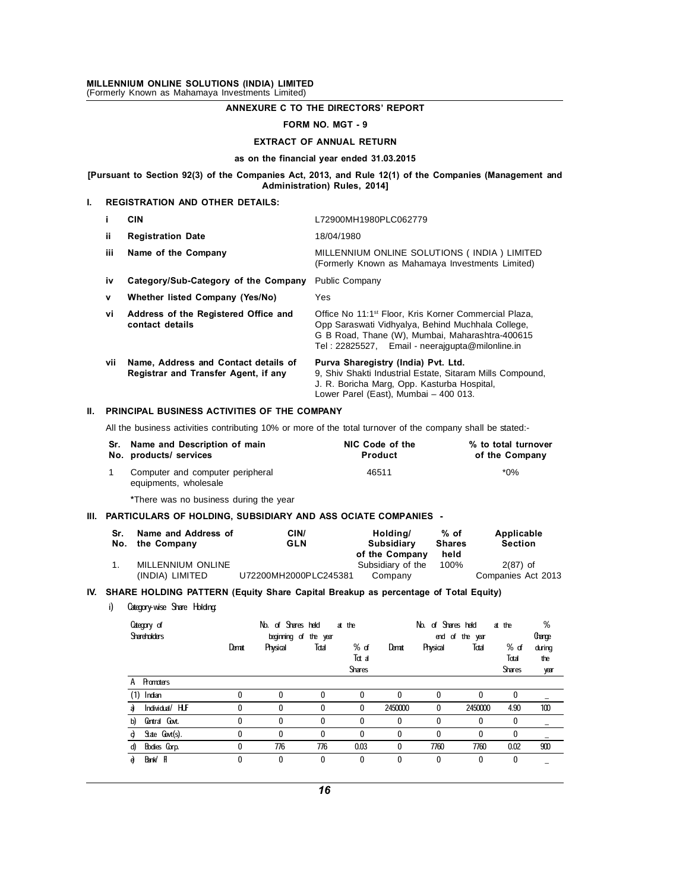# ANNEXURE C TO THE DIRECTORS' REPORT

## FORM NO. MGT - 9

## EXTRACT OF ANNUAL RETURN

**as on the financial year ended 31.03.2015**

**[Pursuant to Section 92(3) of the Companies Act, 2013, and Rule 12(1) of the Companies (Management and Administration) Rules, 2014]**

## I. REGISTRATION AND OTHER DETAILS:

| | | |
|---|---|---|
| i | **CIN** | L72900MH1980PLC062779 |
| ii | **Registration Date** | 18/04/1980 |
| iii | **Name of the Company** | MILLENNIUM ONLINE SOLUTIONS ( INDIA ) LIMITED (Formerly Known as Mahamaya Investments Limited) |
| iv | **Category/Sub-Category of the Company** | Public Company |
| v | **Whether listed Company (Yes/No)** | Yes |
| vi | **Address of the Registered Office and contact details** | Office No 11:1st Floor, Kris Korner Commercial Plaza, Opp Saraswati Vidhyalya, Behind Muchhala College, G B Road, Thane (W), Mumbai, Maharashtra-400615 Tel : 22825527, Email - neerajgupta@milonline.in |
| vii | **Name, Address and Contact details of Registrar and Transfer Agent, if any** | **Purva Sharegistry (India) Pvt. Ltd.** 9, Shiv Shakti Industrial Estate, Sitaram Mills Compound, J. R. Boricha Marg, Opp. Kasturba Hospital, Lower Parel (East), Mumbai – 400 013. |

## II. PRINCIPAL BUSINESS ACTIVITIES OF THE COMPANY

All the business activities contributing 10% or more of the total turnover of the company shall be stated:-

| Sr. No. | Name and Description of main products/ services | NIC Code of the Product | % to total turnover of the Company |
|---|---|---|---|
| 1 | Computer and computer peripheral equipments, wholesale | 46511 | *0% |

*There was no business during the year

## III. PARTICULARS OF HOLDING, SUBSIDIARY AND ASS OCIATE COMPANIES -

| Sr. No. | Name and Address of the Company | CIN/ GLN | Holding/ Subsidiary of the Company | % of Shares held | Applicable Section |
|---|---|---|---|---|---|
| 1. | MILLENNIUM ONLINE (INDIA) LIMITED | U72200MH2000PLC245381 | Subsidiary of the Company | 100% | 2(87) of Companies Act 2013 |

## IV. SHARE HOLDING PATTERN (Equity Share Capital Breakup as percentage of Total Equity)

i) Category-wise Share Holding:

| Category of Shareholders | No. of Shares held at the beginning of the year | | | | No. of Shares held at the end of the year | | | | % Change during the year |
|---|---|---|---|---|---|---|---|---|---|
| | Demat | Physical | Total | % of Total Shares | Demat | Physical | Total | % of Total Shares | |
| A Promoters | | | | | | | | | |
| (1) Indian | 0 | 0 | 0 | 0 | 0 | 0 | 0 | 0 | _ |
| a) Individual/ HUF | 0 | 0 | 0 | 0 | 2450000 | 0 | 2450000 | 4.90 | 100 |
| b) Central Govt. | 0 | 0 | 0 | 0 | 0 | 0 | 0 | 0 | _ |
| c) State Govt(s). | 0 | 0 | 0 | 0 | 0 | 0 | 0 | 0 | _ |
| d) Bodies Corp. | 0 | 776 | 776 | 0.03 | 0 | 7760 | 7760 | 0.02 | 900 |
| e) Bank/ FI | 0 | 0 | 0 | 0 | 0 | 0 | 0 | 0 | _ |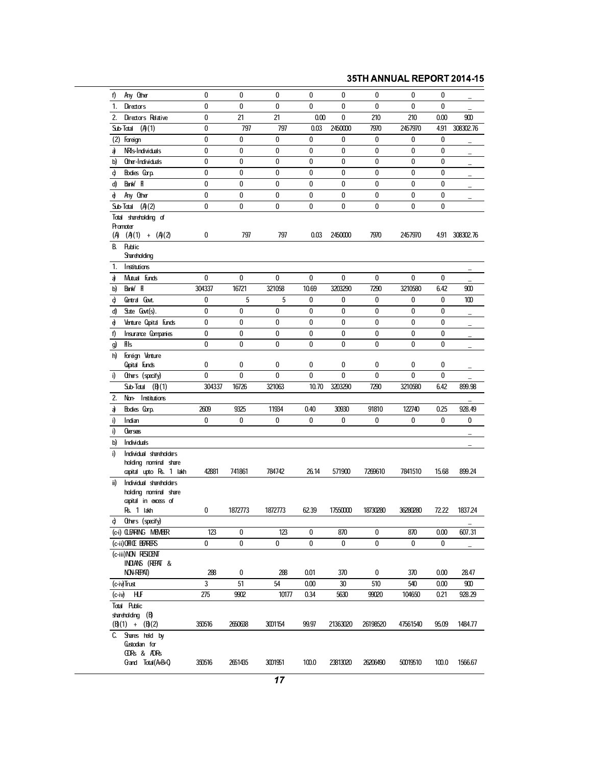| | | | | | | | | | |
|---|---|---|---|---|---|---|---|---|---|
| f) | Any Other | 0 | 0 | 0 | 0 | 0 | 0 | 0 | 0 | _ |
| 1. | Directors | 0 | 0 | 0 | 0 | 0 | 0 | 0 | 0 | _ |
| 2. | Directors Relative | 0 | 21 | 21 | 0.00 | 0 | 210 | 210 | 0.00 | 900 |
| | Sub-Total (A)(1) | 0 | 797 | 797 | 0.03 | 2450000 | 7970 | 2457970 | 4.91 | 308302.76 |
| (2) | Foreign | 0 | 0 | 0 | 0 | 0 | 0 | 0 | 0 | _ |
| a) | NRIs-Individuals | 0 | 0 | 0 | 0 | 0 | 0 | 0 | 0 | _ |
| b) | Other-Individuals | 0 | 0 | 0 | 0 | 0 | 0 | 0 | 0 | _ |
| c) | Bodies Corp. | 0 | 0 | 0 | 0 | 0 | 0 | 0 | 0 | _ |
| d) | Bank/ FI | 0 | 0 | 0 | 0 | 0 | 0 | 0 | 0 | _ |
| e) | Any Other | 0 | 0 | 0 | 0 | 0 | 0 | 0 | 0 | _ |
| | Sub-Total (A)(2) | 0 | 0 | 0 | 0 | 0 | 0 | 0 | 0 | |
| (A) | Total shareholding of Promoter (A)(1) + (A)(2) | 0 | 797 | 797 | 0.03 | 2450000 | 7970 | 2457970 | 4.91 | 308302.76 |
| B. | Public Shareholding | | | | | | | | | |
| 1. | Institutions | | | | | | | | | _ |
| a) | Mutual Funds | 0 | 0 | 0 | 0 | 0 | 0 | 0 | 0 | _ |
| b) | Bank/ FI | 304337 | 16721 | 321058 | 10.69 | 3203290 | 7290 | 3210580 | 6.42 | 900 |
| c) | Central Govt. | 0 | 5 | 5 | 0 | 0 | 0 | 0 | 0 | 100 |
| d) | State Govt(s). | 0 | 0 | 0 | 0 | 0 | 0 | 0 | 0 | _ |
| e) | Venture Capital Funds | 0 | 0 | 0 | 0 | 0 | 0 | 0 | 0 | _ |
| f) | Insurance Companies | 0 | 0 | 0 | 0 | 0 | 0 | 0 | 0 | _ |
| g) | FIIs | 0 | 0 | 0 | 0 | 0 | 0 | 0 | 0 | _ |
| h) | Foreign Venture Capital Funds | 0 | 0 | 0 | 0 | 0 | 0 | 0 | 0 | _ |
| i) | Others (specify) | 0 | 0 | 0 | 0 | 0 | 0 | 0 | 0 | _ |
| | Sub-Total (B)(1) | 304337 | 16726 | 321063 | 10.70 | 3203290 | 7290 | 3210580 | 6.42 | 899.98 |
| 2. | Non- Institutions | | | | | | | | | _ |
| a) | Bodies Corp. | 2609 | 9325 | 11934 | 0.40 | 30930 | 91810 | 122740 | 0.25 | 928.49 |
| i) | Indian | 0 | 0 | 0 | 0 | 0 | 0 | 0 | 0 | 0 |
| i) | Overseas | | | | | | | | | _ |
| b) | Individuals | | | | | | | | | _ |
| i) | Individual shareholders holding nominal share capital upto Rs. 1 lakh | 42881 | 741861 | 784742 | 26.14 | 571900 | 7269610 | 7841510 | 15.68 | 899.24 |
| ii) | Individual shareholders holding nominal share capital in excess of Rs. 1 lakh | 0 | 1872773 | 1872773 | 62.39 | 17550000 | 18730280 | 36280280 | 72.22 | 1837.24 |
| c) | Others (specify) | | | | | | | | | _ |
| | (c-i) CLEARING MEMBER | 123 | 0 | 123 | 0 | 870 | 0 | 870 | 0.00 | 607.31 |
| | (c-ii) OFFICE BEARERS | 0 | 0 | 0 | 0 | 0 | 0 | 0 | 0 | _ |
| | (c-iii) NON RESIDENT INDIANS (REPAT & NON-REPAT) | 288 | 0 | 288 | 0.01 | 370 | 0 | 370 | 0.00 | 28.47 |
| | (c-iv) Trust | 3 | 51 | 54 | 0.00 | 30 | 510 | 540 | 0.00 | 900 |
| | (c-iv) HUF | 275 | 9902 | 10177 | 0.34 | 5630 | 99020 | 104650 | 0.21 | 928.29 |
| | Total Public shareholding (B) (B)(1) + (B)(2) | 350516 | 2650638 | 3001154 | 99.97 | 21363020 | 26198520 | 47561540 | 95.09 | 1484.77 |
| C. | Shares held by Custodian for GDRs & ADRs Grand Total(A+B+C) | 350516 | 2651435 | 3001951 | 100.0 | 23813020 | 26206490 | 50019510 | 100.0 | 1566.67 |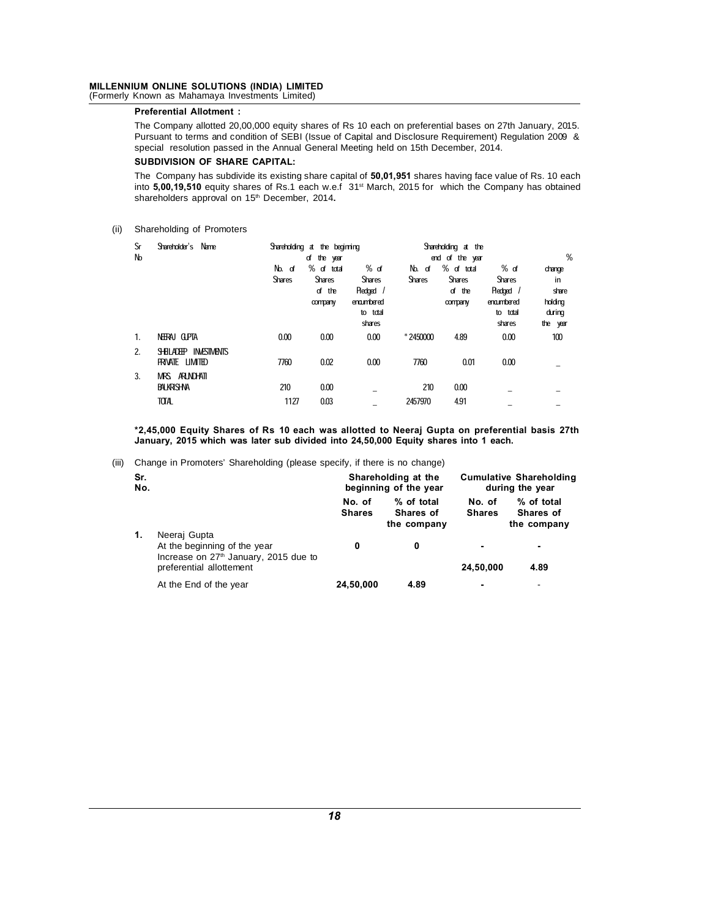**Preferential Allotment :**

The Company allotted 20,00,000 equity shares of Rs 10 each on preferential bases on 27th January, 2015. Pursuant to terms and condition of SEBI (Issue of Capital and Disclosure Requirement) Regulation 2009 & special resolution passed in the Annual General Meeting held on 15th December, 2014.

**SUBDIVISION OF SHARE CAPITAL:**

The Company has subdivide its existing share capital of **50,01,951** shares having face value of Rs. 10 each into **5,00,19,510** equity shares of Rs.1 each w.e.f 31st March, 2015 for which the Company has obtained shareholders approval on 15th December, 2014**.**

(ii) Shareholding of Promoters

| Sr No | Shareholder's Name | Shareholding at the beginning of the year | | | Shareholding at the end of the year | | | % change in share holding during the year |
|---|---|---|---|---|---|---|---|---|
| | | No. of Shares | % of total Shares of the company | % of Shares Pledged / encumbered to total shares | No. of Shares | % of total Shares of the company | % of Shares Pledged / encumbered to total shares | |
| 1. | NEERAJ GUPTA | 0.00 | 0.00 | 0.00 | * 2450000 | 4.89 | 0.00 | 100 |
| 2. | SHEILADEEP INVESTMENTS PRIVATE LIMITED | 7760 | 0.02 | 0.00 | 7760 | 0.01 | 0.00 | _ |
| 3. | MRS. ARUNDHATI BALKRISHNA | 210 | 0.00 | _ | 210 | 0.00 | _ | _ |
| | TOTAL | 1127 | 0.03 | _ | 2457970 | 4.91 | _ | _ |

**\*2,45,000 Equity Shares of Rs 10 each was allotted to Neeraj Gupta on preferential basis 27th January, 2015 which was later sub divided into 24,50,000 Equity shares into 1 each.**

(iii) Change in Promoters' Shareholding (please specify, if there is no change)

| Sr. No. | | Shareholding at the beginning of the year | | Cumulative Shareholding during the year | |
|---|---|---|---|---|---|
| | | No. of Shares | % of total Shares of the company | No. of Shares | % of total Shares of the company |
| 1. | Neeraj Gupta | | | | |
| | At the beginning of the year | 0 | 0 | - | - |
| | Increase on 27th January, 2015 due to preferential allottement | | | 24,50,000 | 4.89 |
| | At the End of the year | 24,50,000 | 4.89 | - | - |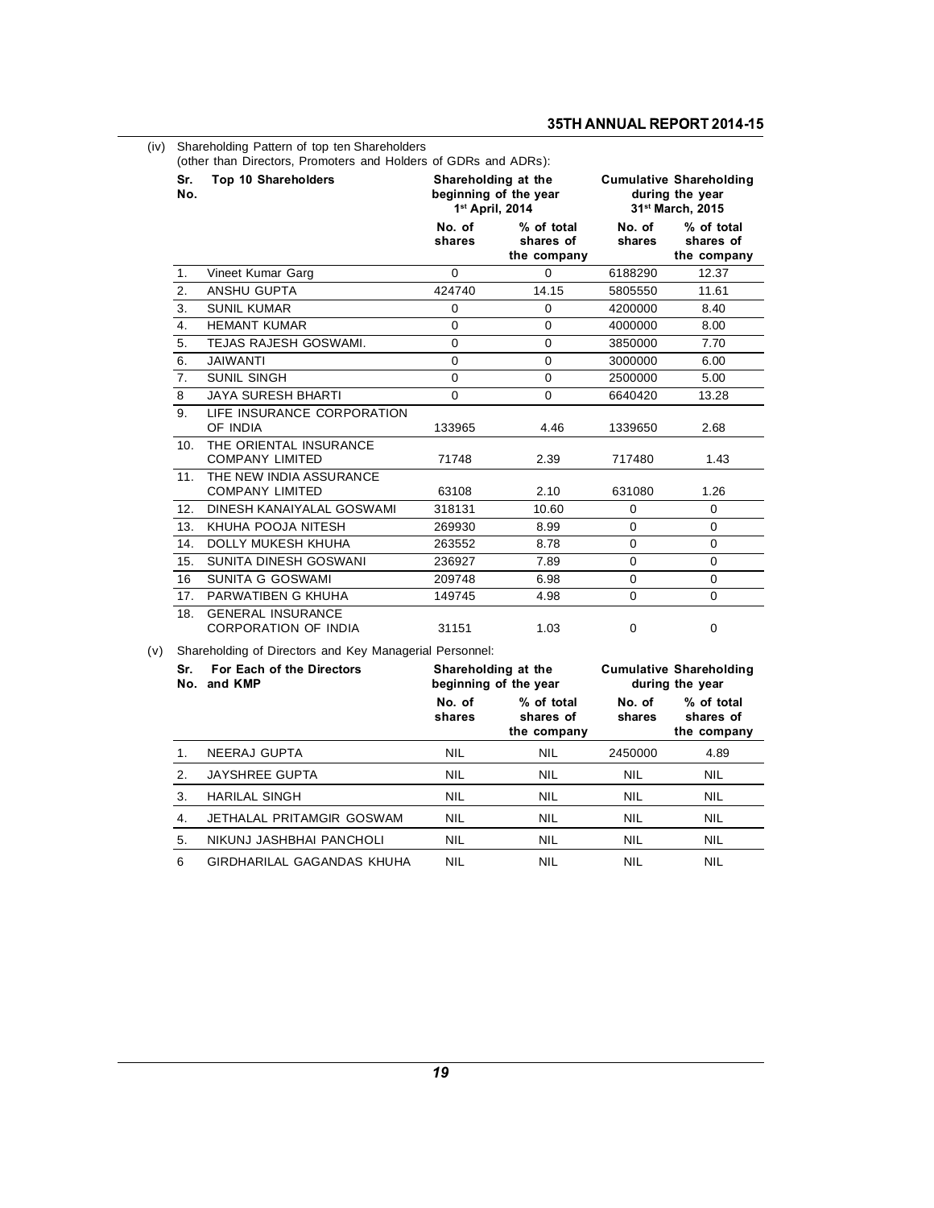(iv) Shareholding Pattern of top ten Shareholders
(other than Directors, Promoters and Holders of GDRs and ADRs):

| Sr. No. | Top 10 Shareholders | Shareholding at the beginning of the year 1st April, 2014 | | Cumulative Shareholding during the year 31st March, 2015 | |
|---|---|---|---|---|---|
| | | No. of shares | % of total shares of the company | No. of shares | % of total shares of the company |
| 1. | Vineet Kumar Garg | 0 | 0 | 6188290 | 12.37 |
| 2. | ANSHU GUPTA | 424740 | 14.15 | 5805550 | 11.61 |
| 3. | SUNIL KUMAR | 0 | 0 | 4200000 | 8.40 |
| 4. | HEMANT KUMAR | 0 | 0 | 4000000 | 8.00 |
| 5. | TEJAS RAJESH GOSWAMI. | 0 | 0 | 3850000 | 7.70 |
| 6. | JAIWANTI | 0 | 0 | 3000000 | 6.00 |
| 7. | SUNIL SINGH | 0 | 0 | 2500000 | 5.00 |
| 8 | JAYA SURESH BHARTI | 0 | 0 | 6640420 | 13.28 |
| 9. | LIFE INSURANCE CORPORATION OF INDIA | 133965 | 4.46 | 1339650 | 2.68 |
| 10. | THE ORIENTAL INSURANCE COMPANY LIMITED | 71748 | 2.39 | 717480 | 1.43 |
| 11. | THE NEW INDIA ASSURANCE COMPANY LIMITED | 63108 | 2.10 | 631080 | 1.26 |
| 12. | DINESH KANAIYALAL GOSWAMI | 318131 | 10.60 | 0 | 0 |
| 13. | KHUHA POOJA NITESH | 269930 | 8.99 | 0 | 0 |
| 14. | DOLLY MUKESH KHUHA | 263552 | 8.78 | 0 | 0 |
| 15. | SUNITA DINESH GOSWANI | 236927 | 7.89 | 0 | 0 |
| 16 | SUNITA G GOSWAMI | 209748 | 6.98 | 0 | 0 |
| 17. | PARWATIBEN G KHUHA | 149745 | 4.98 | 0 | 0 |
| 18. | GENERAL INSURANCE CORPORATION OF INDIA | 31151 | 1.03 | 0 | 0 |

(v) Shareholding of Directors and Key Managerial Personnel:

| Sr. No. | For Each of the Directors and KMP | Shareholding at the beginning of the year | | Cumulative Shareholding during the year | |
|---|---|---|---|---|---|
| | | No. of shares | % of total shares of the company | No. of shares | % of total shares of the company |
| 1. | NEERAJ GUPTA | NIL | NIL | 2450000 | 4.89 |
| 2. | JAYSHREE GUPTA | NIL | NIL | NIL | NIL |
| 3. | HARILAL SINGH | NIL | NIL | NIL | NIL |
| 4. | JETHALAL PRITAMGIR GOSWAM | NIL | NIL | NIL | NIL |
| 5. | NIKUNJ JASHBHAI PANCHOLI | NIL | NIL | NIL | NIL |
| 6 | GIRDHARILAL GAGANDAS KHUHA | NIL | NIL | NIL | NIL |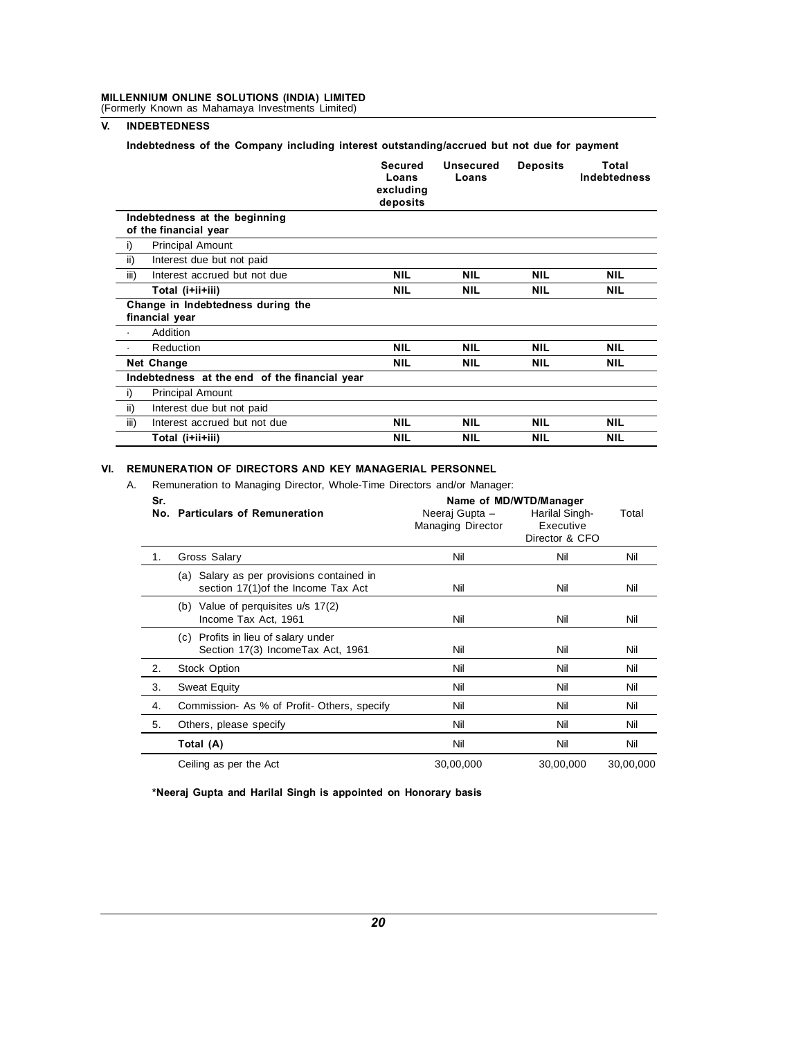## V. INDEBTEDNESS

**Indebtedness of the Company including interest outstanding/accrued but not due for payment**

| | Secured Loans excluding deposits | Unsecured Loans | Deposits | Total Indebtedness |
|---|---|---|---|---|
| **Indebtedness at the beginning of the financial year** | | | | |
| i) Principal Amount | | | | |
| ii) Interest due but not paid | | | | |
| iii) Interest accrued but not due | NIL | NIL | NIL | NIL |
| **Total (i+ii+iii)** | NIL | NIL | NIL | NIL |
| **Change in Indebtedness during the financial year** | | | | |
| · Addition | | | | |
| · Reduction | NIL | NIL | NIL | NIL |
| **Net Change** | NIL | NIL | NIL | NIL |
| **Indebtedness at the end of the financial year** | | | | |
| i) Principal Amount | | | | |
| ii) Interest due but not paid | | | | |
| iii) Interest accrued but not due | NIL | NIL | NIL | NIL |
| **Total (i+ii+iii)** | NIL | NIL | NIL | NIL |

## VI. REMUNERATION OF DIRECTORS AND KEY MANAGERIAL PERSONNEL

A. Remuneration to Managing Director, Whole-Time Directors and/or Manager:

| Sr. No. | Particulars of Remuneration | Name of MD/WTD/Manager | | |
|---|---|---|---|---|
| | | Neeraj Gupta – Managing Director | Harilal Singh- Executive Director & CFO | Total |
| 1. | Gross Salary | Nil | Nil | Nil |
| | (a) Salary as per provisions contained in section 17(1)of the Income Tax Act | Nil | Nil | Nil |
| | (b) Value of perquisites u/s 17(2) Income Tax Act, 1961 | Nil | Nil | Nil |
| | (c) Profits in lieu of salary under Section 17(3) IncomeTax Act, 1961 | Nil | Nil | Nil |
| 2. | Stock Option | Nil | Nil | Nil |
| 3. | Sweat Equity | Nil | Nil | Nil |
| 4. | Commission- As % of Profit- Others, specify | Nil | Nil | Nil |
| 5. | Others, please specify | Nil | Nil | Nil |
| | **Total (A)** | Nil | Nil | Nil |
| | Ceiling as per the Act | 30,00,000 | 30,00,000 | 30,00,000 |

**\*Neeraj Gupta and Harilal Singh is appointed on Honorary basis**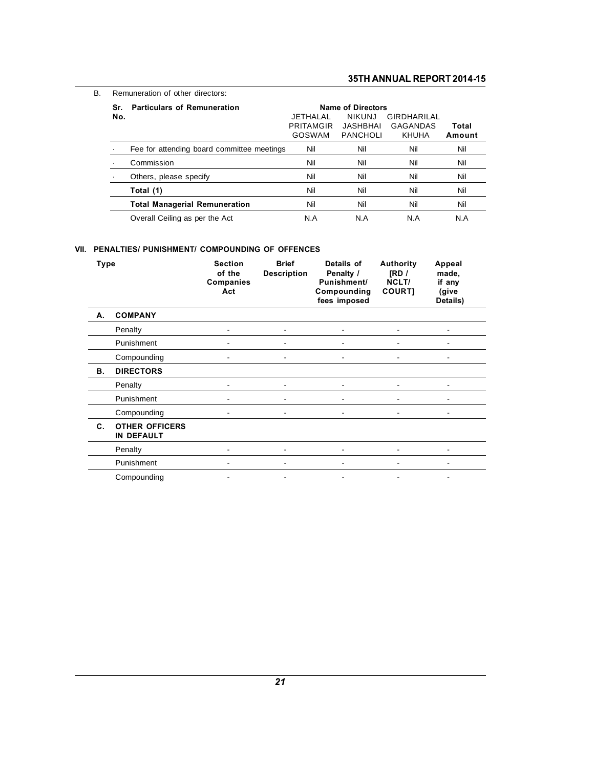B. Remuneration of other directors:

| Sr. No. | Particulars of Remuneration | Name of Directors | | | Total Amount |
|---|---|---|---|---|---|
| | | JETHALAL PRITAMGIR GOSWAM | NIKUNJ JASHBHAI PANCHOLI | GIRDHARILAL GAGANDAS KHUHA | |
| · | Fee for attending board committee meetings | Nil | Nil | Nil | Nil |
| · | Commission | Nil | Nil | Nil | Nil |
| · | Others, please specify | Nil | Nil | Nil | Nil |
| | **Total (1)** | Nil | Nil | Nil | Nil |
| | **Total Managerial Remuneration** | Nil | Nil | Nil | Nil |
| | Overall Ceiling as per the Act | N.A | N.A | N.A | N.A |

## VII. PENALTIES/ PUNISHMENT/ COMPOUNDING OF OFFENCES

| Type | | Section of the Companies Act | Brief Description | Details of Penalty / Punishment/ Compounding fees imposed | Authority [RD / NCLT/ COURT] | Appeal made, if any (give Details) |
|---|---|---|---|---|---|---|
| **A.** | **COMPANY** | | | | | |
| | Penalty | - | - | - | - | - |
| | Punishment | - | - | - | - | - |
| | Compounding | - | - | - | - | - |
| **B.** | **DIRECTORS** | | | | | |
| | Penalty | - | - | - | - | - |
| | Punishment | - | - | - | - | - |
| | Compounding | - | - | - | - | - |
| **C.** | **OTHER OFFICERS IN DEFAULT** | | | | | |
| | Penalty | - | - | - | - | - |
| | Punishment | - | - | - | - | - |
| | Compounding | - | - | - | - | - |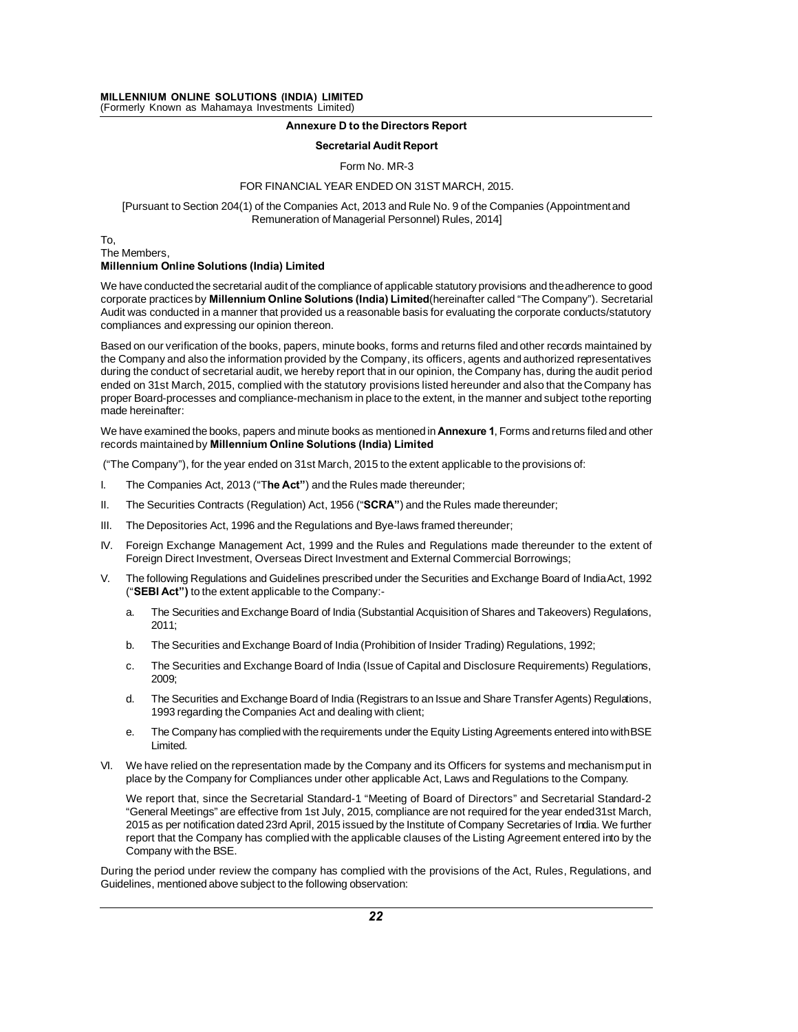**Annexure D to the Directors Report**

**Secretarial Audit Report**

Form No. MR-3

FOR FINANCIAL YEAR ENDED ON 31ST MARCH, 2015.

[Pursuant to Section 204(1) of the Companies Act, 2013 and Rule No. 9 of the Companies (Appointment and Remuneration of Managerial Personnel) Rules, 2014]

To,
The Members,
**Millennium Online Solutions (India) Limited**

We have conducted the secretarial audit of the compliance of applicable statutory provisions and the adherence to good corporate practices by **Millennium Online Solutions (India) Limited**(hereinafter called "The Company"). Secretarial Audit was conducted in a manner that provided us a reasonable basis for evaluating the corporate conducts/statutory compliances and expressing our opinion thereon.

Based on our verification of the books, papers, minute books, forms and returns filed and other records maintained by the Company and also the information provided by the Company, its officers, agents and authorized representatives during the conduct of secretarial audit, we hereby report that in our opinion, the Company has, during the audit period ended on 31st March, 2015, complied with the statutory provisions listed hereunder and also that the Company has proper Board-processes and compliance-mechanism in place to the extent, in the manner and subject to the reporting made hereinafter:

We have examined the books, papers and minute books as mentioned in **Annexure 1**, Forms and returns filed and other records maintained by **Millennium Online Solutions (India) Limited**

("The Company"), for the year ended on 31st March, 2015 to the extent applicable to the provisions of:

I. The Companies Act, 2013 ("T**he Act"**) and the Rules made thereunder;

II. The Securities Contracts (Regulation) Act, 1956 ("**SCRA"**) and the Rules made thereunder;

III. The Depositories Act, 1996 and the Regulations and Bye-laws framed thereunder;

IV. Foreign Exchange Management Act, 1999 and the Rules and Regulations made thereunder to the extent of Foreign Direct Investment, Overseas Direct Investment and External Commercial Borrowings;

V. The following Regulations and Guidelines prescribed under the Securities and Exchange Board of India Act, 1992 ("**SEBI Act")** to the extent applicable to the Company:-

   a. The Securities and Exchange Board of India (Substantial Acquisition of Shares and Takeovers) Regulations, 2011;

   b. The Securities and Exchange Board of India (Prohibition of Insider Trading) Regulations, 1992;

   c. The Securities and Exchange Board of India (Issue of Capital and Disclosure Requirements) Regulations, 2009;

   d. The Securities and Exchange Board of India (Registrars to an Issue and Share Transfer Agents) Regulations, 1993 regarding the Companies Act and dealing with client;

   e. The Company has complied with the requirements under the Equity Listing Agreements entered into with BSE Limited.

VI. We have relied on the representation made by the Company and its Officers for systems and mechanism put in place by the Company for Compliances under other applicable Act, Laws and Regulations to the Company.

   We report that, since the Secretarial Standard-1 "Meeting of Board of Directors" and Secretarial Standard-2 "General Meetings" are effective from 1st July, 2015, compliance are not required for the year ended 31st March, 2015 as per notification dated 23rd April, 2015 issued by the Institute of Company Secretaries of India. We further report that the Company has complied with the applicable clauses of the Listing Agreement entered into by the Company with the BSE.

During the period under review the company has complied with the provisions of the Act, Rules, Regulations, and Guidelines, mentioned above subject to the following observation: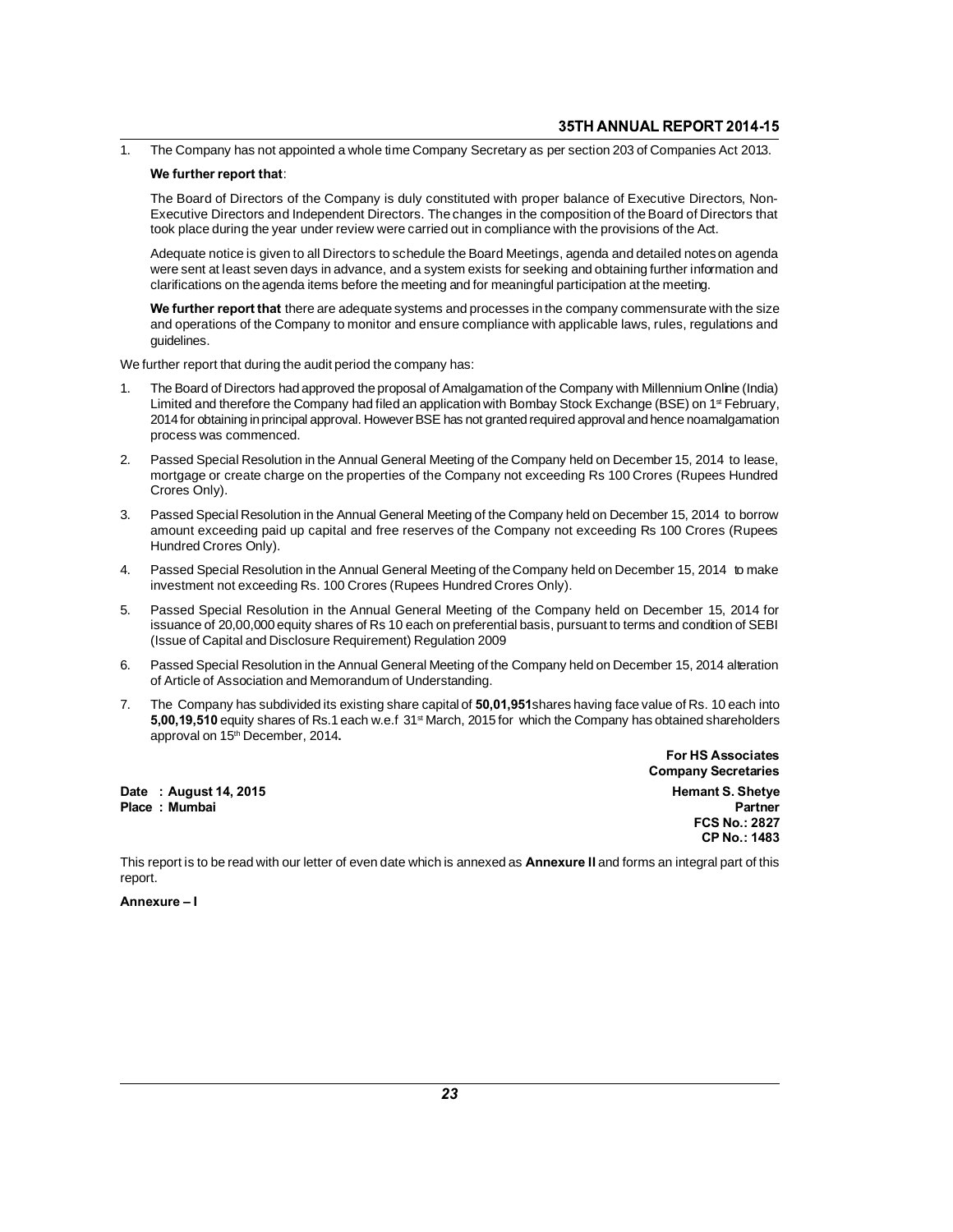1. The Company has not appointed a whole time Company Secretary as per section 203 of Companies Act 2013.

 **We further report that**:

 The Board of Directors of the Company is duly constituted with proper balance of Executive Directors, Non-Executive Directors and Independent Directors. The changes in the composition of the Board of Directors that took place during the year under review were carried out in compliance with the provisions of the Act.

 Adequate notice is given to all Directors to schedule the Board Meetings, agenda and detailed notes on agenda were sent at least seven days in advance, and a system exists for seeking and obtaining further information and clarifications on the agenda items before the meeting and for meaningful participation at the meeting.

 **We further report that** there are adequate systems and processes in the company commensurate with the size and operations of the Company to monitor and ensure compliance with applicable laws, rules, regulations and guidelines.

We further report that during the audit period the company has:

1. The Board of Directors had approved the proposal of Amalgamation of the Company with Millennium Online (India) Limited and therefore the Company had filed an application with Bombay Stock Exchange (BSE) on 1st February, 2014 for obtaining in principal approval. However BSE has not granted required approval and hence no amalgamation process was commenced.
2. Passed Special Resolution in the Annual General Meeting of the Company held on December 15, 2014 to lease, mortgage or create charge on the properties of the Company not exceeding Rs 100 Crores (Rupees Hundred Crores Only).
3. Passed Special Resolution in the Annual General Meeting of the Company held on December 15, 2014 to borrow amount exceeding paid up capital and free reserves of the Company not exceeding Rs 100 Crores (Rupees Hundred Crores Only).
4. Passed Special Resolution in the Annual General Meeting of the Company held on December 15, 2014 to make investment not exceeding Rs. 100 Crores (Rupees Hundred Crores Only).
5. Passed Special Resolution in the Annual General Meeting of the Company held on December 15, 2014 for issuance of 20,00,000 equity shares of Rs 10 each on preferential basis, pursuant to terms and condition of SEBI (Issue of Capital and Disclosure Requirement) Regulation 2009
6. Passed Special Resolution in the Annual General Meeting of the Company held on December 15, 2014 alteration of Article of Association and Memorandum of Understanding.
7. The Company has subdivided its existing share capital of **50,01,951** shares having face value of Rs. 10 each into **5,00,19,510** equity shares of Rs.1 each w.e.f 31st March, 2015 for which the Company has obtained shareholders approval on 15th December, 2014**.**

**For HS Associates**
**Company Secretaries**

**Date : August 14, 2015**
**Place : Mumbai**

**Hemant S. Shetye**
**Partner**
**FCS No.: 2827**
**CP No.: 1483**

This report is to be read with our letter of even date which is annexed as **Annexure II** and forms an integral part of this report.

**Annexure – I**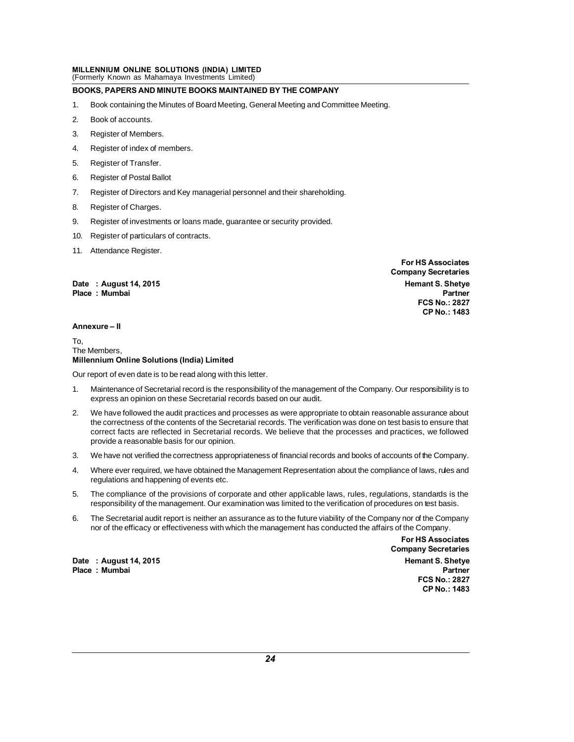## BOOKS, PAPERS AND MINUTE BOOKS MAINTAINED BY THE COMPANY

1. Book containing the Minutes of Board Meeting, General Meeting and Committee Meeting.
2. Book of accounts.
3. Register of Members.
4. Register of index of members.
5. Register of Transfer.
6. Register of Postal Ballot
7. Register of Directors and Key managerial personnel and their shareholding.
8. Register of Charges.
9. Register of investments or loans made, guarantee or security provided.
10. Register of particulars of contracts.
11. Attendance Register.

**For HS Associates**
**Company Secretaries**

**Date : August 14, 2015**
**Place : Mumbai**

**Hemant S. Shetye**
**Partner**
**FCS No.: 2827**
**CP No.: 1483**

### Annexure – II

To,
The Members,
**Millennium Online Solutions (India) Limited**

Our report of even date is to be read along with this letter.

1. Maintenance of Secretarial record is the responsibility of the management of the Company. Our responsibility is to express an opinion on these Secretarial records based on our audit.
2. We have followed the audit practices and processes as were appropriate to obtain reasonable assurance about the correctness of the contents of the Secretarial records. The verification was done on test basis to ensure that correct facts are reflected in Secretarial records. We believe that the processes and practices, we followed provide a reasonable basis for our opinion.
3. We have not verified the correctness appropriateness of financial records and books of accounts of the Company.
4. Where ever required, we have obtained the Management Representation about the compliance of laws, rules and regulations and happening of events etc.
5. The compliance of the provisions of corporate and other applicable laws, rules, regulations, standards is the responsibility of the management. Our examination was limited to the verification of procedures on test basis.
6. The Secretarial audit report is neither an assurance as to the future viability of the Company nor of the Company nor of the efficacy or effectiveness with which the management has conducted the affairs of the Company.

**For HS Associates**
**Company Secretaries**

**Date : August 14, 2015**
**Place : Mumbai**

**Hemant S. Shetye**
**Partner**
**FCS No.: 2827**
**CP No.: 1483**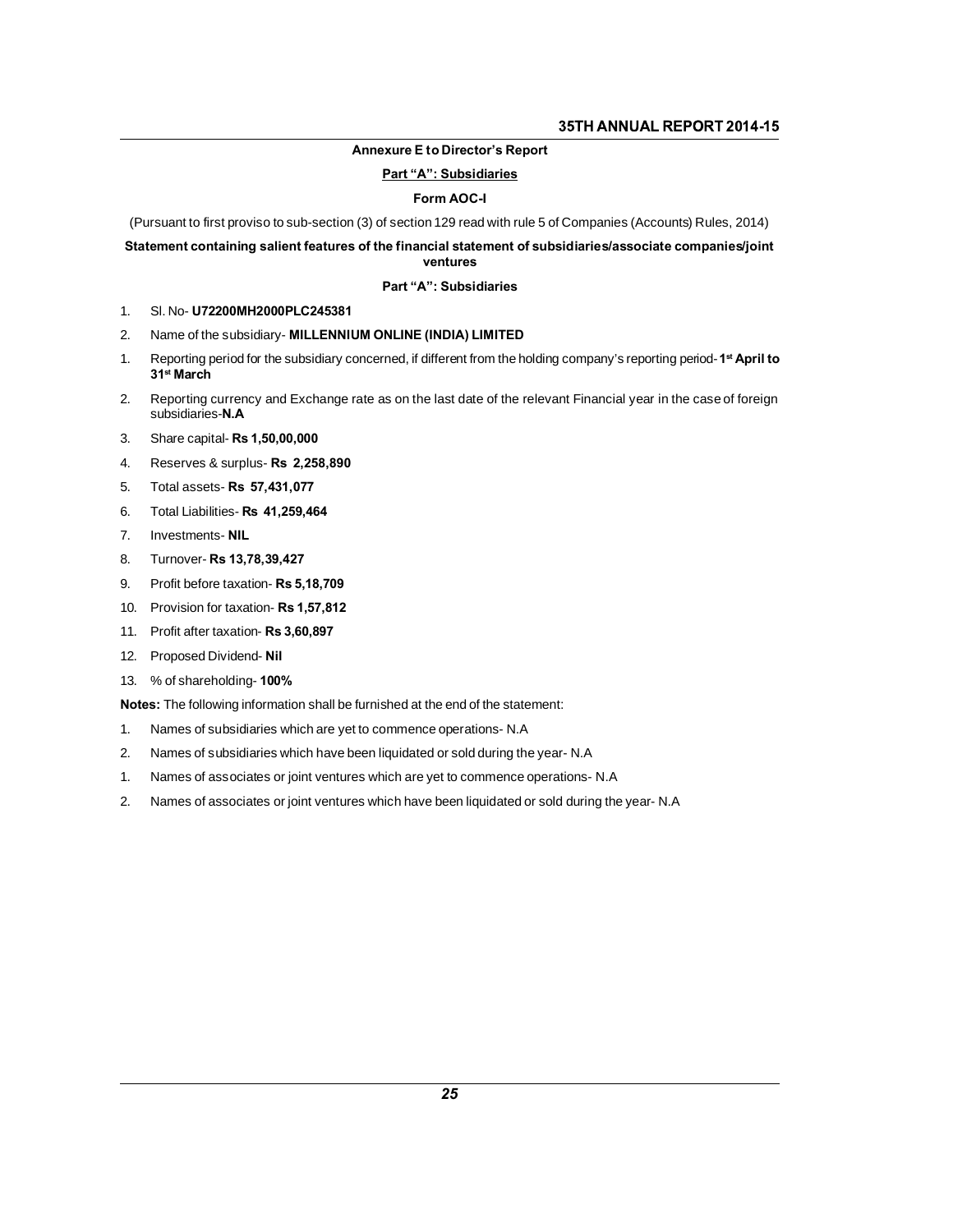**Annexure E to Director's Report**

**Part "A": Subsidiaries**

**Form AOC-I**

(Pursuant to first proviso to sub-section (3) of section 129 read with rule 5 of Companies (Accounts) Rules, 2014)

**Statement containing salient features of the financial statement of subsidiaries/associate companies/joint ventures**

**Part "A": Subsidiaries**

1. Sl. No- **U72200MH2000PLC245381**
2. Name of the subsidiary- **MILLENNIUM ONLINE (INDIA) LIMITED**

1. Reporting period for the subsidiary concerned, if different from the holding company's reporting period- **1st April to 31st March**
2. Reporting currency and Exchange rate as on the last date of the relevant Financial year in the case of foreign subsidiaries-**N.A**
3. Share capital- **Rs 1,50,00,000**
4. Reserves & surplus- **Rs 2,258,890**
5. Total assets- **Rs 57,431,077**
6. Total Liabilities- **Rs 41,259,464**
7. Investments- **NIL**
8. Turnover- **Rs 13,78,39,427**
9. Profit before taxation- **Rs 5,18,709**
10. Provision for taxation- **Rs 1,57,812**
11. Profit after taxation- **Rs 3,60,897**
12. Proposed Dividend- **Nil**
13. % of shareholding- **100%**

**Notes:** The following information shall be furnished at the end of the statement:

1. Names of subsidiaries which are yet to commence operations- N.A
2. Names of subsidiaries which have been liquidated or sold during the year- N.A

1. Names of associates or joint ventures which are yet to commence operations- N.A
2. Names of associates or joint ventures which have been liquidated or sold during the year- N.A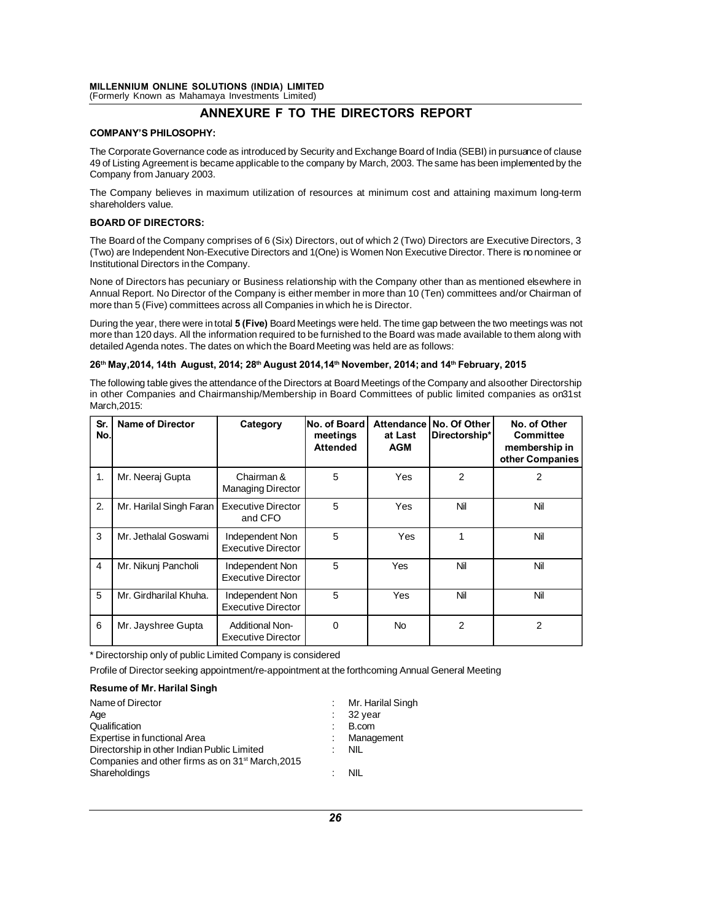## ANNEXURE F TO THE DIRECTORS REPORT

**COMPANY'S PHILOSOPHY:**

The Corporate Governance code as introduced by Security and Exchange Board of India (SEBI) in pursuance of clause 49 of Listing Agreement is became applicable to the company by March, 2003. The same has been implemented by the Company from January 2003.

The Company believes in maximum utilization of resources at minimum cost and attaining maximum long-term shareholders value.

**BOARD OF DIRECTORS:**

The Board of the Company comprises of 6 (Six) Directors, out of which 2 (Two) Directors are Executive Directors, 3 (Two) are Independent Non-Executive Directors and 1(One) is Women Non Executive Director. There is no nominee or Institutional Directors in the Company.

None of Directors has pecuniary or Business relationship with the Company other than as mentioned elsewhere in Annual Report. No Director of the Company is either member in more than 10 (Ten) committees and/or Chairman of more than 5 (Five) committees across all Companies in which he is Director.

During the year, there were in total **5 (Five)** Board Meetings were held. The time gap between the two meetings was not more than 120 days. All the information required to be furnished to the Board was made available to them along with detailed Agenda notes. The dates on which the Board Meeting was held are as follows:

**26th May,2014, 14th August, 2014; 28th August 2014,14th November, 2014; and 14th February, 2015**

The following table gives the attendance of the Directors at Board Meetings of the Company and alsoother Directorship in other Companies and Chairmanship/Membership in Board Committees of public limited companies as on31st March,2015:

| Sr. No. | Name of Director | Category | No. of Board meetings Attended | Attendance at Last AGM | No. Of Other Directorship* | No. of Other Committee membership in other Companies |
|---|---|---|---|---|---|---|
| 1. | Mr. Neeraj Gupta | Chairman & Managing Director | 5 | Yes | 2 | 2 |
| 2. | Mr. Harilal Singh Faran | Executive Director and CFO | 5 | Yes | Nil | Nil |
| 3 | Mr. Jethalal Goswami | Independent Non Executive Director | 5 | Yes | 1 | Nil |
| 4 | Mr. Nikunj Pancholi | Independent Non Executive Director | 5 | Yes | Nil | Nil |
| 5 | Mr. Girdharilal Khuha. | Independent Non Executive Director | 5 | Yes | Nil | Nil |
| 6 | Mr. Jayshree Gupta | Additional Non-Executive Director | 0 | No | 2 | 2 |

* Directorship only of public Limited Company is considered

Profile of Director seeking appointment/re-appointment at the forthcoming Annual General Meeting

**Resume of Mr. Harilal Singh**

| | | |
|---|---|---|
| Name of Director | : | Mr. Harilal Singh |
| Age | : | 32 year |
| Qualification | : | B.com |
| Expertise in functional Area | : | Management |
| Directorship in other Indian Public Limited Companies and other firms as on 31st March,2015 | : | NIL |
| Shareholdings | : | NIL |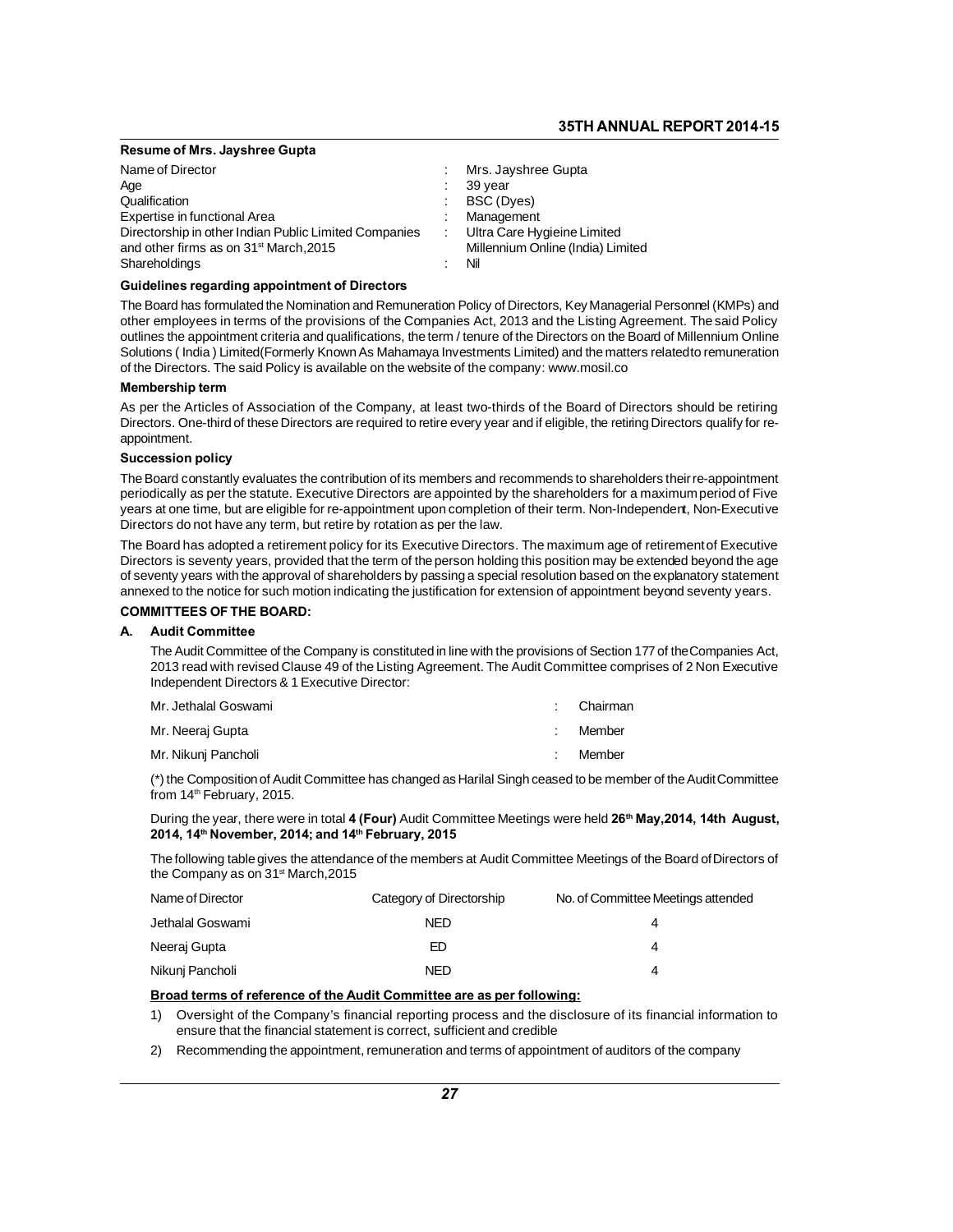**Resume of Mrs. Jayshree Gupta**

| | | |
|---|---|---|
| Name of Director | : | Mrs. Jayshree Gupta |
| Age | : | 39 year |
| Qualification | : | BSC (Dyes) |
| Expertise in functional Area | : | Management |
| Directorship in other Indian Public Limited Companies and other firms as on 31st March,2015 | : | Ultra Care Hygieine Limited<br>Millennium Online (India) Limited |
| Shareholdings | : | Nil |

**Guidelines regarding appointment of Directors**

The Board has formulated the Nomination and Remuneration Policy of Directors, Key Managerial Personnel (KMPs) and other employees in terms of the provisions of the Companies Act, 2013 and the Listing Agreement. The said Policy outlines the appointment criteria and qualifications, the term / tenure of the Directors on the Board of Millennium Online Solutions ( India ) Limited(Formerly Known As Mahamaya Investments Limited) and the matters relatedto remuneration of the Directors. The said Policy is available on the website of the company: www.mosil.co

**Membership term**

As per the Articles of Association of the Company, at least two-thirds of the Board of Directors should be retiring Directors. One-third of these Directors are required to retire every year and if eligible, the retiring Directors qualify for re-appointment.

**Succession policy**

The Board constantly evaluates the contribution of its members and recommends to shareholders theirre-appointment periodically as per the statute. Executive Directors are appointed by the shareholders for a maximum period of Five years at one time, but are eligible for re-appointment upon completion of their term. Non-Independent, Non-Executive Directors do not have any term, but retire by rotation as per the law.

The Board has adopted a retirement policy for its Executive Directors. The maximum age of retirement of Executive Directors is seventy years, provided that the term of the person holding this position may be extended beyond the age of seventy years with the approval of shareholders by passing a special resolution based on the explanatory statement annexed to the notice for such motion indicating the justification for extension of appointment beyond seventy years.

**COMMITTEES OF THE BOARD:**

**A. Audit Committee**

The Audit Committee of the Company is constituted in line with the provisions of Section 177 of theCompanies Act, 2013 read with revised Clause 49 of the Listing Agreement. The Audit Committee comprises of 2 Non Executive Independent Directors & 1 Executive Director:

| | | |
|---|---|---|
| Mr. Jethalal Goswami | : | Chairman |
| Mr. Neeraj Gupta | : | Member |
| Mr. Nikunj Pancholi | : | Member |

(*) the Composition of Audit Committee has changed as Harilal Singh ceased to be member of the Audit Committee from 14th February, 2015.

During the year, there were in total **4 (Four)** Audit Committee Meetings were held **26th May,2014, 14th August, 2014, 14th November, 2014; and 14th February, 2015**

The following table gives the attendance of the members at Audit Committee Meetings of the Board of Directors of the Company as on 31st March,2015

| Name of Director | Category of Directorship | No. of Committee Meetings attended |
|---|---|---|
| Jethalal Goswami | NED | 4 |
| Neeraj Gupta | ED | 4 |
| Nikunj Pancholi | NED | 4 |

**Broad terms of reference of the Audit Committee are as per following:**

1) Oversight of the Company's financial reporting process and the disclosure of its financial information to ensure that the financial statement is correct, sufficient and credible
2) Recommending the appointment, remuneration and terms of appointment of auditors of the company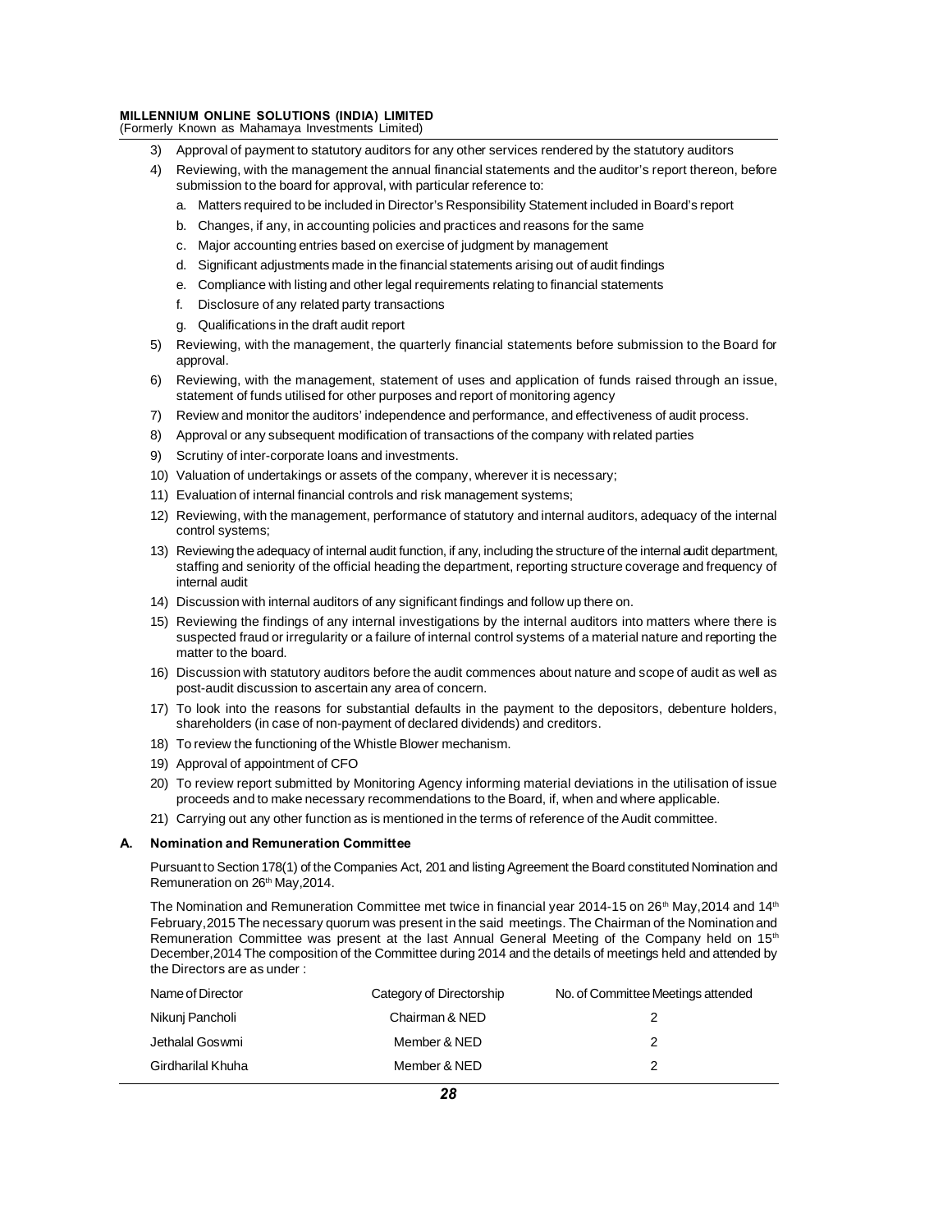3) Approval of payment to statutory auditors for any other services rendered by the statutory auditors
4) Reviewing, with the management the annual financial statements and the auditor's report thereon, before submission to the board for approval, with particular reference to:
   a. Matters required to be included in Director's Responsibility Statement included in Board's report
   b. Changes, if any, in accounting policies and practices and reasons for the same
   c. Major accounting entries based on exercise of judgment by management
   d. Significant adjustments made in the financial statements arising out of audit findings
   e. Compliance with listing and other legal requirements relating to financial statements
   f. Disclosure of any related party transactions
   g. Qualifications in the draft audit report
5) Reviewing, with the management, the quarterly financial statements before submission to the Board for approval.
6) Reviewing, with the management, statement of uses and application of funds raised through an issue, statement of funds utilised for other purposes and report of monitoring agency
7) Review and monitor the auditors' independence and performance, and effectiveness of audit process.
8) Approval or any subsequent modification of transactions of the company with related parties
9) Scrutiny of inter-corporate loans and investments.
10) Valuation of undertakings or assets of the company, wherever it is necessary;
11) Evaluation of internal financial controls and risk management systems;
12) Reviewing, with the management, performance of statutory and internal auditors, adequacy of the internal control systems;
13) Reviewing the adequacy of internal audit function, if any, including the structure of the internal audit department, staffing and seniority of the official heading the department, reporting structure coverage and frequency of internal audit
14) Discussion with internal auditors of any significant findings and follow up there on.
15) Reviewing the findings of any internal investigations by the internal auditors into matters where there is suspected fraud or irregularity or a failure of internal control systems of a material nature and reporting the matter to the board.
16) Discussion with statutory auditors before the audit commences about nature and scope of audit as well as post-audit discussion to ascertain any area of concern.
17) To look into the reasons for substantial defaults in the payment to the depositors, debenture holders, shareholders (in case of non-payment of declared dividends) and creditors.
18) To review the functioning of the Whistle Blower mechanism.
19) Approval of appointment of CFO
20) To review report submitted by Monitoring Agency informing material deviations in the utilisation of issue proceeds and to make necessary recommendations to the Board, if, when and where applicable.
21) Carrying out any other function as is mentioned in the terms of reference of the Audit committee.

**A. Nomination and Remuneration Committee**

Pursuant to Section 178(1) of the Companies Act, 201 and listing Agreement the Board constituted Nomination and Remuneration on 26th May,2014.

The Nomination and Remuneration Committee met twice in financial year 2014-15 on 26th May,2014 and 14th February,2015 The necessary quorum was present in the said meetings. The Chairman of the Nomination and Remuneration Committee was present at the last Annual General Meeting of the Company held on 15th December,2014 The composition of the Committee during 2014 and the details of meetings held and attended by the Directors are as under :

| Name of Director | Category of Directorship | No. of Committee Meetings attended |
|---|---|---|
| Nikunj Pancholi | Chairman & NED | 2 |
| Jethalal Goswmi | Member & NED | 2 |
| Girdharilal Khuha | Member & NED | 2 |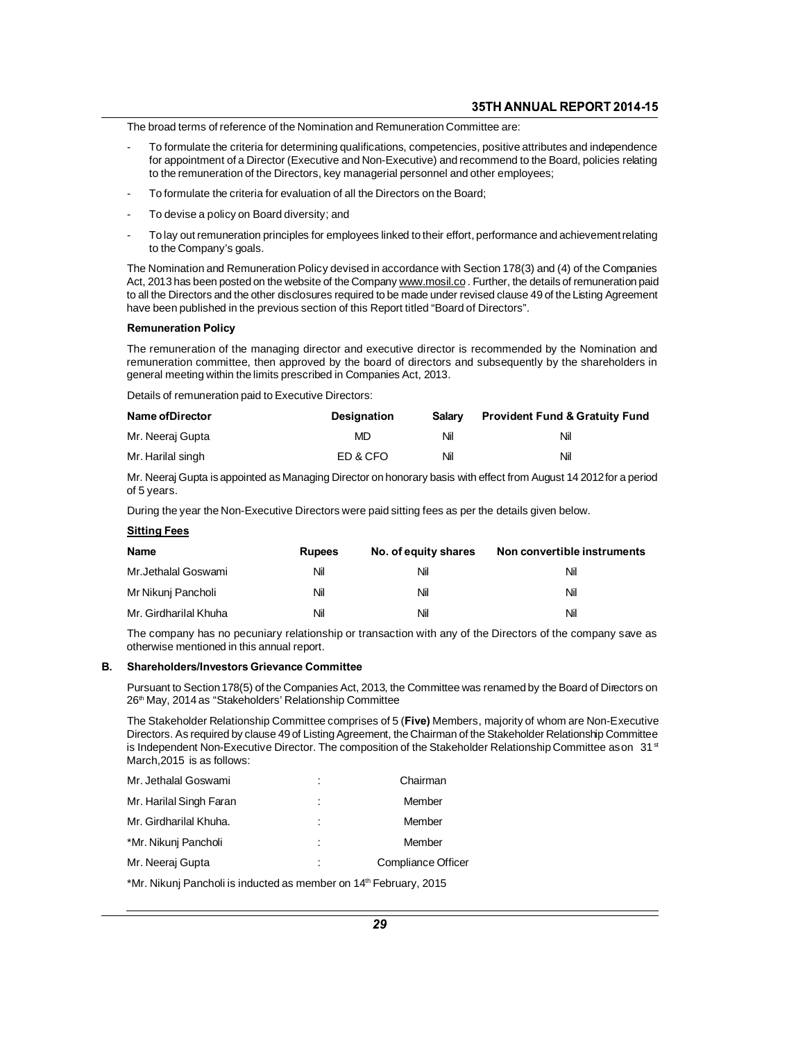The broad terms of reference of the Nomination and Remuneration Committee are:

- To formulate the criteria for determining qualifications, competencies, positive attributes and independence for appointment of a Director (Executive and Non-Executive) and recommend to the Board, policies relating to the remuneration of the Directors, key managerial personnel and other employees;
- To formulate the criteria for evaluation of all the Directors on the Board;
- To devise a policy on Board diversity; and
- To lay out remuneration principles for employees linked to their effort, performance and achievement relating to the Company's goals.

The Nomination and Remuneration Policy devised in accordance with Section 178(3) and (4) of the Companies Act, 2013 has been posted on the website of the Company www.mosil.co . Further, the details of remuneration paid to all the Directors and the other disclosures required to be made under revised clause 49 of the Listing Agreement have been published in the previous section of this Report titled "Board of Directors".

**Remuneration Policy**

The remuneration of the managing director and executive director is recommended by the Nomination and remuneration committee, then approved by the board of directors and subsequently by the shareholders in general meeting within the limits prescribed in Companies Act, 2013.

Details of remuneration paid to Executive Directors:

| Name ofDirector | Designation | Salary | Provident Fund & Gratuity Fund |
|---|---|---|---|
| Mr. Neeraj Gupta | MD | Nil | Nil |
| Mr. Harilal singh | ED & CFO | Nil | Nil |

Mr. Neeraj Gupta is appointed as Managing Director on honorary basis with effect from August 14 2012 for a period of 5 years.

During the year the Non-Executive Directors were paid sitting fees as per the details given below.

**Sitting Fees**

| Name | Rupees | No. of equity shares | Non convertible instruments |
|---|---|---|---|
| Mr.Jethalal Goswami | Nil | Nil | Nil |
| Mr Nikunj Pancholi | Nil | Nil | Nil |
| Mr. Girdharilal Khuha | Nil | Nil | Nil |

The company has no pecuniary relationship or transaction with any of the Directors of the company save as otherwise mentioned in this annual report.

**B. Shareholders/Investors Grievance Committee**

Pursuant to Section 178(5) of the Companies Act, 2013, the Committee was renamed by the Board of Directors on 26th May, 2014 as "Stakeholders' Relationship Committee

The Stakeholder Relationship Committee comprises of 5 (**Five)** Members, majority of whom are Non-Executive Directors. As required by clause 49 of Listing Agreement, the Chairman of the Stakeholder Relationship Committee is Independent Non-Executive Director. The composition of the Stakeholder Relationship Committee as on 31st March,2015 is as follows:

| | | |
|---|---|---|
| Mr. Jethalal Goswami | : | Chairman |
| Mr. Harilal Singh Faran | : | Member |
| Mr. Girdharilal Khuha. | : | Member |
| *Mr. Nikunj Pancholi | : | Member |
| Mr. Neeraj Gupta | : | Compliance Officer |

*Mr. Nikunj Pancholi is inducted as member on 14th February, 2015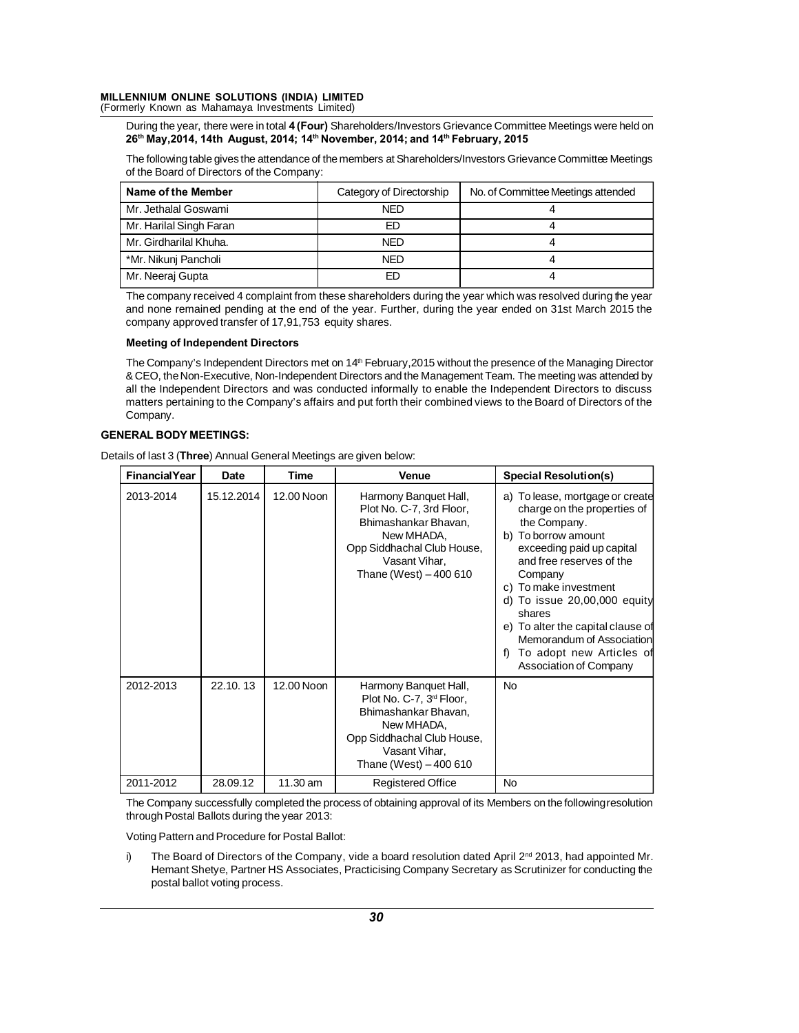During the year, there were in total **4 (Four)** Shareholders/Investors Grievance Committee Meetings were held on **26th May,2014, 14th August, 2014; 14th November, 2014; and 14th February, 2015**

The following table gives the attendance of the members at Shareholders/Investors Grievance Committee Meetings of the Board of Directors of the Company:

| Name of the Member | Category of Directorship | No. of Committee Meetings attended |
|---|---|---|
| Mr. Jethalal Goswami | NED | 4 |
| Mr. Harilal Singh Faran | ED | 4 |
| Mr. Girdharilal Khuha. | NED | 4 |
| *Mr. Nikunj Pancholi | NED | 4 |
| Mr. Neeraj Gupta | ED | 4 |

The company received 4 complaint from these shareholders during the year which was resolved during the year and none remained pending at the end of the year. Further, during the year ended on 31st March 2015 the company approved transfer of 17,91,753 equity shares.

**Meeting of Independent Directors**

The Company's Independent Directors met on 14th February,2015 without the presence of the Managing Director & CEO, the Non-Executive, Non-Independent Directors and the Management Team. The meeting was attended by all the Independent Directors and was conducted informally to enable the Independent Directors to discuss matters pertaining to the Company's affairs and put forth their combined views to the Board of Directors of the Company.

## GENERAL BODY MEETINGS:

Details of last 3 (**Three**) Annual General Meetings are given below:

| Financial Year | Date | Time | Venue | Special Resolution(s) |
|---|---|---|---|---|
| 2013-2014 | 15.12.2014 | 12.00 Noon | Harmony Banquet Hall, Plot No. C-7, 3rd Floor, Bhimashankar Bhavan, New MHADA, Opp Siddhachal Club House, Vasant Vihar, Thane (West) – 400 610 | a) To lease, mortgage or create charge on the properties of the Company. b) To borrow amount exceeding paid up capital and free reserves of the Company c) To make investment d) To issue 20,00,000 equity shares e) To alter the capital clause of Memorandum of Association f) To adopt new Articles of Association of Company |
| 2012-2013 | 22.10. 13 | 12.00 Noon | Harmony Banquet Hall, Plot No. C-7, 3rd Floor, Bhimashankar Bhavan, New MHADA, Opp Siddhachal Club House, Vasant Vihar, Thane (West) – 400 610 | No |
| 2011-2012 | 28.09.12 | 11.30 am | Registered Office | No |

The Company successfully completed the process of obtaining approval of its Members on the following resolution through Postal Ballots during the year 2013:

Voting Pattern and Procedure for Postal Ballot:

i) The Board of Directors of the Company, vide a board resolution dated April 2nd 2013, had appointed Mr. Hemant Shetye, Partner HS Associates, Practicising Company Secretary as Scrutinizer for conducting the postal ballot voting process.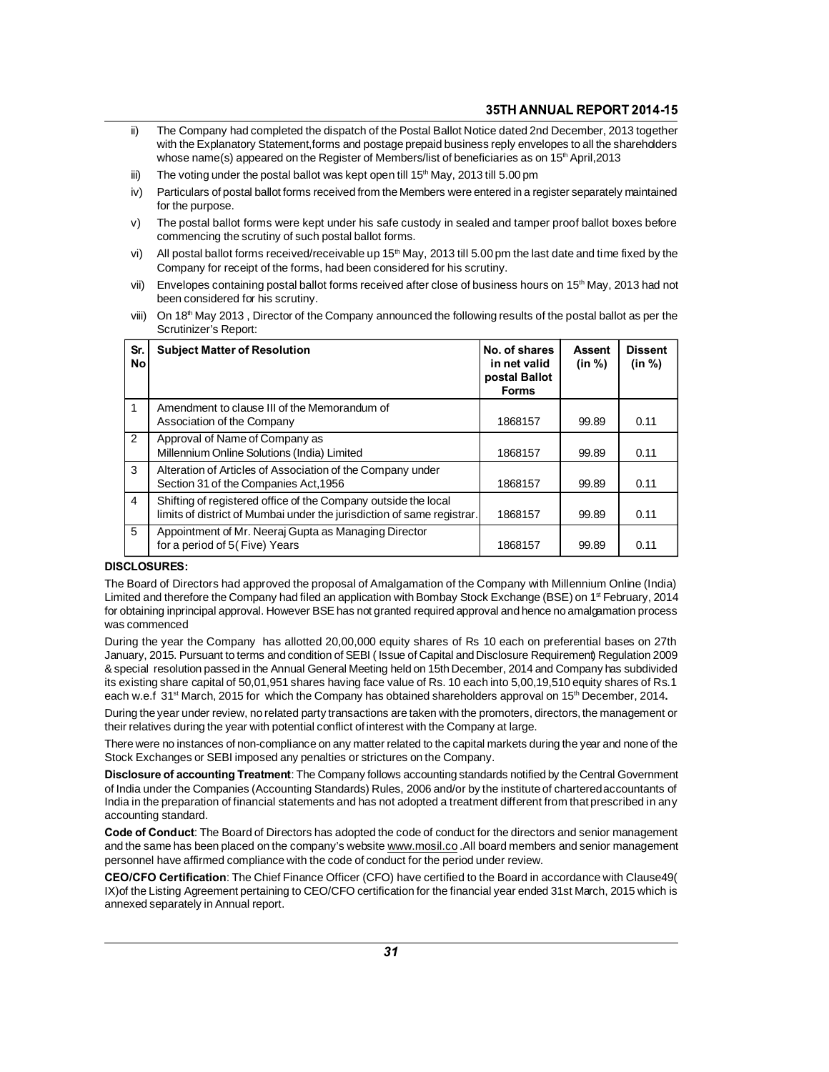ii) The Company had completed the dispatch of the Postal Ballot Notice dated 2nd December, 2013 together with the Explanatory Statement,forms and postage prepaid business reply envelopes to all the shareholders whose name(s) appeared on the Register of Members/list of beneficiaries as on 15th April,2013

iii) The voting under the postal ballot was kept open till 15th May, 2013 till 5.00 pm

iv) Particulars of postal ballot forms received from the Members were entered in a register separately maintained for the purpose.

v) The postal ballot forms were kept under his safe custody in sealed and tamper proof ballot boxes before commencing the scrutiny of such postal ballot forms.

vi) All postal ballot forms received/receivable up 15th May, 2013 till 5.00 pm the last date and time fixed by the Company for receipt of the forms, had been considered for his scrutiny.

vii) Envelopes containing postal ballot forms received after close of business hours on 15th May, 2013 had not been considered for his scrutiny.

viii) On 18th May 2013 , Director of the Company announced the following results of the postal ballot as per the Scrutinizer's Report:

| Sr. No | Subject Matter of Resolution | No. of shares in net valid postal Ballot Forms | Assent (in %) | Dissent (in %) |
|---|---|---|---|---|
| 1 | Amendment to clause III of the Memorandum of Association of the Company | 1868157 | 99.89 | 0.11 |
| 2 | Approval of Name of Company as Millennium Online Solutions (India) Limited | 1868157 | 99.89 | 0.11 |
| 3 | Alteration of Articles of Association of the Company under Section 31 of the Companies Act,1956 | 1868157 | 99.89 | 0.11 |
| 4 | Shifting of registered office of the Company outside the local limits of district of Mumbai under the jurisdiction of same registrar. | 1868157 | 99.89 | 0.11 |
| 5 | Appointment of Mr. Neeraj Gupta as Managing Director for a period of 5( Five) Years | 1868157 | 99.89 | 0.11 |

**DISCLOSURES:**

The Board of Directors had approved the proposal of Amalgamation of the Company with Millennium Online (India) Limited and therefore the Company had filed an application with Bombay Stock Exchange (BSE) on 1st February, 2014 for obtaining inprincipal approval. However BSE has not granted required approval and hence no amalgamation process was commenced

During the year the Company has allotted 20,00,000 equity shares of Rs 10 each on preferential bases on 27th January, 2015. Pursuant to terms and condition of SEBI ( Issue of Capital and Disclosure Requirement) Regulation 2009 & special resolution passed in the Annual General Meeting held on 15th December, 2014 and Company has subdivided its existing share capital of 50,01,951 shares having face value of Rs. 10 each into 5,00,19,510 equity shares of Rs.1 each w.e.f 31st March, 2015 for which the Company has obtained shareholders approval on 15th December, 2014**.**

During the year under review, no related party transactions are taken with the promoters, directors, the management or their relatives during the year with potential conflict of interest with the Company at large.

There were no instances of non-compliance on any matter related to the capital markets during the year and none of the Stock Exchanges or SEBI imposed any penalties or strictures on the Company.

**Disclosure of accounting Treatment**: The Company follows accounting standards notified by the Central Government of India under the Companies (Accounting Standards) Rules, 2006 and/or by the institute of chartered accountants of India in the preparation of financial statements and has not adopted a treatment different from that prescribed in any accounting standard.

**Code of Conduct**: The Board of Directors has adopted the code of conduct for the directors and senior management and the same has been placed on the company's website www.mosil.co .All board members and senior management personnel have affirmed compliance with the code of conduct for the period under review.

**CEO/CFO Certification**: The Chief Finance Officer (CFO) have certified to the Board in accordance with Clause49( IX)of the Listing Agreement pertaining to CEO/CFO certification for the financial year ended 31st March, 2015 which is annexed separately in Annual report.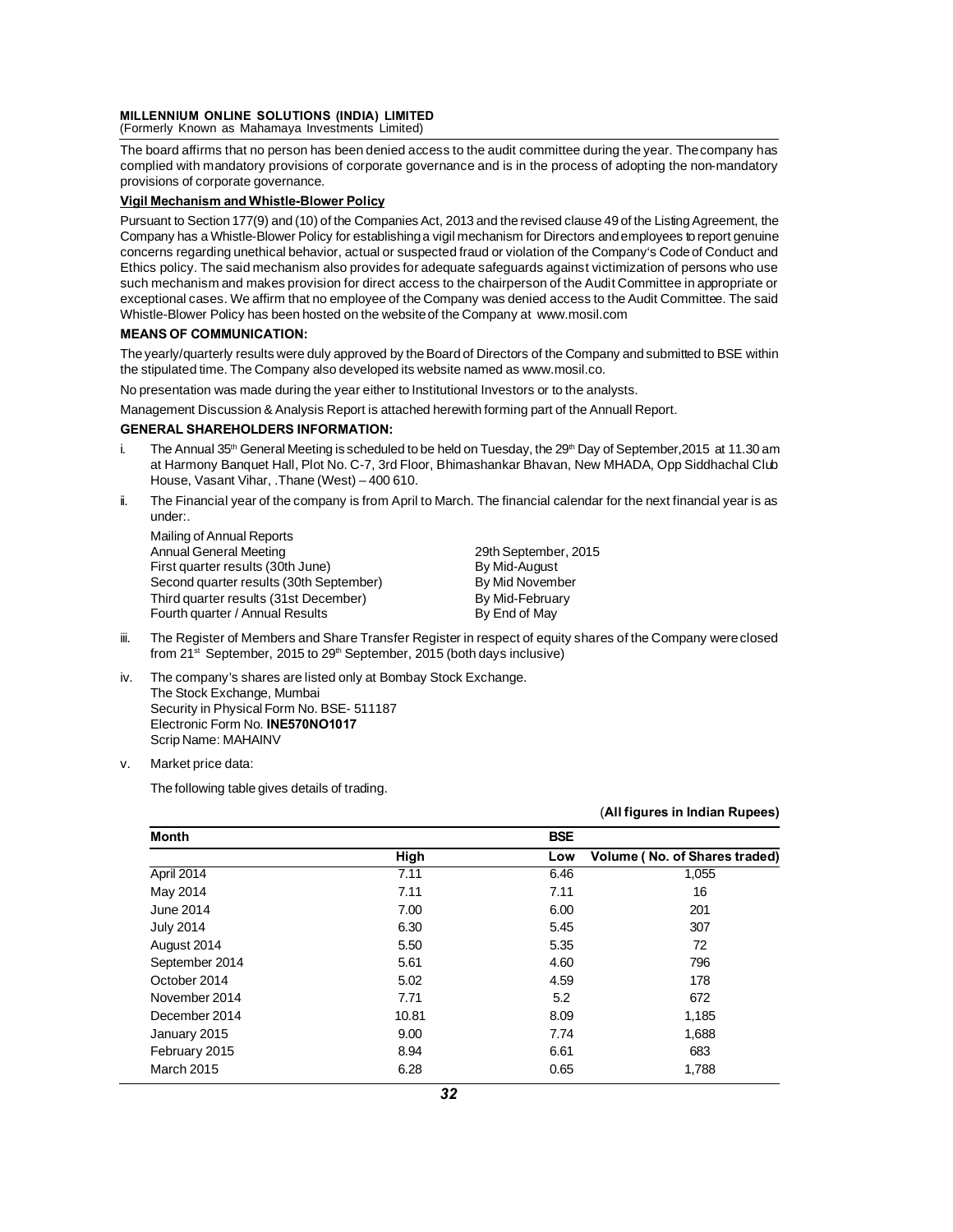The board affirms that no person has been denied access to the audit committee during the year. The company has complied with mandatory provisions of corporate governance and is in the process of adopting the non-mandatory provisions of corporate governance.

**Vigil Mechanism and Whistle-Blower Policy**

Pursuant to Section 177(9) and (10) of the Companies Act, 2013 and the revised clause 49 of the Listing Agreement, the Company has a Whistle-Blower Policy for establishing a vigil mechanism for Directors and employees to report genuine concerns regarding unethical behavior, actual or suspected fraud or violation of the Company's Code of Conduct and Ethics policy. The said mechanism also provides for adequate safeguards against victimization of persons who use such mechanism and makes provision for direct access to the chairperson of the Audit Committee in appropriate or exceptional cases. We affirm that no employee of the Company was denied access to the Audit Committee. The said Whistle-Blower Policy has been hosted on the website of the Company at www.mosil.com

**MEANS OF COMMUNICATION:**

The yearly/quarterly results were duly approved by the Board of Directors of the Company and submitted to BSE within the stipulated time. The Company also developed its website named as www.mosil.co.

No presentation was made during the year either to Institutional Investors or to the analysts.

Management Discussion & Analysis Report is attached herewith forming part of the Annuall Report.

**GENERAL SHAREHOLDERS INFORMATION:**

i. The Annual 35th General Meeting is scheduled to be held on Tuesday, the 29th Day of September,2015 at 11.30 am at Harmony Banquet Hall, Plot No. C-7, 3rd Floor, Bhimashankar Bhavan, New MHADA, Opp Siddhachal Club House, Vasant Vihar, .Thane (West) – 400 610.

ii. The Financial year of the company is from April to March. The financial calendar for the next financial year is as under:.

| | |
|---|---|
| Mailing of Annual Reports | |
| Annual General Meeting | 29th September, 2015 |
| First quarter results (30th June) | By Mid-August |
| Second quarter results (30th September) | By Mid November |
| Third quarter results (31st December) | By Mid-February |
| Fourth quarter / Annual Results | By End of May |

iii. The Register of Members and Share Transfer Register in respect of equity shares of the Company were closed from 21st September, 2015 to 29th September, 2015 (both days inclusive)

iv. The company's shares are listed only at Bombay Stock Exchange.
The Stock Exchange, Mumbai
Security in Physical Form No. BSE- 511187
Electronic Form No. **INE570NO1017**
Scrip Name: MAHAINV

v. Market price data:

The following table gives details of trading.

(**All figures in Indian Rupees**)

| Month | BSE | | |
|---|---|---|---|
| | High | Low | Volume ( No. of Shares traded) |
| April 2014 | 7.11 | 6.46 | 1,055 |
| May 2014 | 7.11 | 7.11 | 16 |
| June 2014 | 7.00 | 6.00 | 201 |
| July 2014 | 6.30 | 5.45 | 307 |
| August 2014 | 5.50 | 5.35 | 72 |
| September 2014 | 5.61 | 4.60 | 796 |
| October 2014 | 5.02 | 4.59 | 178 |
| November 2014 | 7.71 | 5.2 | 672 |
| December 2014 | 10.81 | 8.09 | 1,185 |
| January 2015 | 9.00 | 7.74 | 1,688 |
| February 2015 | 8.94 | 6.61 | 683 |
| March 2015 | 6.28 | 0.65 | 1,788 |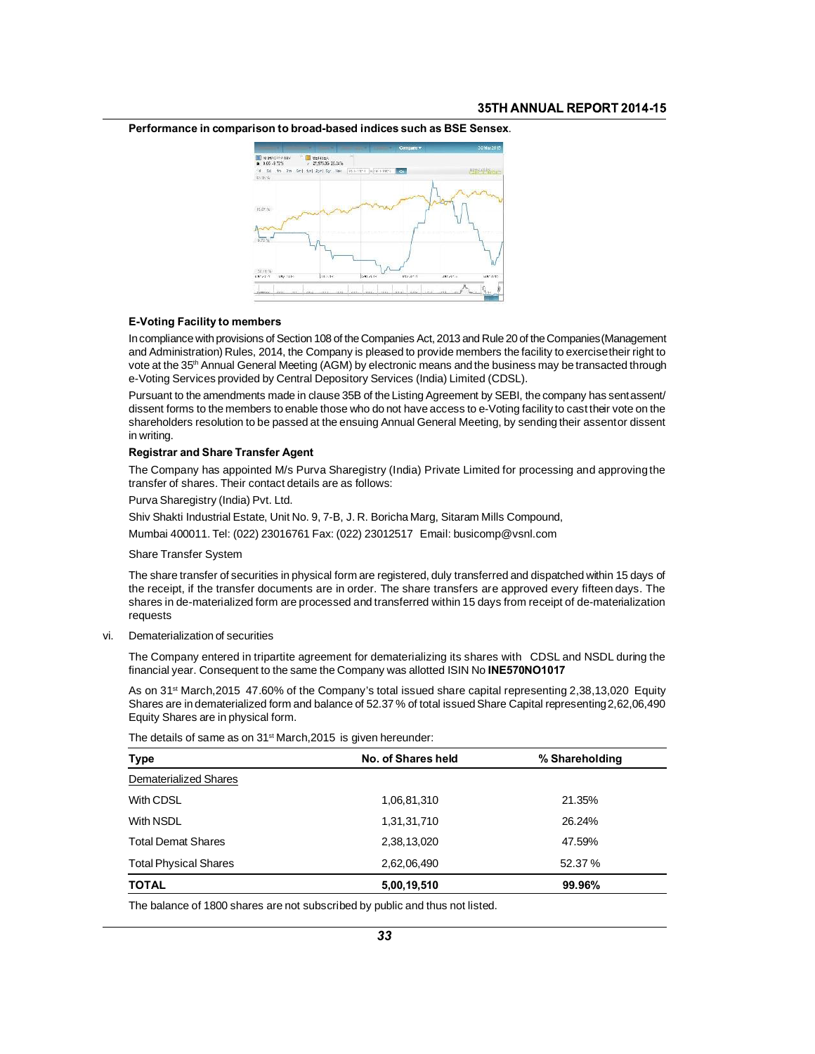**Performance in comparison to broad-based indices such as BSE Sensex**.

**E-Voting Facility to members**

In compliance with provisions of Section 108 of the Companies Act, 2013 and Rule 20 of the Companies (Management and Administration) Rules, 2014, the Company is pleased to provide members the facility to exercise their right to vote at the 35th Annual General Meeting (AGM) by electronic means and the business may be transacted through e-Voting Services provided by Central Depository Services (India) Limited (CDSL).

Pursuant to the amendments made in clause 35B of the Listing Agreement by SEBI, the company has sent assent/ dissent forms to the members to enable those who do not have access to e-Voting facility to cast their vote on the shareholders resolution to be passed at the ensuing Annual General Meeting, by sending their assent or dissent in writing.

**Registrar and Share Transfer Agent**

The Company has appointed M/s Purva Sharegistry (India) Private Limited for processing and approving the transfer of shares. Their contact details are as follows:

Purva Sharegistry (India) Pvt. Ltd.

Shiv Shakti Industrial Estate, Unit No. 9, 7-B, J. R. Boricha Marg, Sitaram Mills Compound,

Mumbai 400011. Tel: (022) 23016761 Fax: (022) 23012517 Email: busicomp@vsnl.com

Share Transfer System

The share transfer of securities in physical form are registered, duly transferred and dispatched within 15 days of the receipt, if the transfer documents are in order. The share transfers are approved every fifteen days. The shares in de-materialized form are processed and transferred within 15 days from receipt of de-materialization requests

vi. Dematerialization of securities

The Company entered in tripartite agreement for dematerializing its shares with CDSL and NSDL during the financial year. Consequent to the same the Company was allotted ISIN No **INE570NO1017**

As on 31st March,2015 47.60% of the Company's total issued share capital representing 2,38,13,020 Equity Shares are in dematerialized form and balance of 52.37 % of total issued Share Capital representing 2,62,06,490 Equity Shares are in physical form.

The details of same as on 31st March,2015 is given hereunder:

| Type | No. of Shares held | % Shareholding |
|---|---|---|
| Dematerialized Shares | | |
| With CDSL | 1,06,81,310 | 21.35% |
| With NSDL | 1,31,31,710 | 26.24% |
| Total Demat Shares | 2,38,13,020 | 47.59% |
| Total Physical Shares | 2,62,06,490 | 52.37 % |
| **TOTAL** | **5,00,19,510** | **99.96%** |

The balance of 1800 shares are not subscribed by public and thus not listed.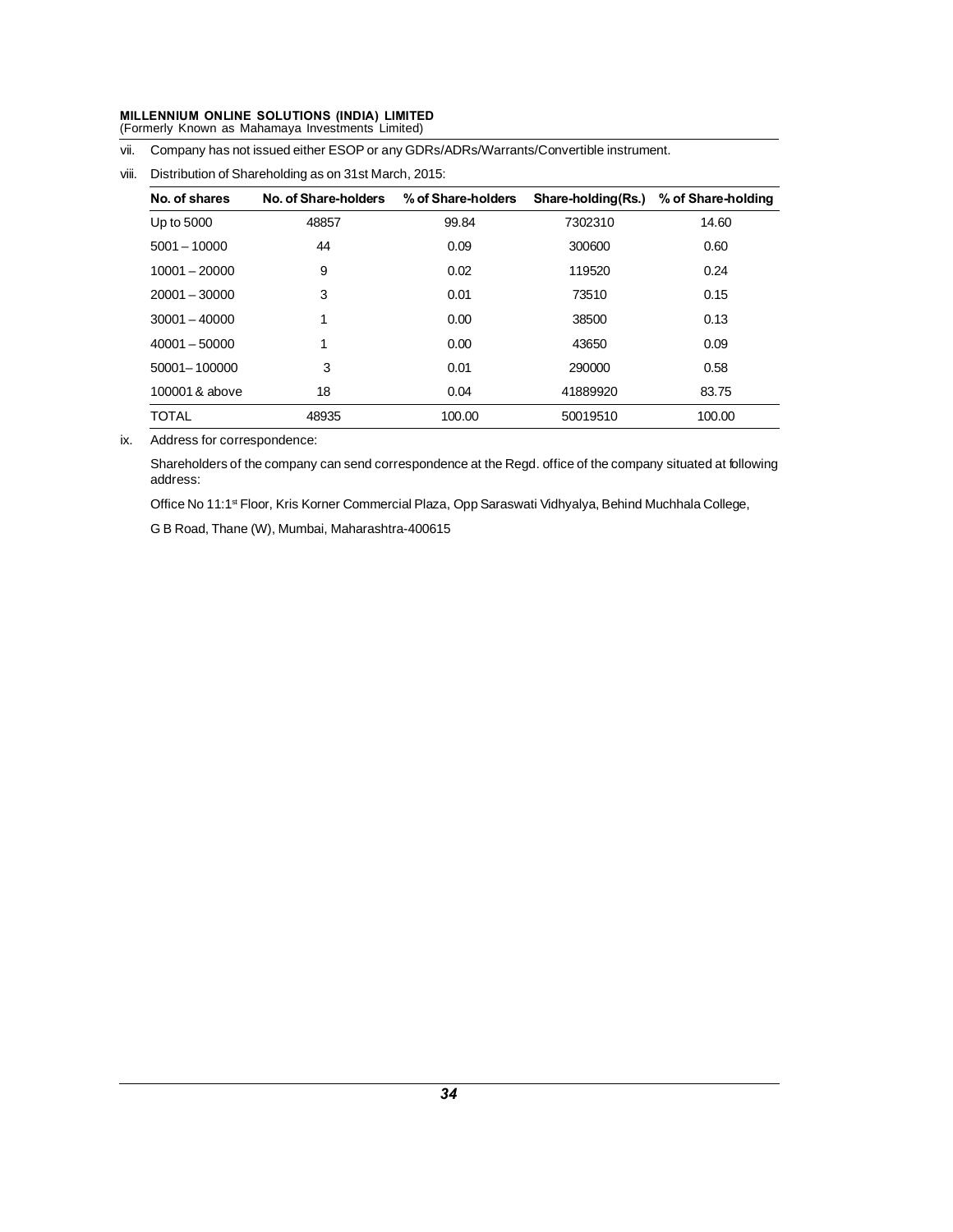vii. Company has not issued either ESOP or any GDRs/ADRs/Warrants/Convertible instrument.

viii. Distribution of Shareholding as on 31st March, 2015:

| No. of shares | No. of Share-holders | % of Share-holders | Share-holding(Rs.) | % of Share-holding |
|---|---|---|---|---|
| Up to 5000 | 48857 | 99.84 | 7302310 | 14.60 |
| 5001 – 10000 | 44 | 0.09 | 300600 | 0.60 |
| 10001 – 20000 | 9 | 0.02 | 119520 | 0.24 |
| 20001 – 30000 | 3 | 0.01 | 73510 | 0.15 |
| 30001 – 40000 | 1 | 0.00 | 38500 | 0.13 |
| 40001 – 50000 | 1 | 0.00 | 43650 | 0.09 |
| 50001– 100000 | 3 | 0.01 | 290000 | 0.58 |
| 100001 & above | 18 | 0.04 | 41889920 | 83.75 |
| TOTAL | 48935 | 100.00 | 50019510 | 100.00 |

ix. Address for correspondence:

Shareholders of the company can send correspondence at the Regd. office of the company situated at following address:

Office No 11:1st Floor, Kris Korner Commercial Plaza, Opp Saraswati Vidhyalya, Behind Muchhala College,

G B Road, Thane (W), Mumbai, Maharashtra-400615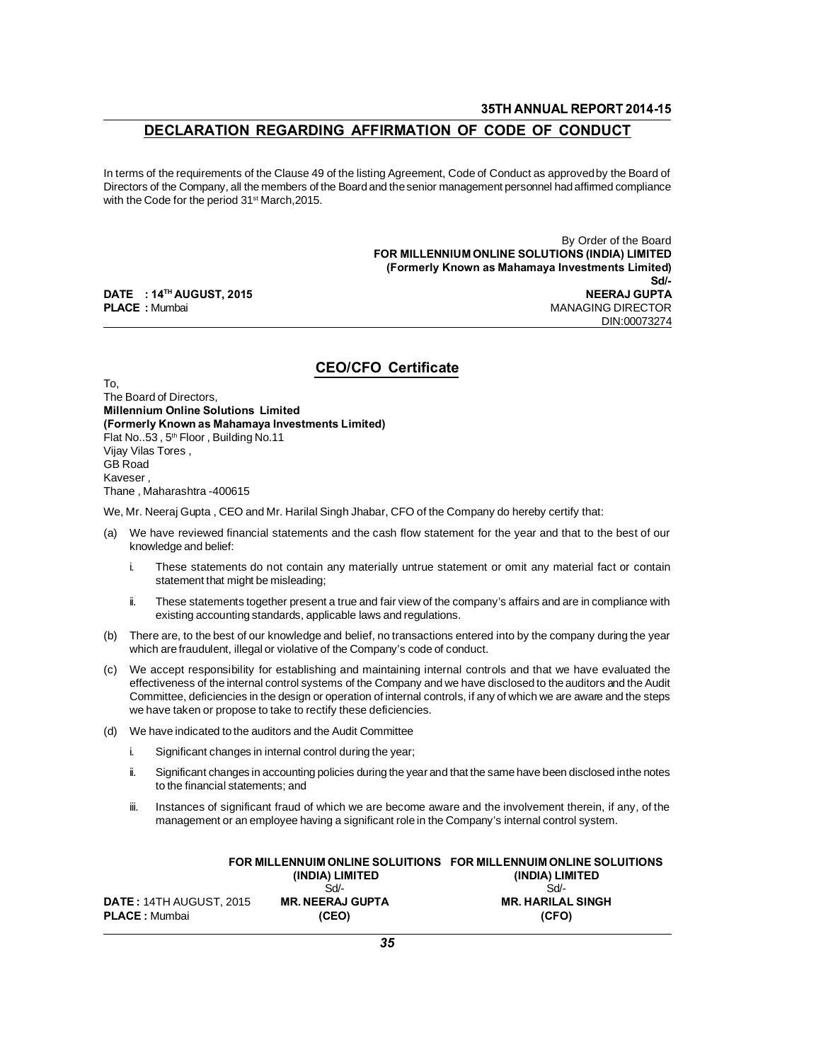## DECLARATION REGARDING AFFIRMATION OF CODE OF CONDUCT

In terms of the requirements of the Clause 49 of the listing Agreement, Code of Conduct as approved by the Board of Directors of the Company, all the members of the Board and the senior management personnel had affirmed compliance with the Code for the period 31st March,2015.

By Order of the Board
**FOR MILLENNIUM ONLINE SOLUTIONS (INDIA) LIMITED**
**(Formerly Known as Mahamaya Investments Limited)**
**Sd/-**
**NEERAJ GUPTA**
MANAGING DIRECTOR
DIN:00073274

**DATE : 14TH AUGUST, 2015**
**PLACE :** Mumbai

## CEO/CFO Certificate

To,
The Board of Directors,
**Millennium Online Solutions Limited**
**(Formerly Known as Mahamaya Investments Limited)**
Flat No..53 , 5th Floor , Building No.11
Vijay Vilas Tores ,
GB Road
Kaveser ,
Thane , Maharashtra -400615

We, Mr. Neeraj Gupta , CEO and Mr. Harilal Singh Jhabar, CFO of the Company do hereby certify that:

(a) We have reviewed financial statements and the cash flow statement for the year and that to the best of our knowledge and belief:

   i. These statements do not contain any materially untrue statement or omit any material fact or contain statement that might be misleading;

   ii. These statements together present a true and fair view of the company's affairs and are in compliance with existing accounting standards, applicable laws and regulations.

(b) There are, to the best of our knowledge and belief, no transactions entered into by the company during the year which are fraudulent, illegal or violative of the Company's code of conduct.

(c) We accept responsibility for establishing and maintaining internal controls and that we have evaluated the effectiveness of the internal control systems of the Company and we have disclosed to the auditors and the Audit Committee, deficiencies in the design or operation of internal controls, if any of which we are aware and the steps we have taken or propose to take to rectify these deficiencies.

(d) We have indicated to the auditors and the Audit Committee

   i. Significant changes in internal control during the year;

   ii. Significant changes in accounting policies during the year and that the same have been disclosed inthe notes to the financial statements; and

   iii. Instances of significant fraud of which we are become aware and the involvement therein, if any, of the management or an employee having a significant role in the Company's internal control system.

| | | |
|---|---|---|
| | **FOR MILLENNUIM ONLINE SOLUITIONS (INDIA) LIMITED** | **FOR MILLENNUIM ONLINE SOLUITIONS (INDIA) LIMITED** |
| | Sd/- | Sd/- |
| **DATE :** 14TH AUGUST, 2015 | **MR. NEERAJ GUPTA** | **MR. HARILAL SINGH** |
| **PLACE :** Mumbai | **(CEO)** | **(CFO)** |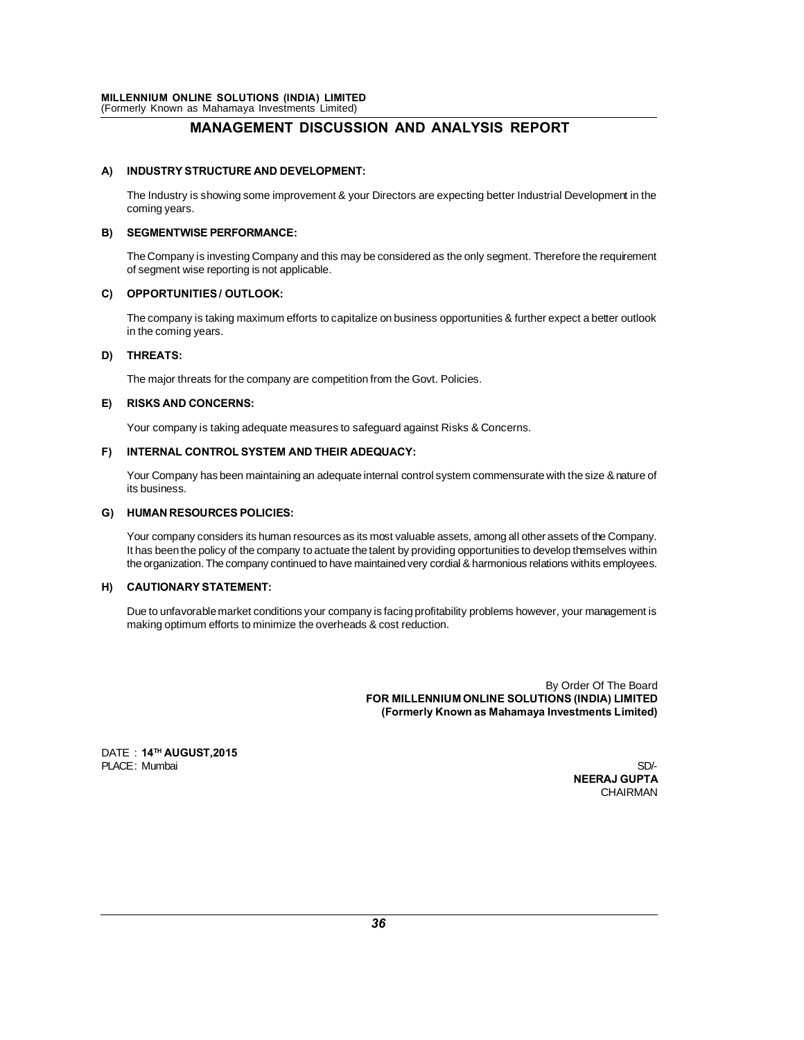# MANAGEMENT DISCUSSION AND ANALYSIS REPORT

**A) INDUSTRY STRUCTURE AND DEVELOPMENT:**

The Industry is showing some improvement & your Directors are expecting better Industrial Development in the coming years.

**B) SEGMENTWISE PERFORMANCE:**

The Company is investing Company and this may be considered as the only segment. Therefore the requirement of segment wise reporting is not applicable.

**C) OPPORTUNITIES / OUTLOOK:**

The company is taking maximum efforts to capitalize on business opportunities & further expect a better outlook in the coming years.

**D) THREATS:**

The major threats for the company are competition from the Govt. Policies.

**E) RISKS AND CONCERNS:**

Your company is taking adequate measures to safeguard against Risks & Concerns.

**F) INTERNAL CONTROL SYSTEM AND THEIR ADEQUACY:**

Your Company has been maintaining an adequate internal control system commensurate with the size & nature of its business.

**G) HUMAN RESOURCES POLICIES:**

Your company considers its human resources as its most valuable assets, among all other assets of the Company. It has been the policy of the company to actuate the talent by providing opportunities to develop themselves within the organization. The company continued to have maintained very cordial & harmonious relations withits employees.

**H) CAUTIONARY STATEMENT:**

Due to unfavorable market conditions your company is facing profitability problems however, your management is making optimum efforts to minimize the overheads & cost reduction.

By Order Of The Board
**FOR MILLENNIUM ONLINE SOLUTIONS (INDIA) LIMITED**
**(Formerly Known as Mahamaya Investments Limited)**

DATE : **14TH AUGUST,2015**
PLACE: Mumbai

SD/-
**NEERAJ GUPTA**
CHAIRMAN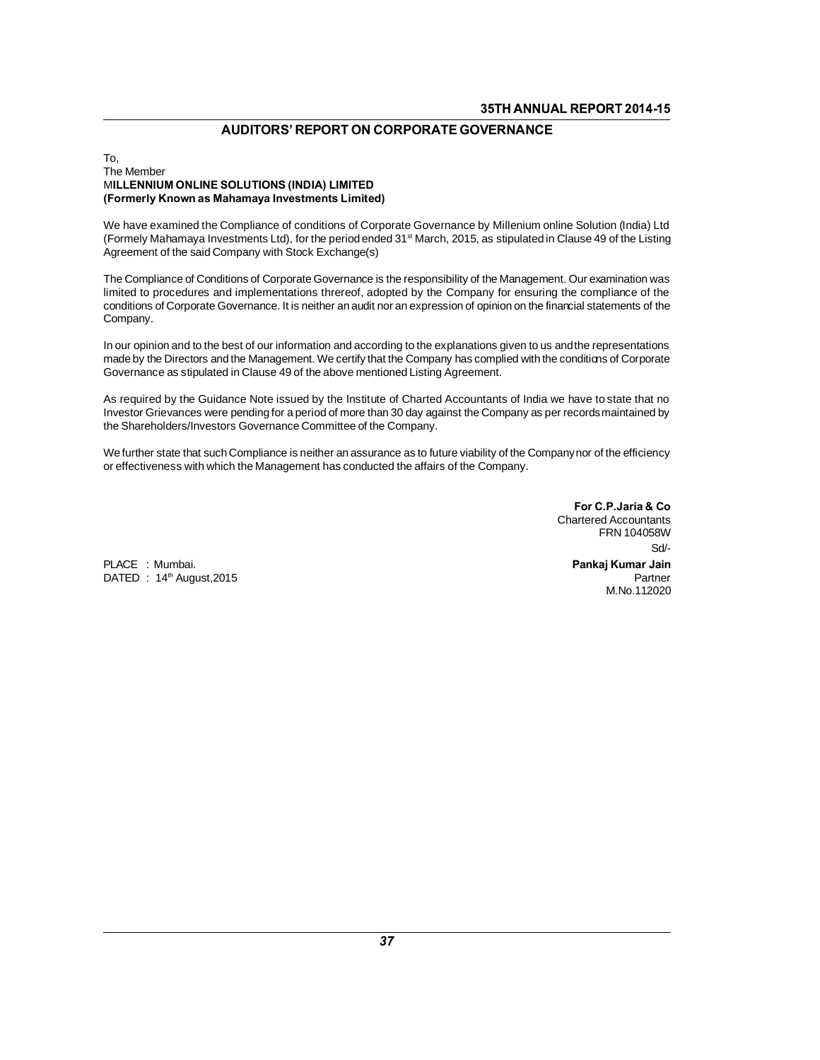## AUDITORS' REPORT ON CORPORATE GOVERNANCE

To,
The Member
M**ILLENNIUM ONLINE SOLUTIONS (INDIA) LIMITED**
**(Formerly Known as Mahamaya Investments Limited)**

We have examined the Compliance of conditions of Corporate Governance by Millenium online Solution (India) Ltd (Formely Mahamaya Investments Ltd), for the period ended 31st March, 2015, as stipulated in Clause 49 of the Listing Agreement of the said Company with Stock Exchange(s)

The Compliance of Conditions of Corporate Governance is the responsibility of the Management. Our examination was limited to procedures and implementations threreof, adopted by the Company for ensuring the compliance of the conditions of Corporate Governance. It is neither an audit nor an expression of opinion on the financial statements of the Company.

In our opinion and to the best of our information and according to the explanations given to us and the representations made by the Directors and the Management. We certify that the Company has complied with the conditions of Corporate Governance as stipulated in Clause 49 of the above mentioned Listing Agreement.

As required by the Guidance Note issued by the Institute of Charted Accountants of India we have to state that no Investor Grievances were pending for a period of more than 30 day against the Company as per records maintained by the Shareholders/Investors Governance Committee of the Company.

We further state that such Compliance is neither an assurance as to future viability of the Company nor of the efficiency or effectiveness with which the Management has conducted the affairs of the Company.

**For C.P.Jaria & Co**
Chartered Accountants
FRN 104058W
Sd/-
**Pankaj Kumar Jain**
Partner
M.No.112020

PLACE : Mumbai.
DATED : 14th August,2015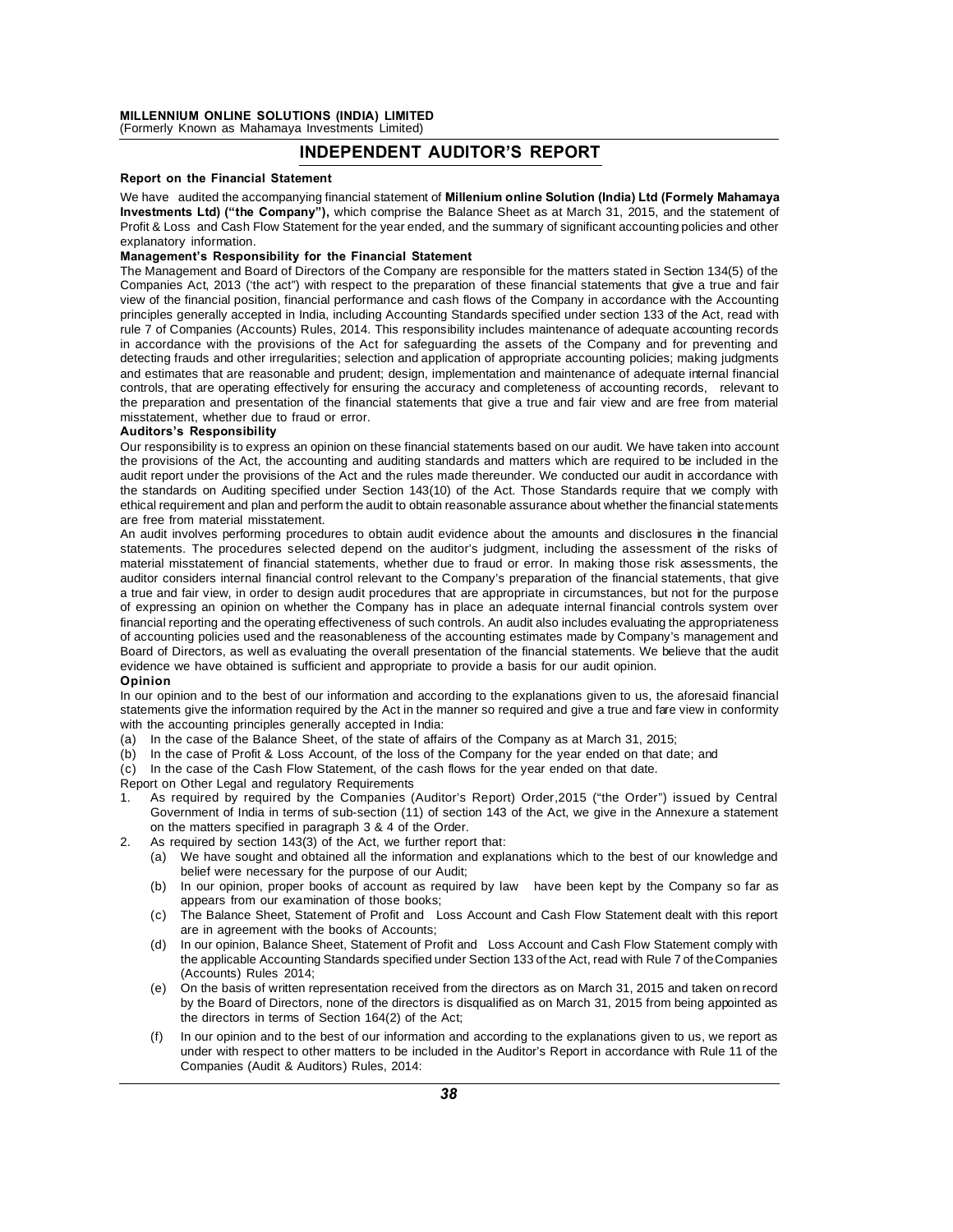# INDEPENDENT AUDITOR'S REPORT

**Report on the Financial Statement**

We have audited the accompanying financial statement of **Millenium online Solution (India) Ltd (Formely Mahamaya Investments Ltd) ("the Company"),** which comprise the Balance Sheet as at March 31, 2015, and the statement of Profit & Loss and Cash Flow Statement for the year ended, and the summary of significant accounting policies and other explanatory information.

**Management's Responsibility for the Financial Statement**

The Management and Board of Directors of the Company are responsible for the matters stated in Section 134(5) of the Companies Act, 2013 ('the act") with respect to the preparation of these financial statements that give a true and fair view of the financial position, financial performance and cash flows of the Company in accordance with the Accounting principles generally accepted in India, including Accounting Standards specified under section 133 of the Act, read with rule 7 of Companies (Accounts) Rules, 2014. This responsibility includes maintenance of adequate accounting records in accordance with the provisions of the Act for safeguarding the assets of the Company and for preventing and detecting frauds and other irregularities; selection and application of appropriate accounting policies; making judgments and estimates that are reasonable and prudent; design, implementation and maintenance of adequate internal financial controls, that are operating effectively for ensuring the accuracy and completeness of accounting records, relevant to the preparation and presentation of the financial statements that give a true and fair view and are free from material misstatement, whether due to fraud or error.

**Auditors's Responsibility**

Our responsibility is to express an opinion on these financial statements based on our audit. We have taken into account the provisions of the Act, the accounting and auditing standards and matters which are required to be included in the audit report under the provisions of the Act and the rules made thereunder. We conducted our audit in accordance with the standards on Auditing specified under Section 143(10) of the Act. Those Standards require that we comply with ethical requirement and plan and perform the audit to obtain reasonable assurance about whether the financial statements are free from material misstatement.

An audit involves performing procedures to obtain audit evidence about the amounts and disclosures in the financial statements. The procedures selected depend on the auditor's judgment, including the assessment of the risks of material misstatement of financial statements, whether due to fraud or error. In making those risk assessments, the auditor considers internal financial control relevant to the Company's preparation of the financial statements, that give a true and fair view, in order to design audit procedures that are appropriate in circumstances, but not for the purpose of expressing an opinion on whether the Company has in place an adequate internal financial controls system over financial reporting and the operating effectiveness of such controls. An audit also includes evaluating the appropriateness of accounting policies used and the reasonableness of the accounting estimates made by Company's management and Board of Directors, as well as evaluating the overall presentation of the financial statements. We believe that the audit evidence we have obtained is sufficient and appropriate to provide a basis for our audit opinion.

**Opinion**

In our opinion and to the best of our information and according to the explanations given to us, the aforesaid financial statements give the information required by the Act in the manner so required and give a true and fare view in conformity with the accounting principles generally accepted in India:

(a) In the case of the Balance Sheet, of the state of affairs of the Company as at March 31, 2015;

(b) In the case of Profit & Loss Account, of the loss of the Company for the year ended on that date; and

(c) In the case of the Cash Flow Statement, of the cash flows for the year ended on that date.

Report on Other Legal and regulatory Requirements

1. As required by required by the Companies (Auditor's Report) Order,2015 ("the Order") issued by Central Government of India in terms of sub-section (11) of section 143 of the Act, we give in the Annexure a statement on the matters specified in paragraph 3 & 4 of the Order.
2. As required by section 143(3) of the Act, we further report that:
   (a) We have sought and obtained all the information and explanations which to the best of our knowledge and belief were necessary for the purpose of our Audit;
   (b) In our opinion, proper books of account as required by law have been kept by the Company so far as appears from our examination of those books;
   (c) The Balance Sheet, Statement of Profit and Loss Account and Cash Flow Statement dealt with this report are in agreement with the books of Accounts;
   (d) In our opinion, Balance Sheet, Statement of Profit and Loss Account and Cash Flow Statement comply with the applicable Accounting Standards specified under Section 133 of the Act, read with Rule 7 of the Companies (Accounts) Rules 2014;
   (e) On the basis of written representation received from the directors as on March 31, 2015 and taken on record by the Board of Directors, none of the directors is disqualified as on March 31, 2015 from being appointed as the directors in terms of Section 164(2) of the Act;
   (f) In our opinion and to the best of our information and according to the explanations given to us, we report as under with respect to other matters to be included in the Auditor's Report in accordance with Rule 11 of the Companies (Audit & Auditors) Rules, 2014: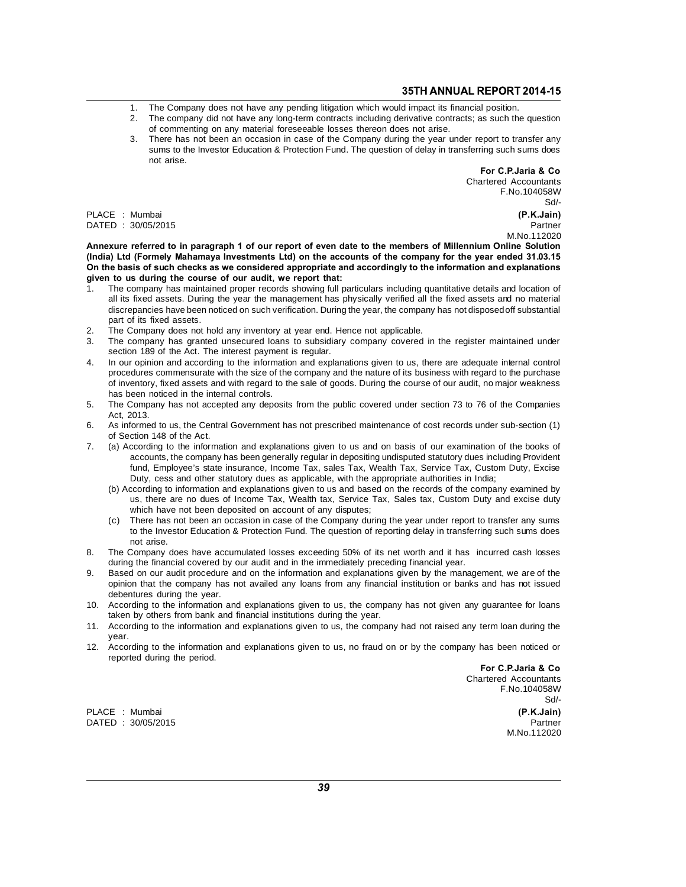1. The Company does not have any pending litigation which would impact its financial position.
2. The company did not have any long-term contracts including derivative contracts; as such the question of commenting on any material foreseeable losses thereon does not arise.
3. There has not been an occasion in case of the Company during the year under report to transfer any sums to the Investor Education & Protection Fund. The question of delay in transferring such sums does not arise.

**For C.P.Jaria & Co**
Chartered Accountants
F.No.104058W
Sd/-
**(P.K.Jain)**
Partner
M.No.112020

PLACE : Mumbai
DATED : 30/05/2015

**Annexure referred to in paragraph 1 of our report of even date to the members of Millennium Online Solution (India) Ltd (Formely Mahamaya Investments Ltd) on the accounts of the company for the year ended 31.03.15**
**On the basis of such checks as we considered appropriate and accordingly to the information and explanations given to us during the course of our audit, we report that:**

1. The company has maintained proper records showing full particulars including quantitative details and location of all its fixed assets. During the year the management has physically verified all the fixed assets and no material discrepancies have been noticed on such verification. During the year, the company has not disposedoff substantial part of its fixed assets.
2. The Company does not hold any inventory at year end. Hence not applicable.
3. The company has granted unsecured loans to subsidiary company covered in the register maintained under section 189 of the Act. The interest payment is regular.
4. In our opinion and according to the information and explanations given to us, there are adequate internal control procedures commensurate with the size of the company and the nature of its business with regard to the purchase of inventory, fixed assets and with regard to the sale of goods. During the course of our audit, no major weakness has been noticed in the internal controls.
5. The Company has not accepted any deposits from the public covered under section 73 to 76 of the Companies Act, 2013.
6. As informed to us, the Central Government has not prescribed maintenance of cost records under sub-section (1) of Section 148 of the Act.
7. (a) According to the information and explanations given to us and on basis of our examination of the books of accounts, the company has been generally regular in depositing undisputed statutory dues including Provident fund, Employee's state insurance, Income Tax, sales Tax, Wealth Tax, Service Tax, Custom Duty, Excise Duty, cess and other statutory dues as applicable, with the appropriate authorities in India;
   (b) According to information and explanations given to us and based on the records of the company examined by us, there are no dues of Income Tax, Wealth tax, Service Tax, Sales tax, Custom Duty and excise duty which have not been deposited on account of any disputes;
   (c) There has not been an occasion in case of the Company during the year under report to transfer any sums to the Investor Education & Protection Fund. The question of reporting delay in transferring such sums does not arise.
8. The Company does have accumulated losses exceeding 50% of its net worth and it has incurred cash losses during the financial covered by our audit and in the immediately preceding financial year.
9. Based on our audit procedure and on the information and explanations given by the management, we are of the opinion that the company has not availed any loans from any financial institution or banks and has not issued debentures during the year.
10. According to the information and explanations given to us, the company has not given any guarantee for loans taken by others from bank and financial institutions during the year.
11. According to the information and explanations given to us, the company had not raised any term loan during the year.
12. According to the information and explanations given to us, no fraud on or by the company has been noticed or reported during the period.

**For C.P.Jaria & Co**
Chartered Accountants
F.No.104058W
Sd/-
**(P.K.Jain)**
Partner
M.No.112020

PLACE : Mumbai
DATED : 30/05/2015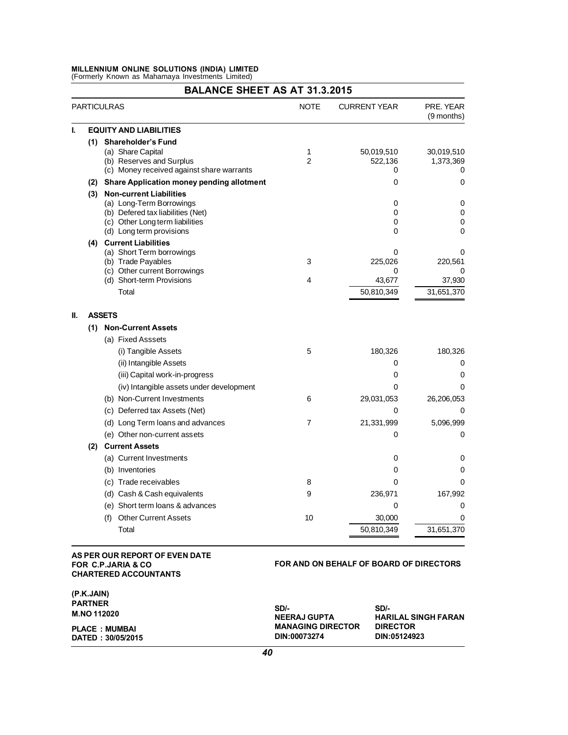**MILLENNIUM ONLINE SOLUTIONS (INDIA) LIMITED**
(Formerly Known as Mahamaya Investments Limited)

## BALANCE SHEET AS AT 31.3.2015

| PARTICULRAS | NOTE | CURRENT YEAR | PRE. YEAR (9 months) |
|---|---|---|---|
| **I. EQUITY AND LIABILITIES** | | | |
| **(1) Shareholder's Fund** | | | |
| (a) Share Capital | 1 | 50,019,510 | 30,019,510 |
| (b) Reserves and Surplus | 2 | 522,136 | 1,373,369 |
| (c) Money received against share warrants | | 0 | 0 |
| **(2) Share Application money pending allotment** | | 0 | 0 |
| **(3) Non-current Liabilities** | | | |
| (a) Long-Term Borrowings | | 0 | 0 |
| (b) Defered tax liabilities (Net) | | 0 | 0 |
| (c) Other Long term liabilities | | 0 | 0 |
| (d) Long term provisions | | 0 | 0 |
| **(4) Current Liabilities** | | | |
| (a) Short Term borrowings | | 0 | 0 |
| (b) Trade Payables | 3 | 225,026 | 220,561 |
| (c) Other current Borrowings | | 0 | 0 |
| (d) Short-term Provisions | 4 | 43,677 | 37,930 |
| Total | | 50,810,349 | 31,651,370 |
| **II. ASSETS** | | | |
| **(1) Non-Current Assets** | | | |
| (a) Fixed Asssets | | | |
| (i) Tangible Assets | 5 | 180,326 | 180,326 |
| (ii) Intangible Assets | | 0 | 0 |
| (iii) Capital work-in-progress | | 0 | 0 |
| (iv) Intangible assets under development | | 0 | 0 |
| (b) Non-Current Investments | 6 | 29,031,053 | 26,206,053 |
| (c) Deferred tax Assets (Net) | | 0 | 0 |
| (d) Long Term loans and advances | 7 | 21,331,999 | 5,096,999 |
| (e) Other non-current assets | | 0 | 0 |
| **(2) Current Assets** | | | |
| (a) Current Investments | | 0 | 0 |
| (b) Inventories | | 0 | 0 |
| (c) Trade receivables | 8 | 0 | 0 |
| (d) Cash & Cash equivalents | 9 | 236,971 | 167,992 |
| (e) Short term loans & advances | | 0 | 0 |
| (f) Other Current Assets | 10 | 30,000 | 0 |
| Total | | 50,810,349 | 31,651,370 |

**AS PER OUR REPORT OF EVEN DATE**
**FOR C.P.JARIA & CO**
**CHARTERED ACCOUNTANTS**

**FOR AND ON BEHALF OF BOARD OF DIRECTORS**

**(P.K.JAIN)**
**PARTNER**
**M.NO 112020**

**PLACE : MUMBAI**
**DATED : 30/05/2015**

| | |
|---|---|
| **SD/-** | **SD/-** |
| **NEERAJ GUPTA** | **HARILAL SINGH FARAN** |
| **MANAGING DIRECTOR** | **DIRECTOR** |
| **DIN:00073274** | **DIN:05124923** |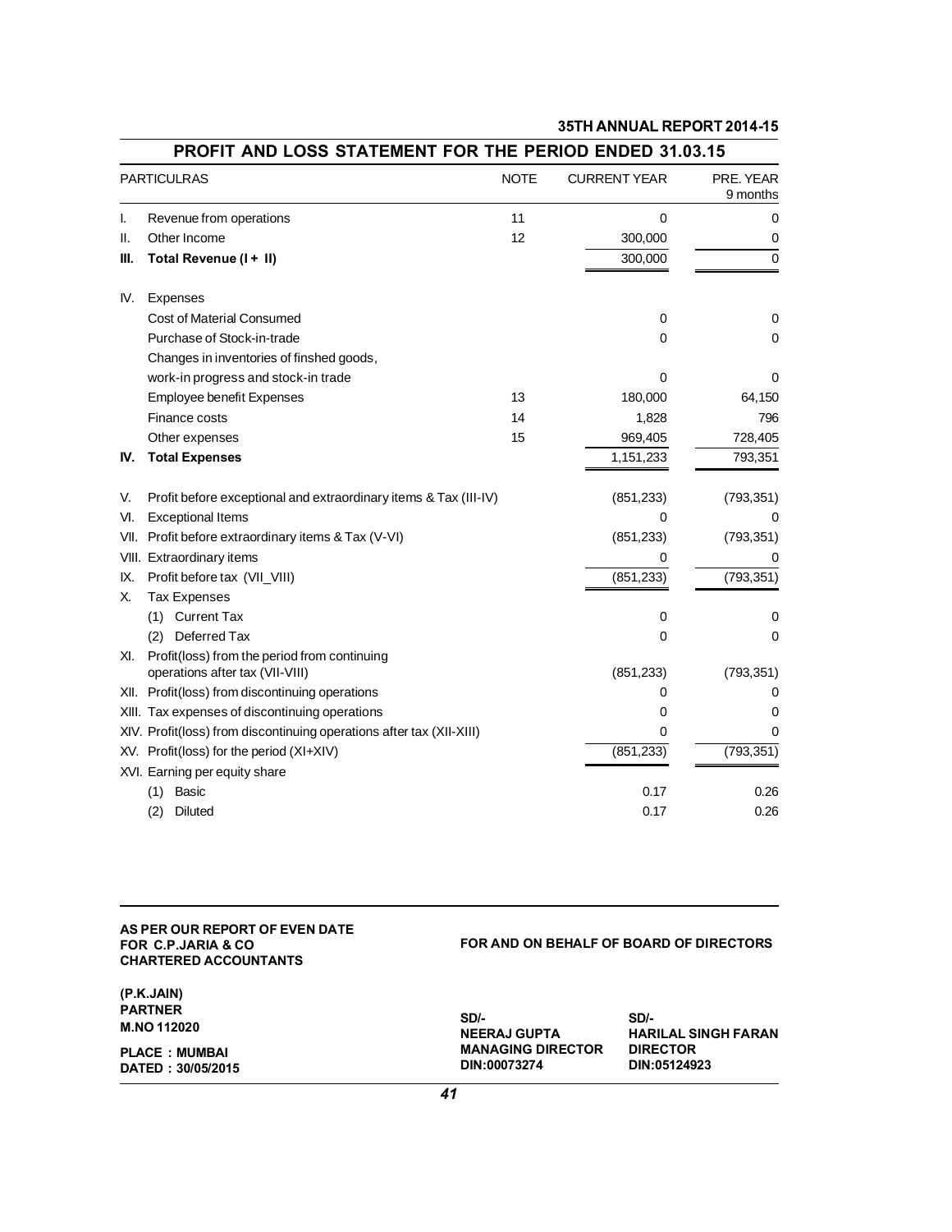## PROFIT AND LOSS STATEMENT FOR THE PERIOD ENDED 31.03.15

| | PARTICULRAS | NOTE | CURRENT YEAR | PRE. YEAR 9 months |
|---|---|---|---|---|
| I. | Revenue from operations | 11 | 0 | 0 |
| II. | Other Income | 12 | 300,000 | 0 |
| **III.** | **Total Revenue (I + II)** | | 300,000 | 0 |
| IV. | Expenses | | | |
| | Cost of Material Consumed | | 0 | 0 |
| | Purchase of Stock-in-trade | | 0 | 0 |
| | Changes in inventories of finshed goods, work-in progress and stock-in trade | | 0 | 0 |
| | Employee benefit Expenses | 13 | 180,000 | 64,150 |
| | Finance costs | 14 | 1,828 | 796 |
| | Other expenses | 15 | 969,405 | 728,405 |
| **IV.** | **Total Expenses** | | 1,151,233 | 793,351 |
| V. | Profit before exceptional and extraordinary items & Tax (III-IV) | | (851,233) | (793,351) |
| VI. | Exceptional Items | | 0 | 0 |
| VII. | Profit before extraordinary items & Tax (V-VI) | | (851,233) | (793,351) |
| VIII. | Extraordinary items | | 0 | 0 |
| IX. | Profit before tax (VII_VIII) | | (851,233) | (793,351) |
| X. | Tax Expenses | | | |
| | (1) Current Tax | | 0 | 0 |
| | (2) Deferred Tax | | 0 | 0 |
| XI. | Profit(loss) from the period from continuing operations after tax (VII-VIII) | | (851,233) | (793,351) |
| XII. | Profit(loss) from discontinuing operations | | 0 | 0 |
| XIII. | Tax expenses of discontinuing operations | | 0 | 0 |
| XIV. | Profit(loss) from discontinuing operations after tax (XII-XIII) | | 0 | 0 |
| XV. | Profit(loss) for the period (XI+XIV) | | (851,233) | (793,351) |
| XVI. | Earning per equity share | | | |
| | (1) Basic | | 0.17 | 0.26 |
| | (2) Diluted | | 0.17 | 0.26 |

**AS PER OUR REPORT OF EVEN DATE**
**FOR C.P.JARIA & CO**
**CHARTERED ACCOUNTANTS**

**(P.K.JAIN)**
**PARTNER**
**M.NO 112020**

**PLACE : MUMBAI**
**DATED : 30/05/2015**

**FOR AND ON BEHALF OF BOARD OF DIRECTORS**

| SD/- | SD/- |
|---|---|
| **NEERAJ GUPTA** | **HARILAL SINGH FARAN** |
| **MANAGING DIRECTOR** | **DIRECTOR** |
| **DIN:00073274** | **DIN:05124923** |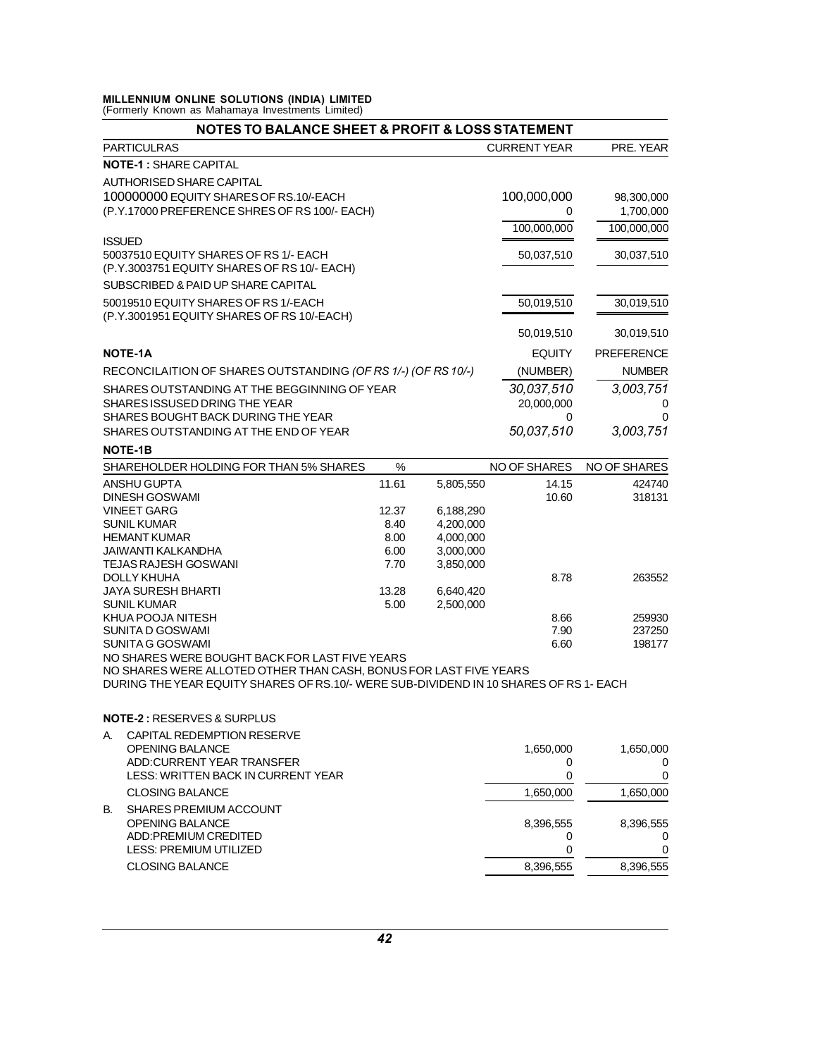**MILLENNIUM ONLINE SOLUTIONS (INDIA) LIMITED**
(Formerly Known as Mahamaya Investments Limited)

## NOTES TO BALANCE SHEET & PROFIT & LOSS STATEMENT

| PARTICULRAS | CURRENT YEAR | PRE. YEAR |
|---|---|---|
| **NOTE-1 :** SHARE CAPITAL | | |
| AUTHORISED SHARE CAPITAL | | |
| 100000000 EQUITY SHARES OF RS.10/-EACH | 100,000,000 | 98,300,000 |
| (P.Y.17000 PREFERENCE SHRES OF RS 100/- EACH) | 0 | 1,700,000 |
| | 100,000,000 | 100,000,000 |
| ISSUED | | |
| 50037510 EQUITY SHARES OF RS 1/- EACH | 50,037,510 | 30,037,510 |
| (P.Y.3003751 EQUITY SHARES OF RS 10/- EACH) | | |
| SUBSCRIBED & PAID UP SHARE CAPITAL | | |
| 50019510 EQUITY SHARES OF RS 1/-EACH | 50,019,510 | 30,019,510 |
| (P.Y.3001951 EQUITY SHARES OF RS 10/-EACH) | | |
| | 50,019,510 | 30,019,510 |

**NOTE-1A**

| RECONCILAITION OF SHARES OUTSTANDING *(OF RS 1/-) (OF RS 10/-)* | EQUITY (NUMBER) | PREFERENCE NUMBER |
|---|---|---|
| SHARES OUTSTANDING AT THE BEGGINNING OF YEAR | *30,037,510* | *3,003,751* |
| SHARES ISSUSED DRING THE YEAR | 20,000,000 | 0 |
| SHARES BOUGHT BACK DURING THE YEAR | 0 | 0 |
| SHARES OUTSTANDING AT THE END OF YEAR | *50,037,510* | *3,003,751* |

**NOTE-1B**

| SHAREHOLDER HOLDING FOR THAN 5% SHARES | % | | NO OF SHARES | NO OF SHARES |
|---|---|---|---|---|
| ANSHU GUPTA | 11.61 | 5,805,550 | 14.15 | 424740 |
| DINESH GOSWAMI | | | 10.60 | 318131 |
| VINEET GARG | 12.37 | 6,188,290 | | |
| SUNIL KUMAR | 8.40 | 4,200,000 | | |
| HEMANT KUMAR | 8.00 | 4,000,000 | | |
| JAIWANTI KALKANDHA | 6.00 | 3,000,000 | | |
| TEJAS RAJESH GOSWANI | 7.70 | 3,850,000 | | |
| DOLLY KHUHA | | | 8.78 | 263552 |
| JAYA SURESH BHARTI | 13.28 | 6,640,420 | | |
| SUNIL KUMAR | 5.00 | 2,500,000 | | |
| KHUA POOJA NITESH | | | 8.66 | 259930 |
| SUNITA D GOSWAMI | | | 7.90 | 237250 |
| SUNITA G GOSWAMI | | | 6.60 | 198177 |

NO SHARES WERE BOUGHT BACK FOR LAST FIVE YEARS
NO SHARES WERE ALLOTED OTHER THAN CASH, BONUS FOR LAST FIVE YEARS
DURING THE YEAR EQUITY SHARES OF RS.10/- WERE SUB-DIVIDEND IN 10 SHARES OF RS 1- EACH

**NOTE-2 :** RESERVES & SURPLUS

| | PARTICULRAS | CURRENT YEAR | PRE. YEAR |
|---|---|---|---|
| A. | CAPITAL REDEMPTION RESERVE | | |
| | OPENING BALANCE | 1,650,000 | 1,650,000 |
| | ADD:CURRENT YEAR TRANSFER | 0 | 0 |
| | LESS: WRITTEN BACK IN CURRENT YEAR | 0 | 0 |
| | CLOSING BALANCE | 1,650,000 | 1,650,000 |
| B. | SHARES PREMIUM ACCOUNT | | |
| | OPENING BALANCE | 8,396,555 | 8,396,555 |
| | ADD:PREMIUM CREDITED | 0 | 0 |
| | LESS: PREMIUM UTILIZED | 0 | 0 |
| | CLOSING BALANCE | 8,396,555 | 8,396,555 |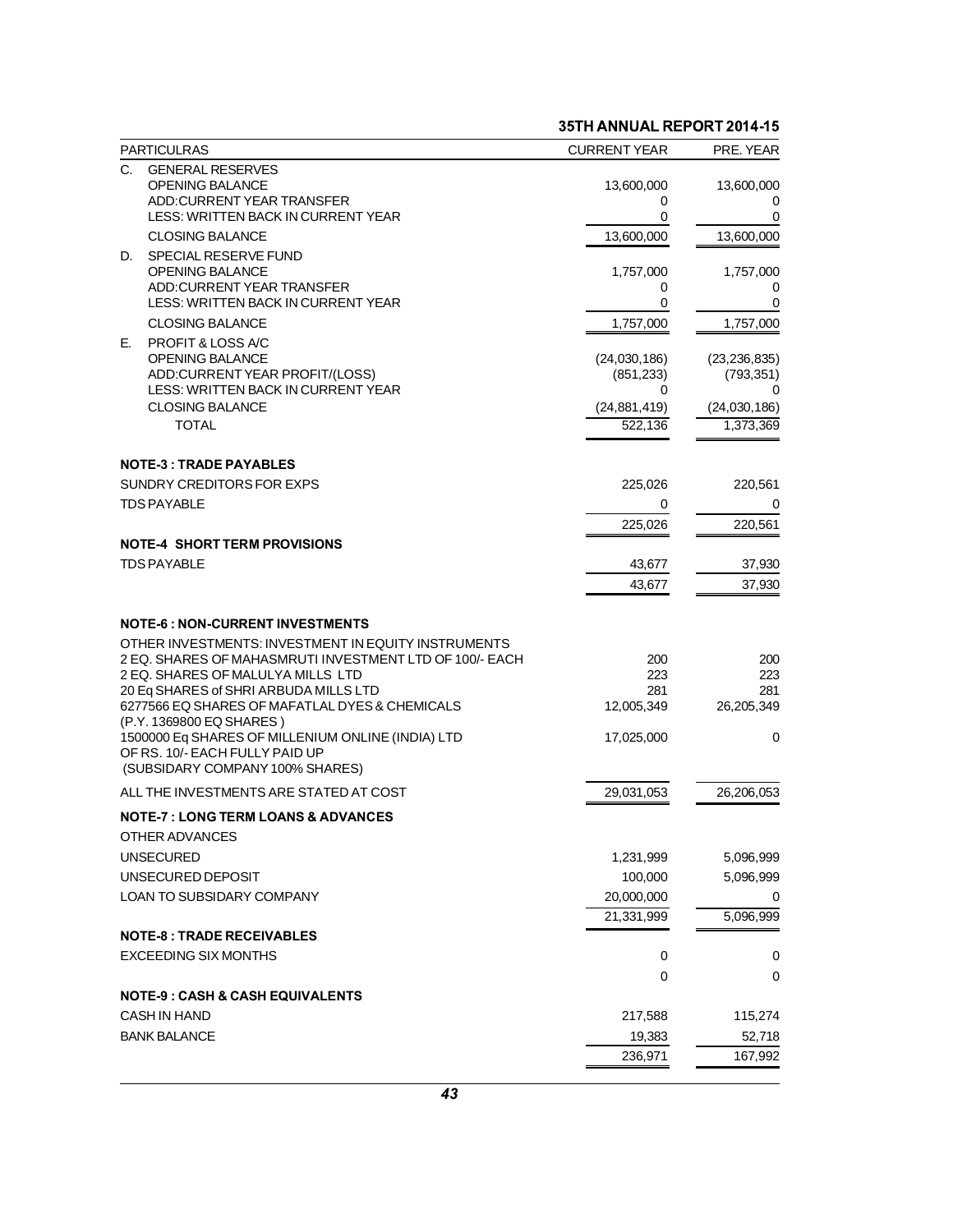| PARTICULRAS | CURRENT YEAR | PRE. YEAR |
|---|---|---|
| C. GENERAL RESERVES | | |
| OPENING BALANCE | 13,600,000 | 13,600,000 |
| ADD:CURRENT YEAR TRANSFER | 0 | 0 |
| LESS: WRITTEN BACK IN CURRENT YEAR | 0 | 0 |
| CLOSING BALANCE | 13,600,000 | 13,600,000 |
| D. SPECIAL RESERVE FUND | | |
| OPENING BALANCE | 1,757,000 | 1,757,000 |
| ADD:CURRENT YEAR TRANSFER | 0 | 0 |
| LESS: WRITTEN BACK IN CURRENT YEAR | 0 | 0 |
| CLOSING BALANCE | 1,757,000 | 1,757,000 |
| E. PROFIT & LOSS A/C | | |
| OPENING BALANCE | (24,030,186) | (23,236,835) |
| ADD:CURRENT YEAR PROFIT/(LOSS) | (851,233) | (793,351) |
| LESS: WRITTEN BACK IN CURRENT YEAR | 0 | 0 |
| CLOSING BALANCE | (24,881,419) | (24,030,186) |
| TOTAL | 522,136 | 1,373,369 |

**NOTE-3 : TRADE PAYABLES**

| | CURRENT YEAR | PRE. YEAR |
|---|---|---|
| SUNDRY CREDITORS FOR EXPS | 225,026 | 220,561 |
| TDS PAYABLE | 0 | 0 |
| | 225,026 | 220,561 |

**NOTE-4 SHORT TERM PROVISIONS**

| | CURRENT YEAR | PRE. YEAR |
|---|---|---|
| TDS PAYABLE | 43,677 | 37,930 |
| | 43,677 | 37,930 |

**NOTE-6 : NON-CURRENT INVESTMENTS**

| | CURRENT YEAR | PRE. YEAR |
|---|---|---|
| OTHER INVESTMENTS: INVESTMENT IN EQUITY INSTRUMENTS | | |
| 2 EQ. SHARES OF MAHASMRUTI INVESTMENT LTD OF 100/- EACH | 200 | 200 |
| 2 EQ. SHARES OF MALULYA MILLS LTD | 223 | 223 |
| 20 Eq SHARES of SHRI ARBUDA MILLS LTD | 281 | 281 |
| 6277566 EQ SHARES OF MAFATLAL DYES & CHEMICALS (P.Y. 1369800 EQ SHARES ) | 12,005,349 | 26,205,349 |
| 1500000 Eq SHARES OF MILLENIUM ONLINE (INDIA) LTD OF RS. 10/- EACH FULLY PAID UP (SUBSIDARY COMPANY 100% SHARES) | 17,025,000 | 0 |
| ALL THE INVESTMENTS ARE STATED AT COST | 29,031,053 | 26,206,053 |

**NOTE-7 : LONG TERM LOANS & ADVANCES**

| | CURRENT YEAR | PRE. YEAR |
|---|---|---|
| OTHER ADVANCES | | |
| UNSECURED | 1,231,999 | 5,096,999 |
| UNSECURED DEPOSIT | 100,000 | 5,096,999 |
| LOAN TO SUBSIDARY COMPANY | 20,000,000 | 0 |
| | 21,331,999 | 5,096,999 |

**NOTE-8 : TRADE RECEIVABLES**

| | CURRENT YEAR | PRE. YEAR |
|---|---|---|
| EXCEEDING SIX MONTHS | 0 | 0 |
| | 0 | 0 |

**NOTE-9 : CASH & CASH EQUIVALENTS**

| | CURRENT YEAR | PRE. YEAR |
|---|---|---|
| CASH IN HAND | 217,588 | 115,274 |
| BANK BALANCE | 19,383 | 52,718 |
| | 236,971 | 167,992 |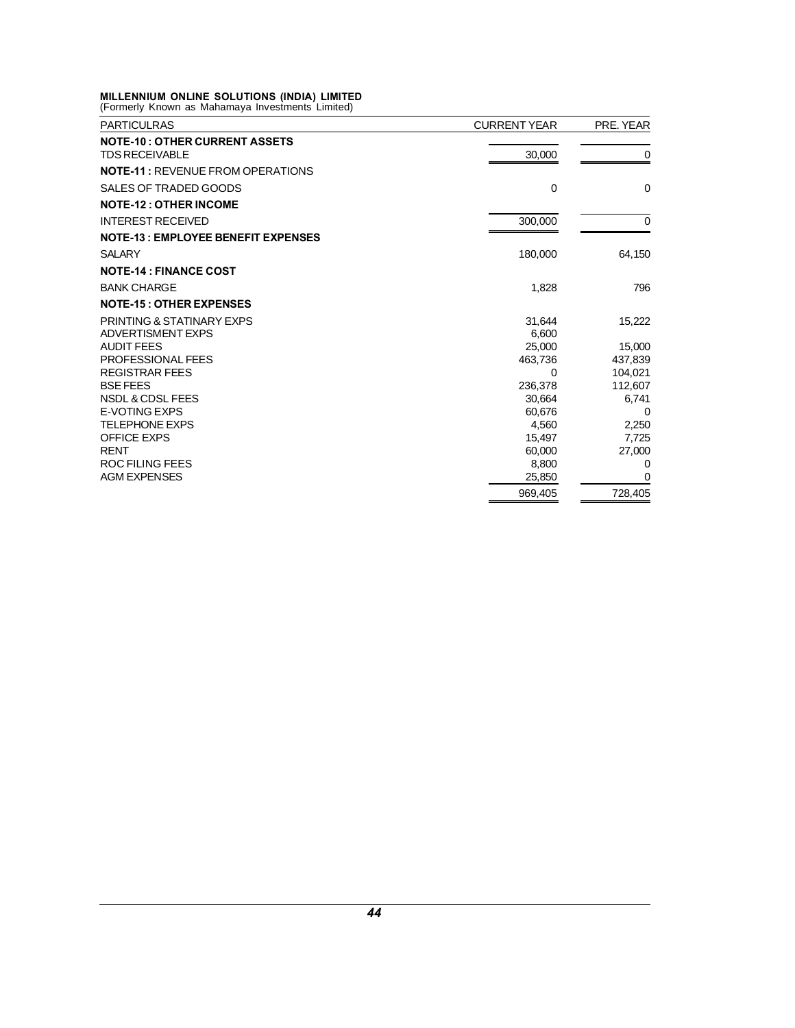**MILLENNIUM ONLINE SOLUTIONS (INDIA) LIMITED**
(Formerly Known as Mahamaya Investments Limited)

| PARTICULRAS | CURRENT YEAR | PRE. YEAR |
|---|---|---|
| **NOTE-10 : OTHER CURRENT ASSETS** | | |
| TDS RECEIVABLE | 30,000 | 0 |
| **NOTE-11 :** REVENUE FROM OPERATIONS | | |
| SALES OF TRADED GOODS | 0 | 0 |
| **NOTE-12 : OTHER INCOME** | | |
| INTEREST RECEIVED | 300,000 | 0 |
| **NOTE-13 : EMPLOYEE BENEFIT EXPENSES** | | |
| SALARY | 180,000 | 64,150 |
| **NOTE-14 : FINANCE COST** | | |
| BANK CHARGE | 1,828 | 796 |
| **NOTE-15 : OTHER EXPENSES** | | |
| PRINTING & STATINARY EXPS | 31,644 | 15,222 |
| ADVERTISMENT EXPS | 6,600 | |
| AUDIT FEES | 25,000 | 15,000 |
| PROFESSIONAL FEES | 463,736 | 437,839 |
| REGISTRAR FEES | 0 | 104,021 |
| BSE FEES | 236,378 | 112,607 |
| NSDL & CDSL FEES | 30,664 | 6,741 |
| E-VOTING EXPS | 60,676 | 0 |
| TELEPHONE EXPS | 4,560 | 2,250 |
| OFFICE EXPS | 15,497 | 7,725 |
| RENT | 60,000 | 27,000 |
| ROC FILING FEES | 8,800 | 0 |
| AGM EXPENSES | 25,850 | 0 |
| | 969,405 | 728,405 |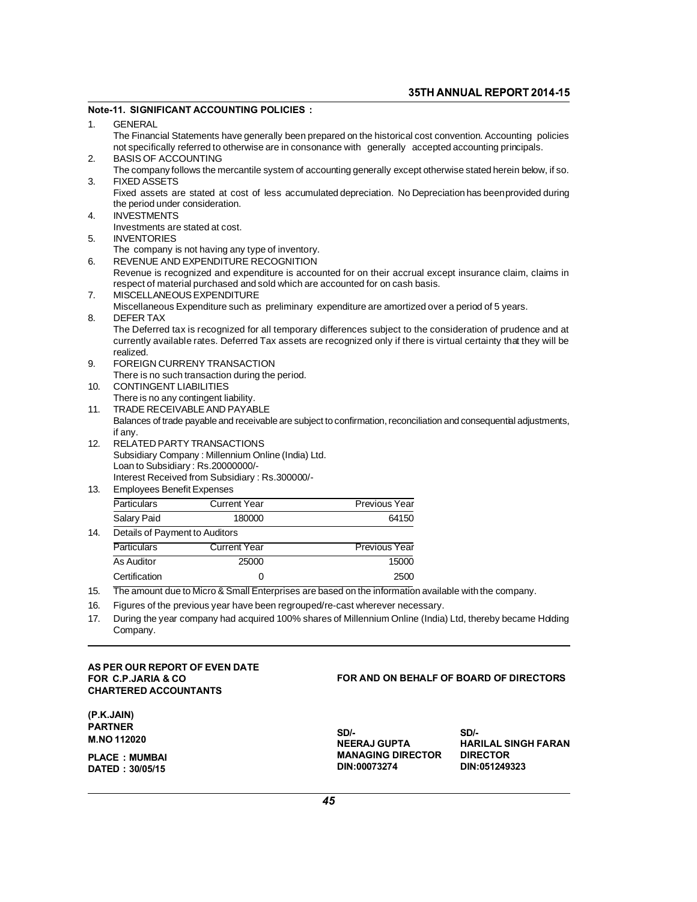## Note-11. SIGNIFICANT ACCOUNTING POLICIES :

1. GENERAL

   The Financial Statements have generally been prepared on the historical cost convention. Accounting policies not specifically referred to otherwise are in consonance with generally accepted accounting principals.

2. BASIS OF ACCOUNTING

   The company follows the mercantile system of accounting generally except otherwise stated herein below, if so.

3. FIXED ASSETS

   Fixed assets are stated at cost of less accumulated depreciation. No Depreciation has beenprovided during the period under consideration.

4. INVESTMENTS

   Investments are stated at cost.

5. INVENTORIES

   The company is not having any type of inventory.

6. REVENUE AND EXPENDITURE RECOGNITION

   Revenue is recognized and expenditure is accounted for on their accrual except insurance claim, claims in respect of material purchased and sold which are accounted for on cash basis.

7. MISCELLANEOUS EXPENDITURE

   Miscellaneous Expenditure such as preliminary expenditure are amortized over a period of 5 years.

8. DEFER TAX

   The Deferred tax is recognized for all temporary differences subject to the consideration of prudence and at currently available rates. Deferred Tax assets are recognized only if there is virtual certainty that they will be realized.

9. FOREIGN CURRENY TRANSACTION

   There is no such transaction during the period.

10. CONTINGENT LIABILITIES

    There is no any contingent liability.

11. TRADE RECEIVABLE AND PAYABLE

    Balances of trade payable and receivable are subject to confirmation, reconciliation and consequential adjustments, if any.

12. RELATED PARTY TRANSACTIONS

    Subsidiary Company : Millennium Online (India) Ltd.
    Loan to Subsidiary : Rs.20000000/-
    Interest Received from Subsidiary : Rs.300000/-

13. Employees Benefit Expenses

| Particulars | Current Year | Previous Year |
|---|---|---|
| Salary Paid | 180000 | 64150 |

14. Details of Payment to Auditors

| Particulars | Current Year | Previous Year |
|---|---|---|
| As Auditor | 25000 | 15000 |
| Certification | 0 | 2500 |

15. The amount due to Micro & Small Enterprises are based on the information available with the company.
16. Figures of the previous year have been regrouped/re-cast wherever necessary.
17. During the year company had acquired 100% shares of Millennium Online (India) Ltd, thereby became Holding Company.

**AS PER OUR REPORT OF EVEN DATE**
**FOR C.P.JARIA & CO**
**CHARTERED ACCOUNTANTS**

**(P.K.JAIN)**
**PARTNER**
**M.NO 112020**

**PLACE : MUMBAI**
**DATED : 30/05/15**

**FOR AND ON BEHALF OF BOARD OF DIRECTORS**

| SD/- | SD/- |
|---|---|
| NEERAJ GUPTA | HARILAL SINGH FARAN |
| MANAGING DIRECTOR | DIRECTOR |
| DIN:00073274 | DIN:051249323 |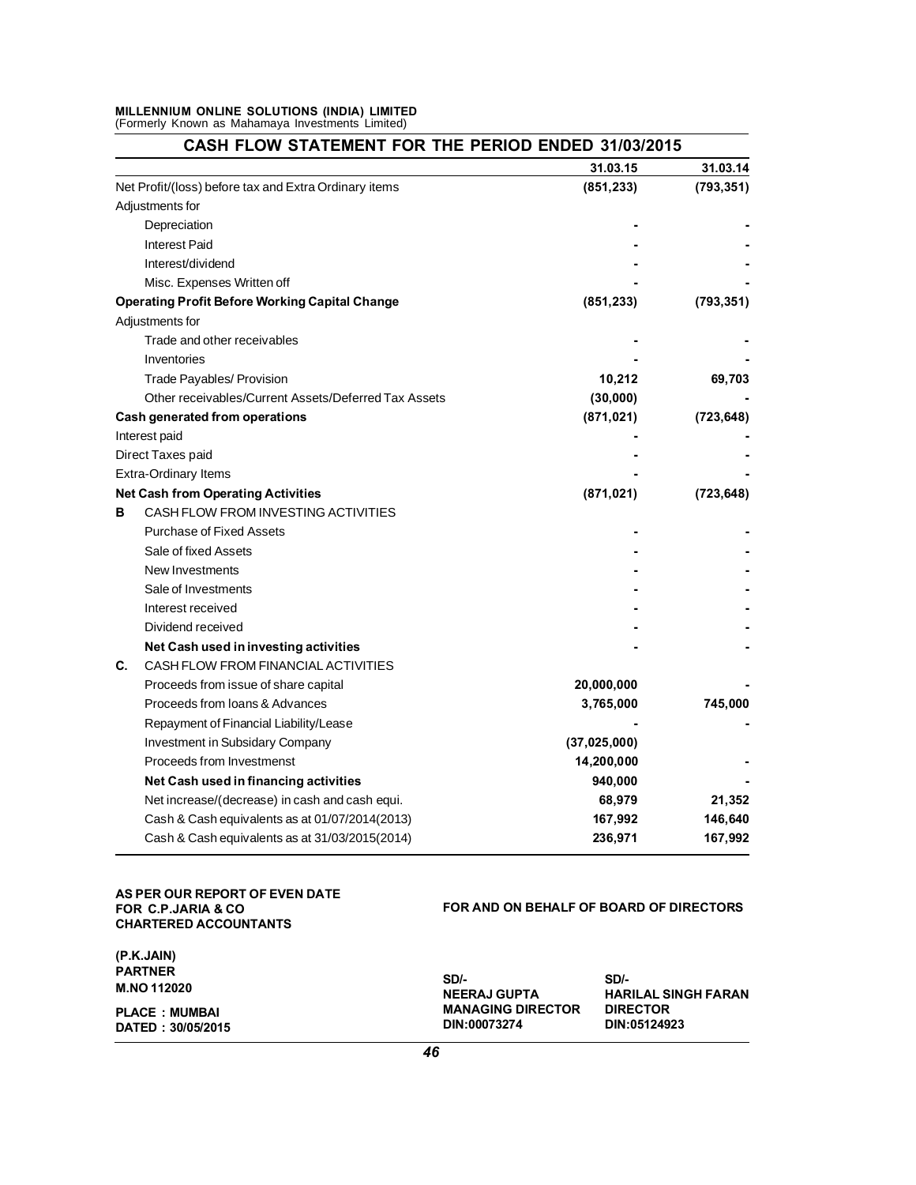**MILLENNIUM ONLINE SOLUTIONS (INDIA) LIMITED**
(Formerly Known as Mahamaya Investments Limited)

## CASH FLOW STATEMENT FOR THE PERIOD ENDED 31/03/2015

| | | 31.03.15 | 31.03.14 |
|---|---|---|---|
| | Net Profit/(loss) before tax and Extra Ordinary items | (851,233) | (793,351) |
| | Adjustments for | | |
| | Depreciation | - | - |
| | Interest Paid | - | - |
| | Interest/dividend | - | - |
| | Misc. Expenses Written off | - | - |
| | **Operating Profit Before Working Capital Change** | (851,233) | (793,351) |
| | Adjustments for | | |
| | Trade and other receivables | - | - |
| | Inventories | - | - |
| | Trade Payables/ Provision | 10,212 | 69,703 |
| | Other receivables/Current Assets/Deferred Tax Assets | (30,000) | - |
| | **Cash generated from operations** | (871,021) | (723,648) |
| | Interest paid | - | - |
| | Direct Taxes paid | - | - |
| | Extra-Ordinary Items | - | - |
| | **Net Cash from Operating Activities** | (871,021) | (723,648) |
| **B** | CASH FLOW FROM INVESTING ACTIVITIES | | |
| | Purchase of Fixed Assets | - | - |
| | Sale of fixed Assets | - | - |
| | New Investments | - | - |
| | Sale of Investments | - | - |
| | Interest received | - | - |
| | Dividend received | - | - |
| | **Net Cash used in investing activities** | - | - |
| **C.** | CASH FLOW FROM FINANCIAL ACTIVITIES | | |
| | Proceeds from issue of share capital | 20,000,000 | - |
| | Proceeds from loans & Advances | 3,765,000 | 745,000 |
| | Repayment of Financial Liability/Lease | - | - |
| | Investment in Subsidary Company | (37,025,000) | |
| | Proceeds from Investmenst | 14,200,000 | - |
| | **Net Cash used in financing activities** | 940,000 | - |
| | Net increase/(decrease) in cash and cash equi. | 68,979 | 21,352 |
| | Cash & Cash equivalents as at 01/07/2014(2013) | 167,992 | 146,640 |
| | Cash & Cash equivalents as at 31/03/2015(2014) | 236,971 | 167,992 |

**AS PER OUR REPORT OF EVEN DATE**
**FOR C.P.JARIA & CO**
**CHARTERED ACCOUNTANTS**

**FOR AND ON BEHALF OF BOARD OF DIRECTORS**

**(P.K.JAIN)**
**PARTNER**
**M.NO 112020**

**PLACE : MUMBAI**
**DATED : 30/05/2015**

**SD/-**
**NEERAJ GUPTA**
**MANAGING DIRECTOR**
**DIN:00073274**

**SD/-**
**HARILAL SINGH FARAN**
**DIRECTOR**
**DIN:05124923**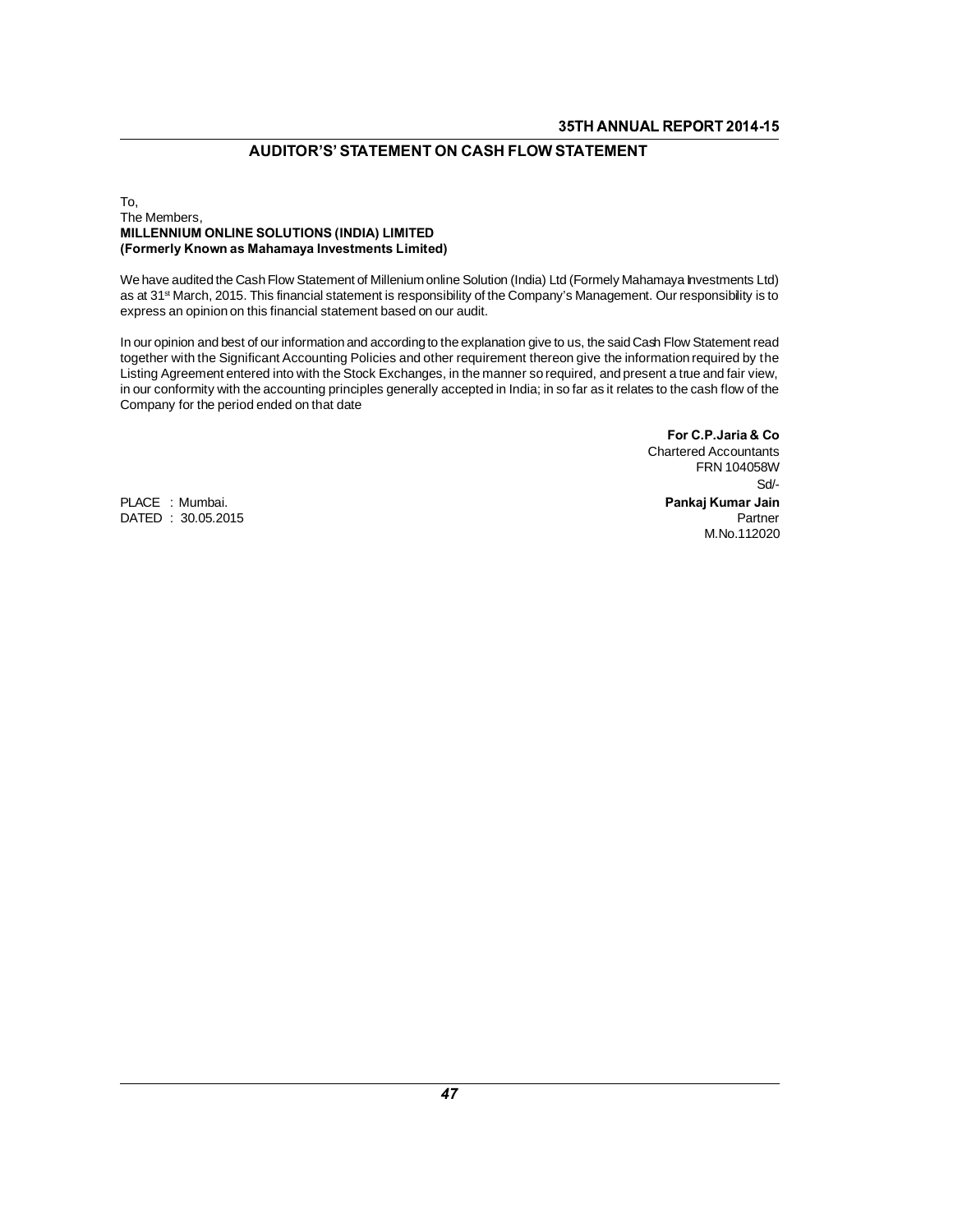## AUDITOR'S' STATEMENT ON CASH FLOW STATEMENT

To,
The Members,
**MILLENNIUM ONLINE SOLUTIONS (INDIA) LIMITED**
**(Formerly Known as Mahamaya Investments Limited)**

We have audited the Cash Flow Statement of Millenium online Solution (India) Ltd (Formely Mahamaya Investments Ltd) as at 31st March, 2015. This financial statement is responsibility of the Company's Management. Our responsibility is to express an opinion on this financial statement based on our audit.

In our opinion and best of our information and according to the explanation give to us, the said Cash Flow Statement read together with the Significant Accounting Policies and other requirement thereon give the information required by the Listing Agreement entered into with the Stock Exchanges, in the manner so required, and present a true and fair view, in our conformity with the accounting principles generally accepted in India; in so far as it relates to the cash flow of the Company for the period ended on that date

**For C.P.Jaria & Co**
Chartered Accountants
FRN 104058W
Sd/-
**Pankaj Kumar Jain**
Partner
M.No.112020

PLACE : Mumbai.
DATED : 30.05.2015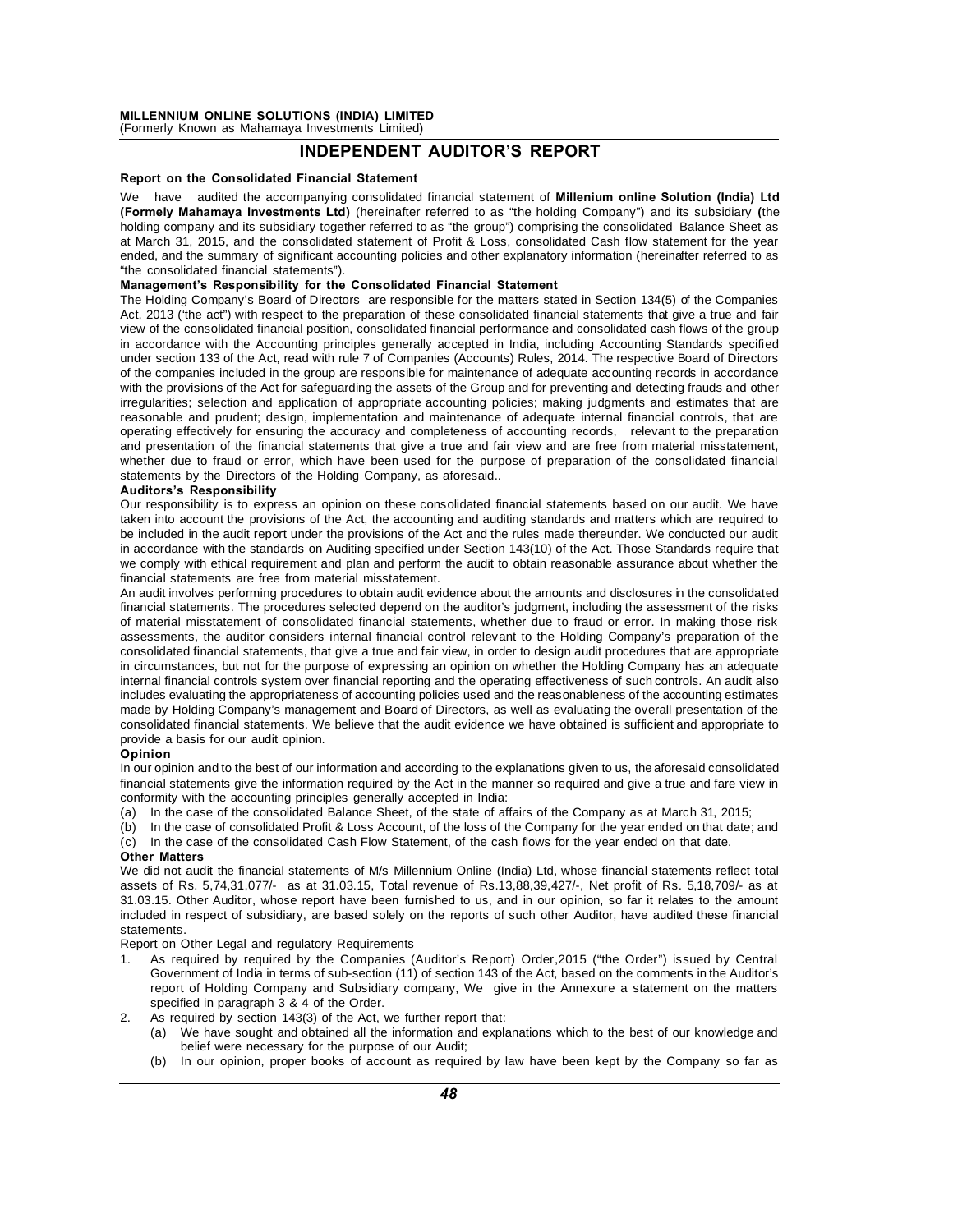# INDEPENDENT AUDITOR'S REPORT

### Report on the Consolidated Financial Statement

We have audited the accompanying consolidated financial statement of **Millenium online Solution (India) Ltd (Formely Mahamaya Investments Ltd)** (hereinafter referred to as "the holding Company") and its subsidiary **(**the holding company and its subsidiary together referred to as "the group") comprising the consolidated Balance Sheet as at March 31, 2015, and the consolidated statement of Profit & Loss, consolidated Cash flow statement for the year ended, and the summary of significant accounting policies and other explanatory information (hereinafter referred to as "the consolidated financial statements").

### Management's Responsibility for the Consolidated Financial Statement

The Holding Company's Board of Directors are responsible for the matters stated in Section 134(5) of the Companies Act, 2013 ('the act") with respect to the preparation of these consolidated financial statements that give a true and fair view of the consolidated financial position, consolidated financial performance and consolidated cash flows of the group in accordance with the Accounting principles generally accepted in India, including Accounting Standards specified under section 133 of the Act, read with rule 7 of Companies (Accounts) Rules, 2014. The respective Board of Directors of the companies included in the group are responsible for maintenance of adequate accounting records in accordance with the provisions of the Act for safeguarding the assets of the Group and for preventing and detecting frauds and other irregularities; selection and application of appropriate accounting policies; making judgments and estimates that are reasonable and prudent; design, implementation and maintenance of adequate internal financial controls, that are operating effectively for ensuring the accuracy and completeness of accounting records, relevant to the preparation and presentation of the financial statements that give a true and fair view and are free from material misstatement, whether due to fraud or error, which have been used for the purpose of preparation of the consolidated financial statements by the Directors of the Holding Company, as aforesaid..

### Auditors's Responsibility

Our responsibility is to express an opinion on these consolidated financial statements based on our audit. We have taken into account the provisions of the Act, the accounting and auditing standards and matters which are required to be included in the audit report under the provisions of the Act and the rules made thereunder. We conducted our audit in accordance with the standards on Auditing specified under Section 143(10) of the Act. Those Standards require that we comply with ethical requirement and plan and perform the audit to obtain reasonable assurance about whether the financial statements are free from material misstatement.

An audit involves performing procedures to obtain audit evidence about the amounts and disclosures in the consolidated financial statements. The procedures selected depend on the auditor's judgment, including the assessment of the risks of material misstatement of consolidated financial statements, whether due to fraud or error. In making those risk assessments, the auditor considers internal financial control relevant to the Holding Company's preparation of the consolidated financial statements, that give a true and fair view, in order to design audit procedures that are appropriate in circumstances, but not for the purpose of expressing an opinion on whether the Holding Company has an adequate internal financial controls system over financial reporting and the operating effectiveness of such controls. An audit also includes evaluating the appropriateness of accounting policies used and the reasonableness of the accounting estimates made by Holding Company's management and Board of Directors, as well as evaluating the overall presentation of the consolidated financial statements. We believe that the audit evidence we have obtained is sufficient and appropriate to provide a basis for our audit opinion.

### Opinion

In our opinion and to the best of our information and according to the explanations given to us, the aforesaid consolidated financial statements give the information required by the Act in the manner so required and give a true and fare view in conformity with the accounting principles generally accepted in India:

(a) In the case of the consolidated Balance Sheet, of the state of affairs of the Company as at March 31, 2015;

(b) In the case of consolidated Profit & Loss Account, of the loss of the Company for the year ended on that date; and

(c) In the case of the consolidated Cash Flow Statement, of the cash flows for the year ended on that date.

### Other Matters

We did not audit the financial statements of M/s Millennium Online (India) Ltd, whose financial statements reflect total assets of Rs. 5,74,31,077/- as at 31.03.15, Total revenue of Rs.13,88,39,427/-, Net profit of Rs. 5,18,709/- as at 31.03.15. Other Auditor, whose report have been furnished to us, and in our opinion, so far it relates to the amount included in respect of subsidiary, are based solely on the reports of such other Auditor, have audited these financial statements.

Report on Other Legal and regulatory Requirements

1. As required by required by the Companies (Auditor's Report) Order,2015 ("the Order") issued by Central Government of India in terms of sub-section (11) of section 143 of the Act, based on the comments in the Auditor's report of Holding Company and Subsidiary company, We give in the Annexure a statement on the matters specified in paragraph 3 & 4 of the Order.
2. As required by section 143(3) of the Act, we further report that:
   (a) We have sought and obtained all the information and explanations which to the best of our knowledge and belief were necessary for the purpose of our Audit;
   (b) In our opinion, proper books of account as required by law have been kept by the Company so far as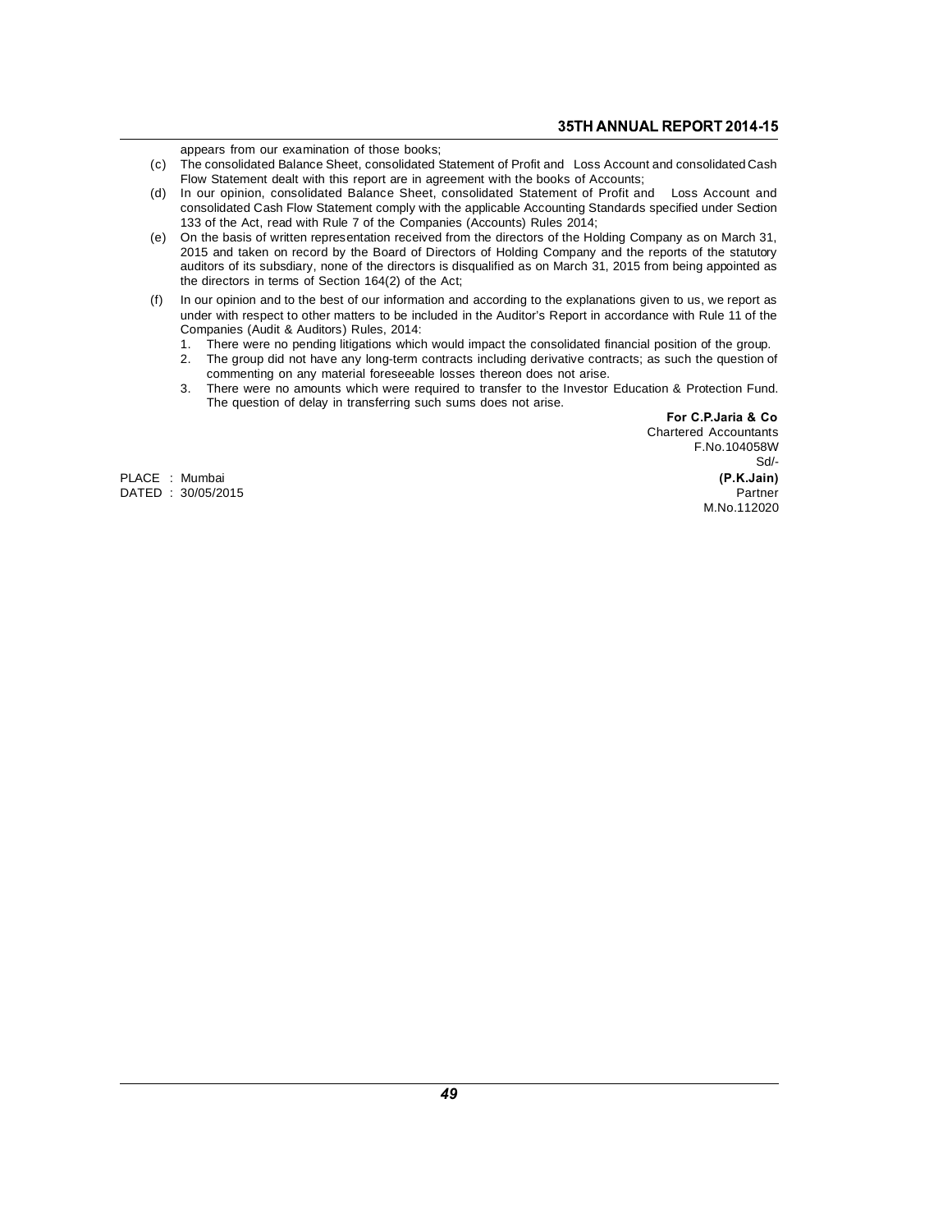appears from our examination of those books;

(c) The consolidated Balance Sheet, consolidated Statement of Profit and Loss Account and consolidated Cash Flow Statement dealt with this report are in agreement with the books of Accounts;

(d) In our opinion, consolidated Balance Sheet, consolidated Statement of Profit and Loss Account and consolidated Cash Flow Statement comply with the applicable Accounting Standards specified under Section 133 of the Act, read with Rule 7 of the Companies (Accounts) Rules 2014;

(e) On the basis of written representation received from the directors of the Holding Company as on March 31, 2015 and taken on record by the Board of Directors of Holding Company and the reports of the statutory auditors of its subsdiary, none of the directors is disqualified as on March 31, 2015 from being appointed as the directors in terms of Section 164(2) of the Act;

(f) In our opinion and to the best of our information and according to the explanations given to us, we report as under with respect to other matters to be included in the Auditor's Report in accordance with Rule 11 of the Companies (Audit & Auditors) Rules, 2014:

1. There were no pending litigations which would impact the consolidated financial position of the group.
2. The group did not have any long-term contracts including derivative contracts; as such the question of commenting on any material foreseeable losses thereon does not arise.
3. There were no amounts which were required to transfer to the Investor Education & Protection Fund. The question of delay in transferring such sums does not arise.

**For C.P.Jaria & Co**
Chartered Accountants
F.No.104058W
Sd/-
**(P.K.Jain)**
Partner
M.No.112020

PLACE : Mumbai
DATED : 30/05/2015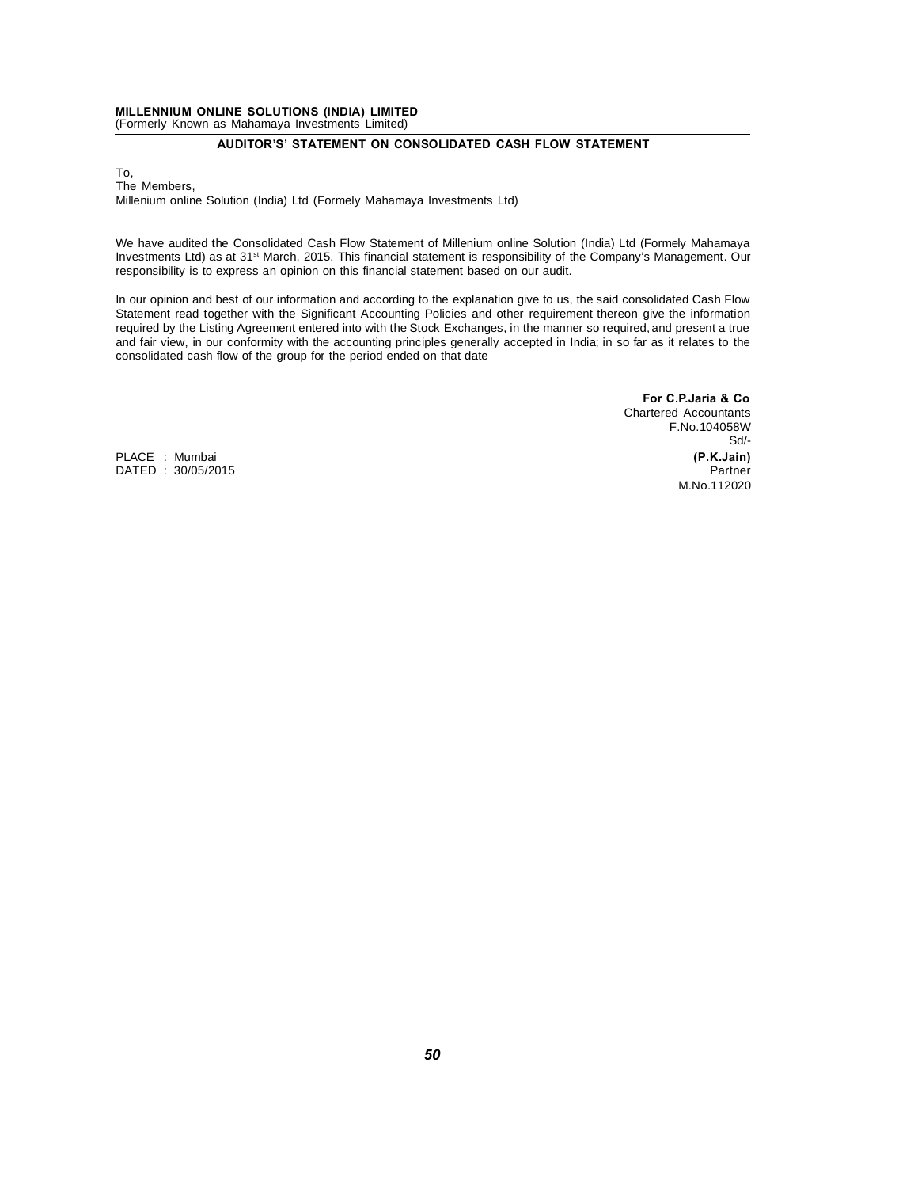## AUDITOR'S' STATEMENT ON CONSOLIDATED CASH FLOW STATEMENT

To,
The Members,
Millenium online Solution (India) Ltd (Formely Mahamaya Investments Ltd)

We have audited the Consolidated Cash Flow Statement of Millenium online Solution (India) Ltd (Formely Mahamaya Investments Ltd) as at 31st March, 2015. This financial statement is responsibility of the Company's Management. Our responsibility is to express an opinion on this financial statement based on our audit.

In our opinion and best of our information and according to the explanation give to us, the said consolidated Cash Flow Statement read together with the Significant Accounting Policies and other requirement thereon give the information required by the Listing Agreement entered into with the Stock Exchanges, in the manner so required, and present a true and fair view, in our conformity with the accounting principles generally accepted in India; in so far as it relates to the consolidated cash flow of the group for the period ended on that date

**For C.P.Jaria & Co**
Chartered Accountants
F.No.104058W
Sd/-
**(P.K.Jain)**
Partner
M.No.112020

PLACE : Mumbai
DATED : 30/05/2015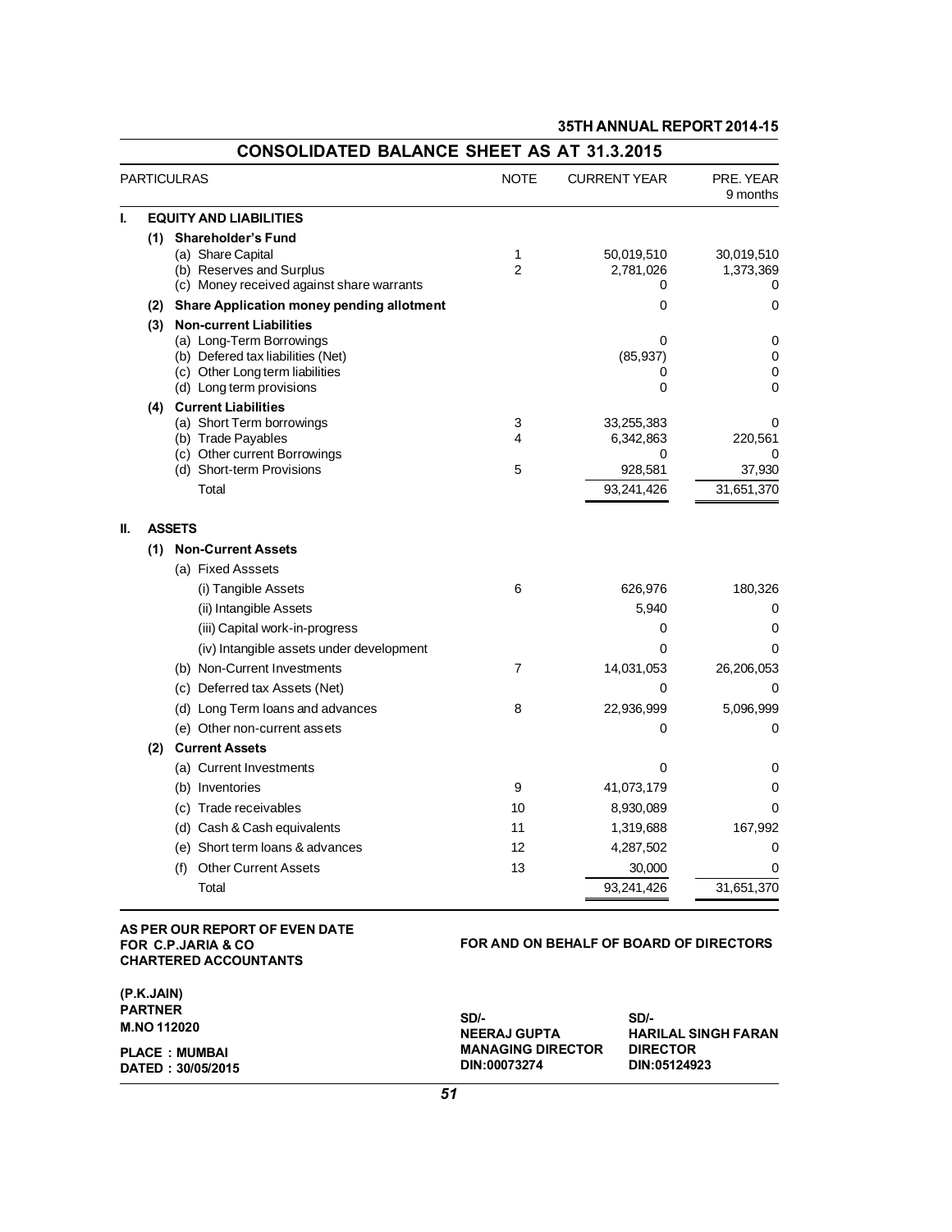# CONSOLIDATED BALANCE SHEET AS AT 31.3.2015

| PARTICULRAS | NOTE | CURRENT YEAR | PRE. YEAR 9 months |
|---|---|---|---|
| **I. EQUITY AND LIABILITIES** | | | |
| **(1) Shareholder's Fund** | | | |
| (a) Share Capital | 1 | 50,019,510 | 30,019,510 |
| (b) Reserves and Surplus | 2 | 2,781,026 | 1,373,369 |
| (c) Money received against share warrants | | 0 | 0 |
| **(2) Share Application money pending allotment** | | 0 | 0 |
| **(3) Non-current Liabilities** | | | |
| (a) Long-Term Borrowings | | 0 | 0 |
| (b) Defered tax liabilities (Net) | | (85,937) | 0 |
| (c) Other Long term liabilities | | 0 | 0 |
| (d) Long term provisions | | 0 | 0 |
| **(4) Current Liabilities** | | | |
| (a) Short Term borrowings | 3 | 33,255,383 | 0 |
| (b) Trade Payables | 4 | 6,342,863 | 220,561 |
| (c) Other current Borrowings | | 0 | 0 |
| (d) Short-term Provisions | 5 | 928,581 | 37,930 |
| Total | | 93,241,426 | 31,651,370 |
| **II. ASSETS** | | | |
| **(1) Non-Current Assets** | | | |
| (a) Fixed Asssets | | | |
| (i) Tangible Assets | 6 | 626,976 | 180,326 |
| (ii) Intangible Assets | | 5,940 | 0 |
| (iii) Capital work-in-progress | | 0 | 0 |
| (iv) Intangible assets under development | | 0 | 0 |
| (b) Non-Current Investments | 7 | 14,031,053 | 26,206,053 |
| (c) Deferred tax Assets (Net) | | 0 | 0 |
| (d) Long Term loans and advances | 8 | 22,936,999 | 5,096,999 |
| (e) Other non-current assets | | 0 | 0 |
| **(2) Current Assets** | | | |
| (a) Current Investments | | 0 | 0 |
| (b) Inventories | 9 | 41,073,179 | 0 |
| (c) Trade receivables | 10 | 8,930,089 | 0 |
| (d) Cash & Cash equivalents | 11 | 1,319,688 | 167,992 |
| (e) Short term loans & advances | 12 | 4,287,502 | 0 |
| (f) Other Current Assets | 13 | 30,000 | 0 |
| Total | | 93,241,426 | 31,651,370 |

**AS PER OUR REPORT OF EVEN DATE**
**FOR C.P.JARIA & CO**
**CHARTERED ACCOUNTANTS**

**(P.K.JAIN)**
**PARTNER**
**M.NO 112020**

**PLACE : MUMBAI**
**DATED : 30/05/2015**

**FOR AND ON BEHALF OF BOARD OF DIRECTORS**

| SD/- | SD/- |
|---|---|
| **NEERAJ GUPTA** | **HARILAL SINGH FARAN** |
| **MANAGING DIRECTOR** | **DIRECTOR** |
| **DIN:00073274** | **DIN:05124923** |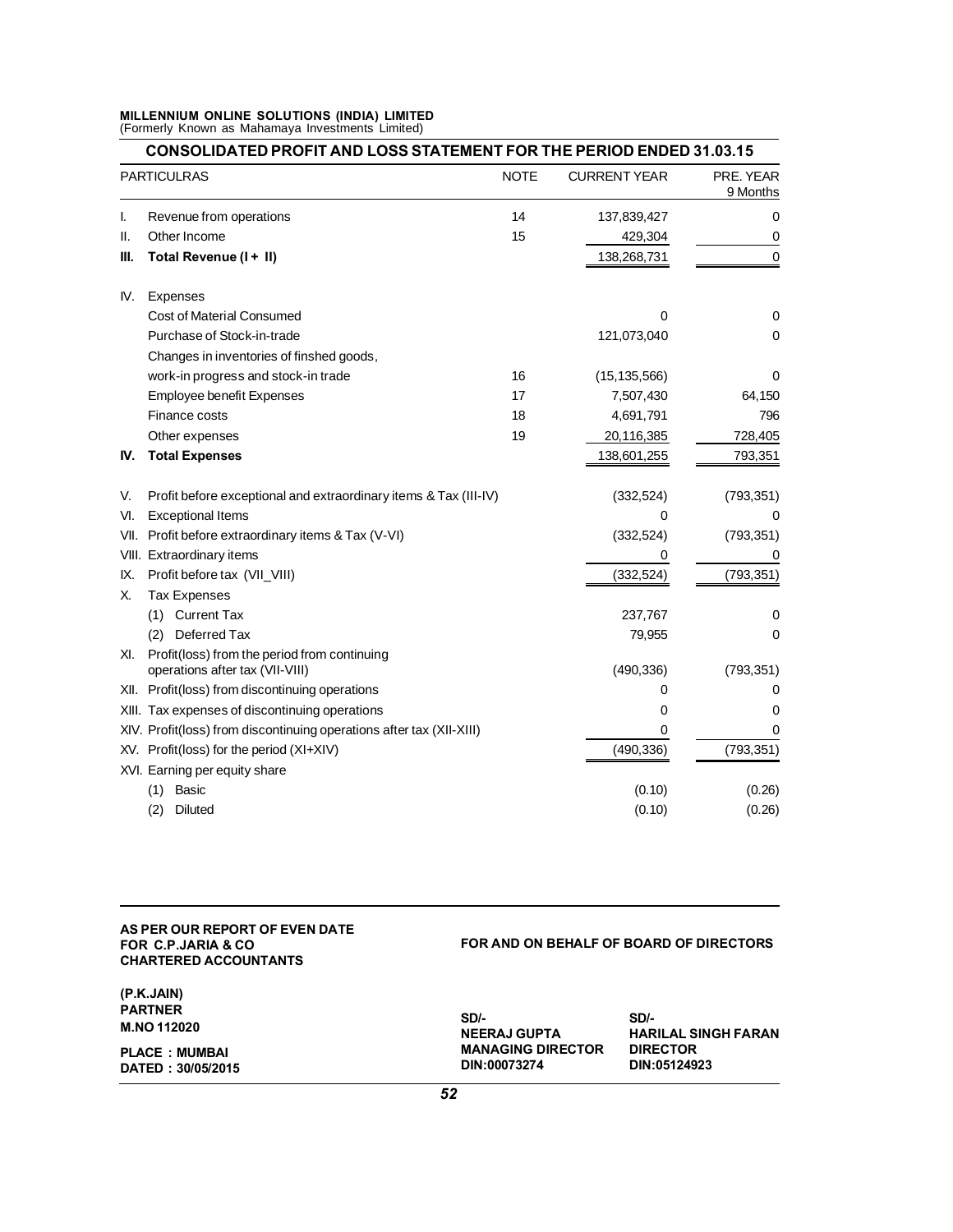**MILLENNIUM ONLINE SOLUTIONS (INDIA) LIMITED**
(Formerly Known as Mahamaya Investments Limited)

## CONSOLIDATED PROFIT AND LOSS STATEMENT FOR THE PERIOD ENDED 31.03.15

| | PARTICULRAS | NOTE | CURRENT YEAR | PRE. YEAR 9 Months |
|---|---|---|---|---|
| I. | Revenue from operations | 14 | 137,839,427 | 0 |
| II. | Other Income | 15 | 429,304 | 0 |
| **III.** | **Total Revenue (I + II)** | | 138,268,731 | 0 |
| IV. | Expenses | | | |
| | Cost of Material Consumed | | 0 | 0 |
| | Purchase of Stock-in-trade | | 121,073,040 | 0 |
| | Changes in inventories of finshed goods, | | | |
| | work-in progress and stock-in trade | 16 | (15,135,566) | 0 |
| | Employee benefit Expenses | 17 | 7,507,430 | 64,150 |
| | Finance costs | 18 | 4,691,791 | 796 |
| | Other expenses | 19 | 20,116,385 | 728,405 |
| **IV.** | **Total Expenses** | | 138,601,255 | 793,351 |
| V. | Profit before exceptional and extraordinary items & Tax (III-IV) | | (332,524) | (793,351) |
| VI. | Exceptional Items | | 0 | 0 |
| VII. | Profit before extraordinary items & Tax (V-VI) | | (332,524) | (793,351) |
| VIII. | Extraordinary items | | 0 | 0 |
| IX. | Profit before tax (VII_VIII) | | (332,524) | (793,351) |
| X. | Tax Expenses | | | |
| | (1) Current Tax | | 237,767 | 0 |
| | (2) Deferred Tax | | 79,955 | 0 |
| XI. | Profit(loss) from the period from continuing operations after tax (VII-VIII) | | (490,336) | (793,351) |
| XII. | Profit(loss) from discontinuing operations | | 0 | 0 |
| XIII. | Tax expenses of discontinuing operations | | 0 | 0 |
| XIV. | Profit(loss) from discontinuing operations after tax (XII-XIII) | | 0 | 0 |
| XV. | Profit(loss) for the period (XI+XIV) | | (490,336) | (793,351) |
| XVI. | Earning per equity share | | | |
| | (1) Basic | | (0.10) | (0.26) |
| | (2) Diluted | | (0.10) | (0.26) |

**AS PER OUR REPORT OF EVEN DATE**
**FOR C.P.JARIA & CO**
**CHARTERED ACCOUNTANTS**

**(P.K.JAIN)**
**PARTNER**
**M.NO 112020**

**PLACE : MUMBAI**
**DATED : 30/05/2015**

**FOR AND ON BEHALF OF BOARD OF DIRECTORS**

| | |
|---|---|
| **SD/-** | **SD/-** |
| **NEERAJ GUPTA** | **HARILAL SINGH FARAN** |
| **MANAGING DIRECTOR** | **DIRECTOR** |
| **DIN:00073274** | **DIN:05124923** |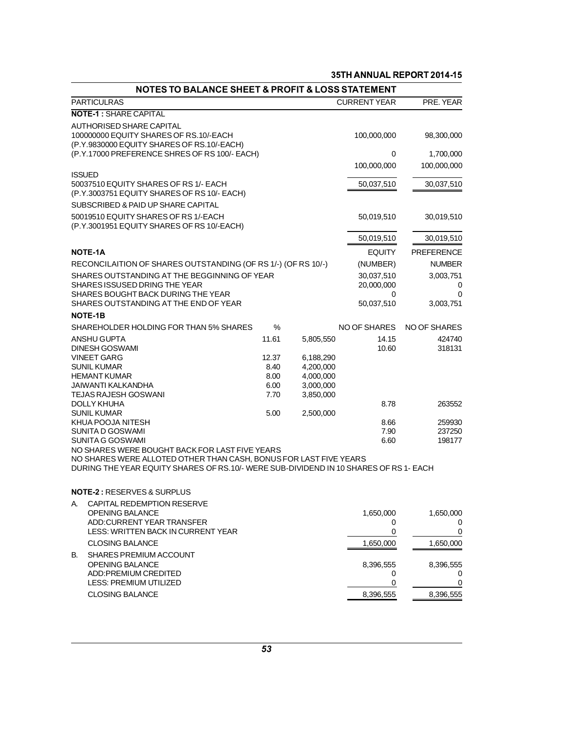## NOTES TO BALANCE SHEET & PROFIT & LOSS STATEMENT

| PARTICULRAS | CURRENT YEAR | PRE. YEAR |
|---|---|---|
| **NOTE-1 :** SHARE CAPITAL | | |
| AUTHORISED SHARE CAPITAL | | |
| 100000000 EQUITY SHARES OF RS.10/-EACH (P.Y.9830000 EQUITY SHARES OF RS.10/-EACH) | 100,000,000 | 98,300,000 |
| (P.Y.17000 PREFERENCE SHRES OF RS 100/- EACH) | 0 | 1,700,000 |
| | 100,000,000 | 100,000,000 |
| ISSUED | | |
| 50037510 EQUITY SHARES OF RS 1/- EACH (P.Y.3003751 EQUITY SHARES OF RS 10/- EACH) | 50,037,510 | 30,037,510 |
| SUBSCRIBED & PAID UP SHARE CAPITAL | | |
| 50019510 EQUITY SHARES OF RS 1/-EACH (P.Y.3001951 EQUITY SHARES OF RS 10/-EACH) | 50,019,510 | 30,019,510 |
| | 50,019,510 | 30,019,510 |

**NOTE-1A**

| | EQUITY | PREFERENCE |
|---|---|---|
| RECONCILAITION OF SHARES OUTSTANDING (OF RS 1/-) (OF RS 10/-) | (NUMBER) | NUMBER |
| SHARES OUTSTANDING AT THE BEGGINNING OF YEAR | 30,037,510 | 3,003,751 |
| SHARES ISSUSED DRING THE YEAR | 20,000,000 | 0 |
| SHARES BOUGHT BACK DURING THE YEAR | 0 | 0 |
| SHARES OUTSTANDING AT THE END OF YEAR | 50,037,510 | 3,003,751 |

**NOTE-1B**

| SHAREHOLDER HOLDING FOR THAN 5% SHARES | % | | NO OF SHARES | NO OF SHARES |
|---|---|---|---|---|
| ANSHU GUPTA | 11.61 | 5,805,550 | 14.15 | 424740 |
| DINESH GOSWAMI | | | 10.60 | 318131 |
| VINEET GARG | 12.37 | 6,188,290 | | |
| SUNIL KUMAR | 8.40 | 4,200,000 | | |
| HEMANT KUMAR | 8.00 | 4,000,000 | | |
| JAIWANTI KALKANDHA | 6.00 | 3,000,000 | | |
| TEJAS RAJESH GOSWANI | 7.70 | 3,850,000 | | |
| DOLLY KHUHA | | | 8.78 | 263552 |
| SUNIL KUMAR | 5.00 | 2,500,000 | | |
| KHUA POOJA NITESH | | | 8.66 | 259930 |
| SUNITA D GOSWAMI | | | 7.90 | 237250 |
| SUNITA G GOSWAMI | | | 6.60 | 198177 |

NO SHARES WERE BOUGHT BACK FOR LAST FIVE YEARS
NO SHARES WERE ALLOTED OTHER THAN CASH, BONUS FOR LAST FIVE YEARS
DURING THE YEAR EQUITY SHARES OF RS.10/- WERE SUB-DIVIDEND IN 10 SHARES OF RS 1- EACH

**NOTE-2 :** RESERVES & SURPLUS

| | | CURRENT YEAR | PRE. YEAR |
|---|---|---|---|
| A. | CAPITAL REDEMPTION RESERVE | | |
| | OPENING BALANCE | 1,650,000 | 1,650,000 |
| | ADD:CURRENT YEAR TRANSFER | 0 | 0 |
| | LESS: WRITTEN BACK IN CURRENT YEAR | 0 | 0 |
| | CLOSING BALANCE | 1,650,000 | 1,650,000 |
| B. | SHARES PREMIUM ACCOUNT | | |
| | OPENING BALANCE | 8,396,555 | 8,396,555 |
| | ADD:PREMIUM CREDITED | 0 | 0 |
| | LESS: PREMIUM UTILIZED | 0 | 0 |
| | CLOSING BALANCE | 8,396,555 | 8,396,555 |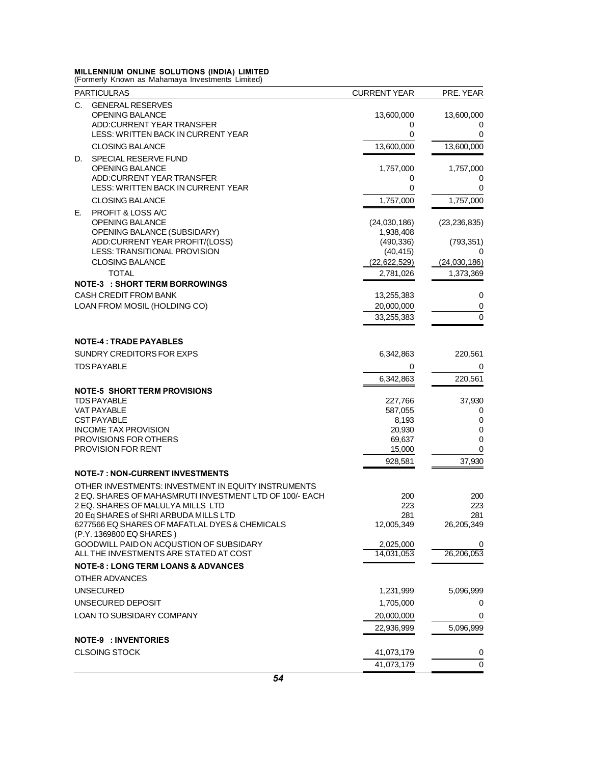**MILLENNIUM ONLINE SOLUTIONS (INDIA) LIMITED**
(Formerly Known as Mahamaya Investments Limited)

| PARTICULRAS | CURRENT YEAR | PRE. YEAR |
|---|---|---|
| C. GENERAL RESERVES | | |
| OPENING BALANCE | 13,600,000 | 13,600,000 |
| ADD:CURRENT YEAR TRANSFER | 0 | 0 |
| LESS: WRITTEN BACK IN CURRENT YEAR | 0 | 0 |
| CLOSING BALANCE | 13,600,000 | 13,600,000 |
| D. SPECIAL RESERVE FUND | | |
| OPENING BALANCE | 1,757,000 | 1,757,000 |
| ADD:CURRENT YEAR TRANSFER | 0 | 0 |
| LESS: WRITTEN BACK IN CURRENT YEAR | 0 | 0 |
| CLOSING BALANCE | 1,757,000 | 1,757,000 |
| E. PROFIT & LOSS A/C | | |
| OPENING BALANCE | (24,030,186) | (23,236,835) |
| OPENING BALANCE (SUBSIDARY) | 1,938,408 | |
| ADD:CURRENT YEAR PROFIT/(LOSS) | (490,336) | (793,351) |
| LESS: TRANSITIONAL PROVISION | (40,415) | 0 |
| CLOSING BALANCE | (22,622,529) | (24,030,186) |
| TOTAL | 2,781,026 | 1,373,369 |
| **NOTE-3 : SHORT TERM BORROWINGS** | | |
| CASH CREDIT FROM BANK | 13,255,383 | 0 |
| LOAN FROM MOSIL (HOLDING CO) | 20,000,000 | 0 |
| | 33,255,383 | 0 |
| **NOTE-4 : TRADE PAYABLES** | | |
| SUNDRY CREDITORS FOR EXPS | 6,342,863 | 220,561 |
| TDS PAYABLE | 0 | 0 |
| | 6,342,863 | 220,561 |
| **NOTE-5 SHORT TERM PROVISIONS** | | |
| TDS PAYABLE | 227,766 | 37,930 |
| VAT PAYABLE | 587,055 | 0 |
| CST PAYABLE | 8,193 | 0 |
| INCOME TAX PROVISION | 20,930 | 0 |
| PROVISIONS FOR OTHERS | 69,637 | 0 |
| PROVISION FOR RENT | 15,000 | 0 |
| | 928,581 | 37,930 |
| **NOTE-7 : NON-CURRENT INVESTMENTS** | | |
| OTHER INVESTMENTS: INVESTMENT IN EQUITY INSTRUMENTS | | |
| 2 EQ. SHARES OF MAHASMRUTI INVESTMENT LTD OF 100/- EACH | 200 | 200 |
| 2 EQ. SHARES OF MALULYA MILLS LTD | 223 | 223 |
| 20 Eq SHARES of SHRI ARBUDA MILLS LTD | 281 | 281 |
| 6277566 EQ SHARES OF MAFATLAL DYES & CHEMICALS (P.Y. 1369800 EQ SHARES ) | 12,005,349 | 26,205,349 |
| GOODWILL PAID ON ACQUSTION OF SUBSIDARY | 2,025,000 | 0 |
| ALL THE INVESTMENTS ARE STATED AT COST | 14,031,053 | 26,206,053 |
| **NOTE-8 : LONG TERM LOANS & ADVANCES** | | |
| OTHER ADVANCES | | |
| UNSECURED | 1,231,999 | 5,096,999 |
| UNSECURED DEPOSIT | 1,705,000 | 0 |
| LOAN TO SUBSIDARY COMPANY | 20,000,000 | 0 |
| | 22,936,999 | 5,096,999 |
| **NOTE-9 : INVENTORIES** | | |
| CLSOING STOCK | 41,073,179 | 0 |
| | 41,073,179 | 0 |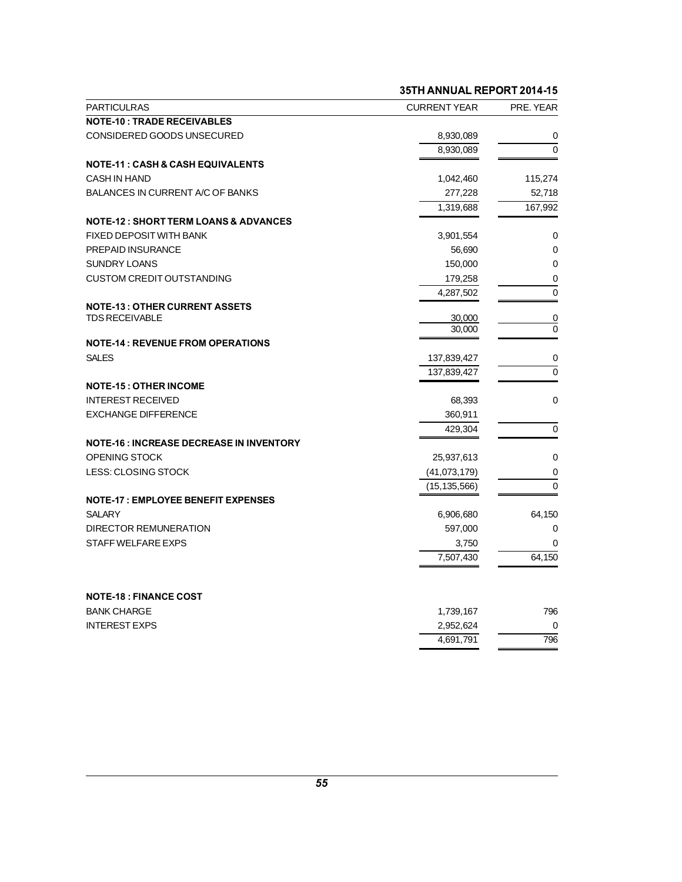| PARTICULRAS | CURRENT YEAR | PRE. YEAR |
|---|---|---|
| **NOTE-10 : TRADE RECEIVABLES** | | |
| CONSIDERED GOODS UNSECURED | 8,930,089 | 0 |
| | 8,930,089 | 0 |
| **NOTE-11 : CASH & CASH EQUIVALENTS** | | |
| CASH IN HAND | 1,042,460 | 115,274 |
| BALANCES IN CURRENT A/C OF BANKS | 277,228 | 52,718 |
| | 1,319,688 | 167,992 |
| **NOTE-12 : SHORT TERM LOANS & ADVANCES** | | |
| FIXED DEPOSIT WITH BANK | 3,901,554 | 0 |
| PREPAID INSURANCE | 56,690 | 0 |
| SUNDRY LOANS | 150,000 | 0 |
| CUSTOM CREDIT OUTSTANDING | 179,258 | 0 |
| | 4,287,502 | 0 |
| **NOTE-13 : OTHER CURRENT ASSETS** | | |
| TDS RECEIVABLE | 30,000 | 0 |
| | 30,000 | 0 |
| **NOTE-14 : REVENUE FROM OPERATIONS** | | |
| SALES | 137,839,427 | 0 |
| | 137,839,427 | 0 |
| **NOTE-15 : OTHER INCOME** | | |
| INTEREST RECEIVED | 68,393 | 0 |
| EXCHANGE DIFFERENCE | 360,911 | |
| | 429,304 | 0 |
| **NOTE-16 : INCREASE DECREASE IN INVENTORY** | | |
| OPENING STOCK | 25,937,613 | 0 |
| LESS: CLOSING STOCK | (41,073,179) | 0 |
| | (15,135,566) | 0 |
| **NOTE-17 : EMPLOYEE BENEFIT EXPENSES** | | |
| SALARY | 6,906,680 | 64,150 |
| DIRECTOR REMUNERATION | 597,000 | 0 |
| STAFF WELFARE EXPS | 3,750 | 0 |
| | 7,507,430 | 64,150 |
| **NOTE-18 : FINANCE COST** | | |
| BANK CHARGE | 1,739,167 | 796 |
| INTEREST EXPS | 2,952,624 | 0 |
| | 4,691,791 | 796 |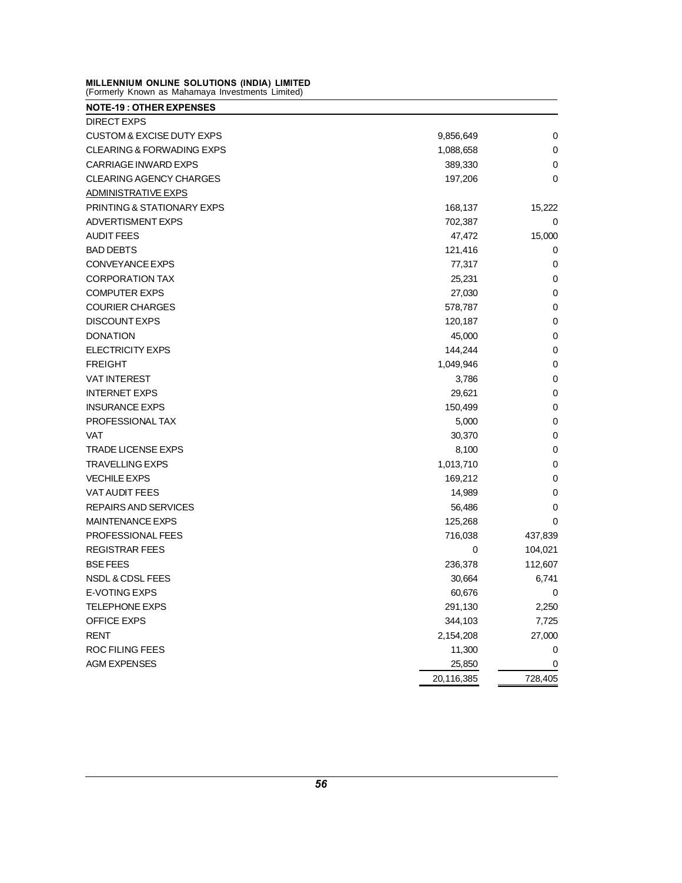**MILLENNIUM ONLINE SOLUTIONS (INDIA) LIMITED**
(Formerly Known as Mahamaya Investments Limited)

**NOTE-19 : OTHER EXPENSES**

| | | |
|---|---|---|
| DIRECT EXPS | | |
| CUSTOM & EXCISE DUTY EXPS | 9,856,649 | 0 |
| CLEARING & FORWADING EXPS | 1,088,658 | 0 |
| CARRIAGE INWARD EXPS | 389,330 | 0 |
| CLEARING AGENCY CHARGES | 197,206 | 0 |
| ADMINISTRATIVE EXPS | | |
| PRINTING & STATIONARY EXPS | 168,137 | 15,222 |
| ADVERTISMENT EXPS | 702,387 | 0 |
| AUDIT FEES | 47,472 | 15,000 |
| BAD DEBTS | 121,416 | 0 |
| CONVEYANCE EXPS | 77,317 | 0 |
| CORPORATION TAX | 25,231 | 0 |
| COMPUTER EXPS | 27,030 | 0 |
| COURIER CHARGES | 578,787 | 0 |
| DISCOUNT EXPS | 120,187 | 0 |
| DONATION | 45,000 | 0 |
| ELECTRICITY EXPS | 144,244 | 0 |
| FREIGHT | 1,049,946 | 0 |
| VAT INTEREST | 3,786 | 0 |
| INTERNET EXPS | 29,621 | 0 |
| INSURANCE EXPS | 150,499 | 0 |
| PROFESSIONAL TAX | 5,000 | 0 |
| VAT | 30,370 | 0 |
| TRADE LICENSE EXPS | 8,100 | 0 |
| TRAVELLING EXPS | 1,013,710 | 0 |
| VECHILE EXPS | 169,212 | 0 |
| VAT AUDIT FEES | 14,989 | 0 |
| REPAIRS AND SERVICES | 56,486 | 0 |
| MAINTENANCE EXPS | 125,268 | 0 |
| PROFESSIONAL FEES | 716,038 | 437,839 |
| REGISTRAR FEES | 0 | 104,021 |
| BSE FEES | 236,378 | 112,607 |
| NSDL & CDSL FEES | 30,664 | 6,741 |
| E-VOTING EXPS | 60,676 | 0 |
| TELEPHONE EXPS | 291,130 | 2,250 |
| OFFICE EXPS | 344,103 | 7,725 |
| RENT | 2,154,208 | 27,000 |
| ROC FILING FEES | 11,300 | 0 |
| AGM EXPENSES | 25,850 | 0 |
| | 20,116,385 | 728,405 |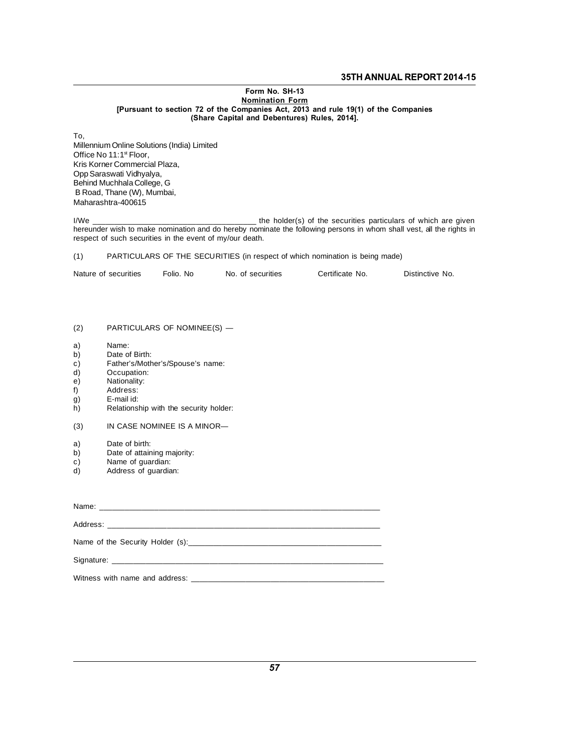**Form No. SH-13**

**Nomination Form**

**[Pursuant to section 72 of the Companies Act, 2013 and rule 19(1) of the Companies (Share Capital and Debentures) Rules, 2014].**

To,
Millennium Online Solutions (India) Limited
Office No 11:1st Floor,
Kris Korner Commercial Plaza,
Opp Saraswati Vidhyalya,
Behind Muchhala College, G
B Road, Thane (W), Mumbai,
Maharashtra-400615

I/We ____________________________________ the holder(s) of the securities particulars of which are given hereunder wish to make nomination and do hereby nominate the following persons in whom shall vest, all the rights in respect of such securities in the event of my/our death.

(1) PARTICULARS OF THE SECURITIES (in respect of which nomination is being made)

| Nature of securities | Folio. No | No. of securities | Certificate No. | Distinctive No. |
|---|---|---|---|---|
| | | | | |

(2) PARTICULARS OF NOMINEE(S) —

a) Name:
b) Date of Birth:
c) Father's/Mother's/Spouse's name:
d) Occupation:
e) Nationality:
f) Address:
g) E-mail id:
h) Relationship with the security holder:

(3) IN CASE NOMINEE IS A MINOR—

a) Date of birth:
b) Date of attaining majority:
c) Name of guardian:
d) Address of guardian:

Name: ________________________________________________________________

Address: ______________________________________________________________

Name of the Security Holder (s):_____________________________________________

Signature: _____________________________________________________________

Witness with name and address: _____________________________________________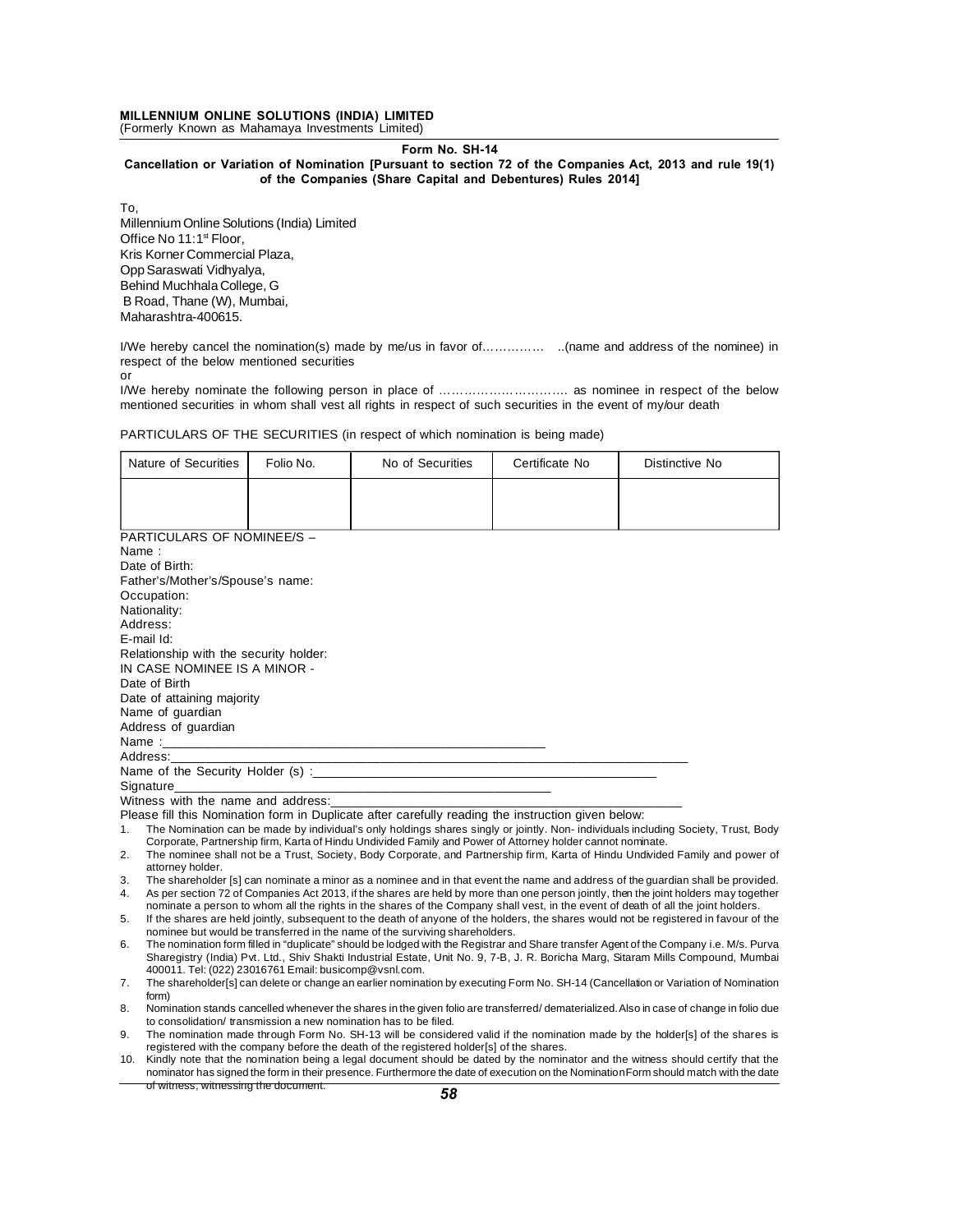**MILLENNIUM ONLINE SOLUTIONS (INDIA) LIMITED**
(Formerly Known as Mahamaya Investments Limited)

**Form No. SH-14**

**Cancellation or Variation of Nomination [Pursuant to section 72 of the Companies Act, 2013 and rule 19(1) of the Companies (Share Capital and Debentures) Rules 2014]**

To,
Millennium Online Solutions (India) Limited
Office No 11:1st Floor,
Kris Korner Commercial Plaza,
Opp Saraswati Vidhyalya,
Behind Muchhala College, G
B Road, Thane (W), Mumbai,
Maharashtra-400615.

I/We hereby cancel the nomination(s) made by me/us in favor of…………… ..(name and address of the nominee) in respect of the below mentioned securities

or

I/We hereby nominate the following person in place of …………………………. as nominee in respect of the below mentioned securities in whom shall vest all rights in respect of such securities in the event of my/our death

PARTICULARS OF THE SECURITIES (in respect of which nomination is being made)

| Nature of Securities | Folio No. | No of Securities | Certificate No | Distinctive No |
|---|---|---|---|---|
| | | | | |

PARTICULARS OF NOMINEE/S –
Name :
Date of Birth:
Father's/Mother's/Spouse's name:
Occupation:
Nationality:
Address:
E-mail Id:
Relationship with the security holder:
IN CASE NOMINEE IS A MINOR -
Date of Birth
Date of attaining majority
Name of guardian
Address of guardian
Name :_______________________________________________________
Address:_______________________________________________________________________
Name of the Security Holder (s) :_________________________________________________
Signature_______________________________________________________
Witness with the name and address:_____________________________________________________

Please fill this Nomination form in Duplicate after carefully reading the instruction given below:

1. The Nomination can be made by individual's only holdings shares singly or jointly. Non- individuals including Society, Trust, Body Corporate, Partnership firm, Karta of Hindu Undivided Family and Power of Attorney holder cannot nominate.
2. The nominee shall not be a Trust, Society, Body Corporate, and Partnership firm, Karta of Hindu Undivided Family and power of attorney holder.
3. The shareholder [s] can nominate a minor as a nominee and in that event the name and address of the guardian shall be provided.
4. As per section 72 of Companies Act 2013, if the shares are held by more than one person jointly, then the joint holders may together nominate a person to whom all the rights in the shares of the Company shall vest, in the event of death of all the joint holders.
5. If the shares are held jointly, subsequent to the death of anyone of the holders, the shares would not be registered in favour of the nominee but would be transferred in the name of the surviving shareholders.
6. The nomination form filled in "duplicate" should be lodged with the Registrar and Share transfer Agent of the Company i.e. M/s. Purva Sharegistry (India) Pvt. Ltd., Shiv Shakti Industrial Estate, Unit No. 9, 7-B, J. R. Boricha Marg, Sitaram Mills Compound, Mumbai 400011. Tel: (022) 23016761 Email: busicomp@vsnl.com.
7. The shareholder[s] can delete or change an earlier nomination by executing Form No. SH-14 (Cancellation or Variation of Nomination form)
8. Nomination stands cancelled whenever the shares in the given folio are transferred/ dematerialized. Also in case of change in folio due to consolidation/ transmission a new nomination has to be filed.
9. The nomination made through Form No. SH-13 will be considered valid if the nomination made by the holder[s] of the shares is registered with the company before the death of the registered holder[s] of the shares.
10. Kindly note that the nomination being a legal document should be dated by the nominator and the witness should certify that the nominator has signed the form in their presence. Furthermore the date of execution on the Nomination Form should match with the date of witness, witnessing the document.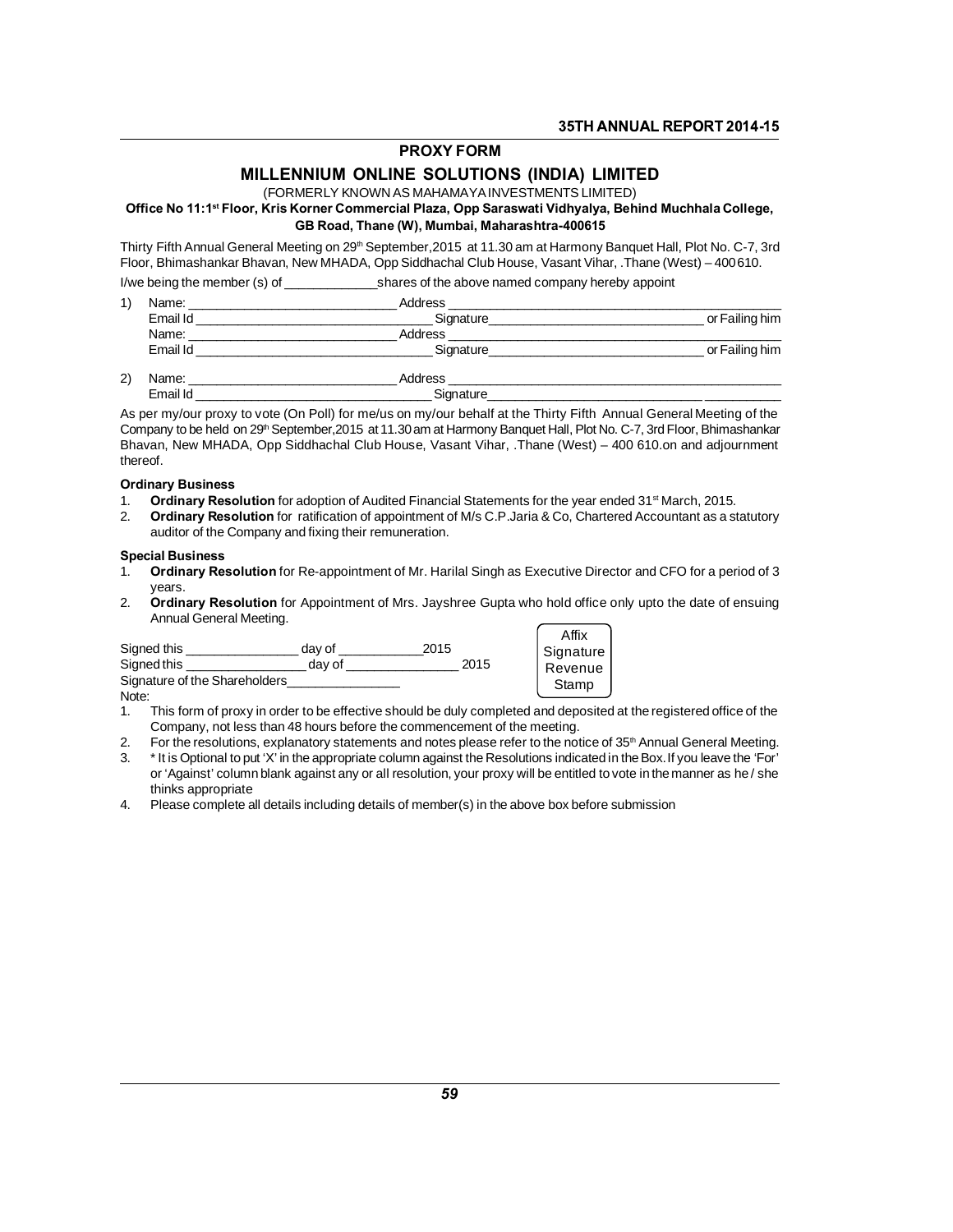# PROXY FORM

## MILLENNIUM ONLINE SOLUTIONS (INDIA) LIMITED

(FORMERLY KNOWN AS MAHAMAYA INVESTMENTS LIMITED)

**Office No 11:1st Floor, Kris Korner Commercial Plaza, Opp Saraswati Vidhyalya, Behind Muchhala College, GB Road, Thane (W), Mumbai, Maharashtra-400615**

Thirty Fifth Annual General Meeting on 29th September,2015 at 11.30 am at Harmony Banquet Hall, Plot No. C-7, 3rd Floor, Bhimashankar Bhavan, New MHADA, Opp Siddhachal Club House, Vasant Vihar, .Thane (West) – 400610.

I/we being the member (s) of _____________shares of the above named company hereby appoint

1) Name: _____________________________ Address _______________________________________________

Email Id _________________________________ Signature_______________________________ or Failing him

Name: _____________________________ Address _______________________________________________

Email Id _________________________________ Signature_______________________________ or Failing him

2) Name: _____________________________ Address _______________________________________________

Email Id _________________________________ Signature_______________________________ ___________

As per my/our proxy to vote (On Poll) for me/us on my/our behalf at the Thirty Fifth Annual General Meeting of the Company to be held on 29th September,2015 at 11.30 am at Harmony Banquet Hall, Plot No. C-7, 3rd Floor, Bhimashankar Bhavan, New MHADA, Opp Siddhachal Club House, Vasant Vihar, .Thane (West) – 400 610.on and adjournment thereof.

**Ordinary Business**

1. **Ordinary Resolution** for adoption of Audited Financial Statements for the year ended 31st March, 2015.
2. **Ordinary Resolution** for ratification of appointment of M/s C.P.Jaria & Co, Chartered Accountant as a statutory auditor of the Company and fixing their remuneration.

**Special Business**

1. **Ordinary Resolution** for Re-appointment of Mr. Harilal Singh as Executive Director and CFO for a period of 3 years.
2. **Ordinary Resolution** for Appointment of Mrs. Jayshree Gupta who hold office only upto the date of ensuing Annual General Meeting.

Signed this ________________ day of ____________2015

Signed this _________________ day of ________________ 2015

Signature of the Shareholders________________

Affix Signature Revenue Stamp

Note:

1. This form of proxy in order to be effective should be duly completed and deposited at the registered office of the Company, not less than 48 hours before the commencement of the meeting.
2. For the resolutions, explanatory statements and notes please refer to the notice of 35th Annual General Meeting.
3. * It is Optional to put 'X' in the appropriate column against the Resolutions indicated in the Box. If you leave the 'For' or 'Against' column blank against any or all resolution, your proxy will be entitled to vote in the manner as he / she thinks appropriate
4. Please complete all details including details of member(s) in the above box before submission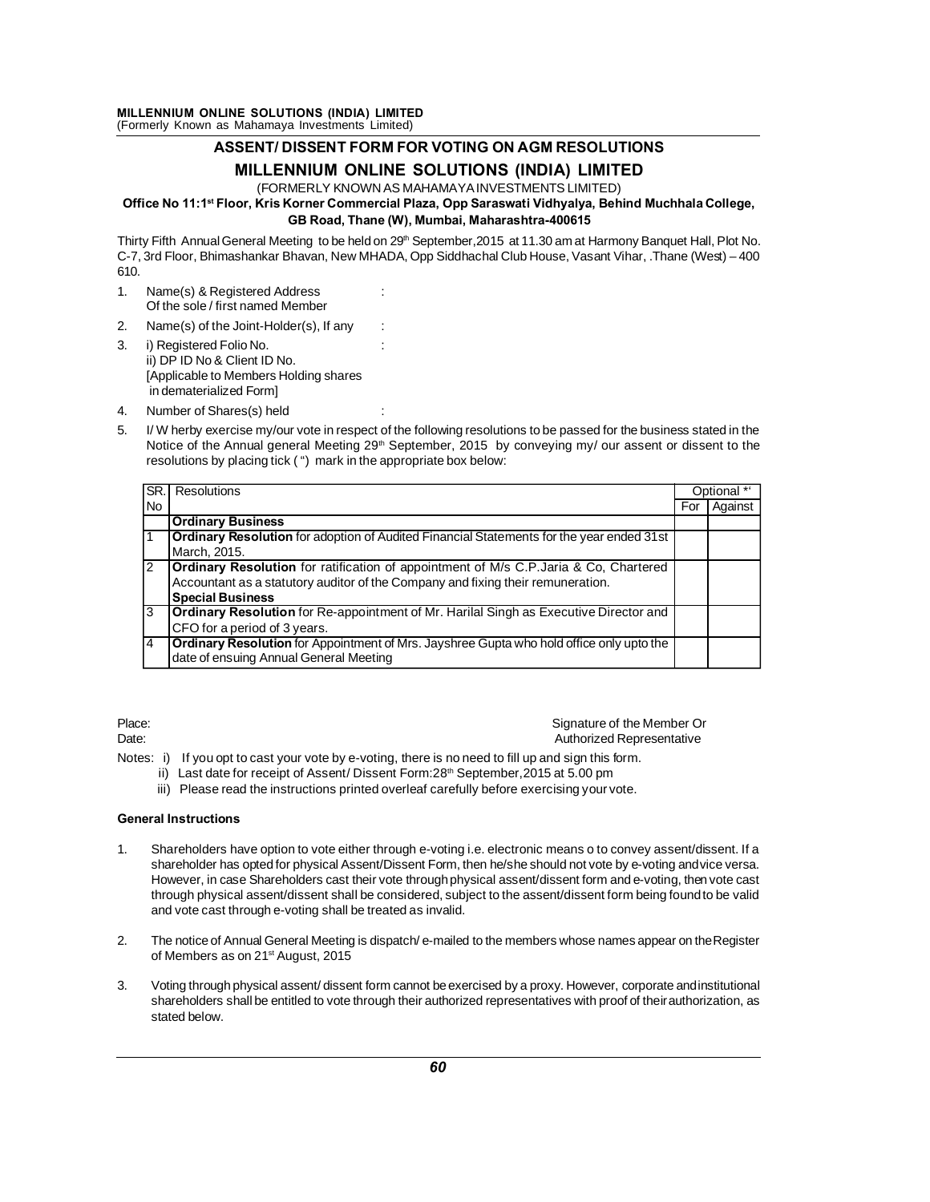## ASSENT/ DISSENT FORM FOR VOTING ON AGM RESOLUTIONS

## MILLENNIUM ONLINE SOLUTIONS (INDIA) LIMITED

(FORMERLY KNOWN AS MAHAMAYA INVESTMENTS LIMITED)

**Office No 11:1st Floor, Kris Korner Commercial Plaza, Opp Saraswati Vidhyalya, Behind Muchhala College, GB Road, Thane (W), Mumbai, Maharashtra-400615**

Thirty Fifth Annual General Meeting to be held on 29th September,2015 at 11.30 am at Harmony Banquet Hall, Plot No. C-7, 3rd Floor, Bhimashankar Bhavan, New MHADA, Opp Siddhachal Club House, Vasant Vihar, .Thane (West) – 400 610.

1. Name(s) & Registered Address Of the sole / first named Member :
2. Name(s) of the Joint-Holder(s), If any :
3. i) Registered Folio No. :
   ii) DP ID No & Client ID No.
   [Applicable to Members Holding shares in dematerialized Form]
4. Number of Shares(s) held :
5. I/ W herby exercise my/our vote in respect of the following resolutions to be passed for the business stated in the Notice of the Annual general Meeting 29th September, 2015 by conveying my/ our assent or dissent to the resolutions by placing tick ( ") mark in the appropriate box below:

| SR. No | Resolutions | Optional *' | |
|---|---|---|---|
| | | For | Against |
| | **Ordinary Business** | | |
| 1 | **Ordinary Resolution** for adoption of Audited Financial Statements for the year ended 31st March, 2015. | | |
| 2 | **Ordinary Resolution** for ratification of appointment of M/s C.P.Jaria & Co, Chartered Accountant as a statutory auditor of the Company and fixing their remuneration. | | |
| | **Special Business** | | |
| 3 | **Ordinary Resolution** for Re-appointment of Mr. Harilal Singh as Executive Director and CFO for a period of 3 years. | | |
| 4 | **Ordinary Resolution** for Appointment of Mrs. Jayshree Gupta who hold office only upto the date of ensuing Annual General Meeting | | |

Place:
Date:

Signature of the Member Or Authorized Representative

Notes: i) If you opt to cast your vote by e-voting, there is no need to fill up and sign this form.
ii) Last date for receipt of Assent/ Dissent Form:28th September,2015 at 5.00 pm
iii) Please read the instructions printed overleaf carefully before exercising your vote.

**General Instructions**

1. Shareholders have option to vote either through e-voting i.e. electronic means o to convey assent/dissent. If a shareholder has opted for physical Assent/Dissent Form, then he/she should not vote by e-voting andvice versa. However, in case Shareholders cast their vote through physical assent/dissent form and e-voting, then vote cast through physical assent/dissent shall be considered, subject to the assent/dissent form being found to be valid and vote cast through e-voting shall be treated as invalid.

2. The notice of Annual General Meeting is dispatch/ e-mailed to the members whose names appear on the Register of Members as on 21st August, 2015

3. Voting through physical assent/ dissent form cannot be exercised by a proxy. However, corporate and institutional shareholders shall be entitled to vote through their authorized representatives with proof of their authorization, as stated below.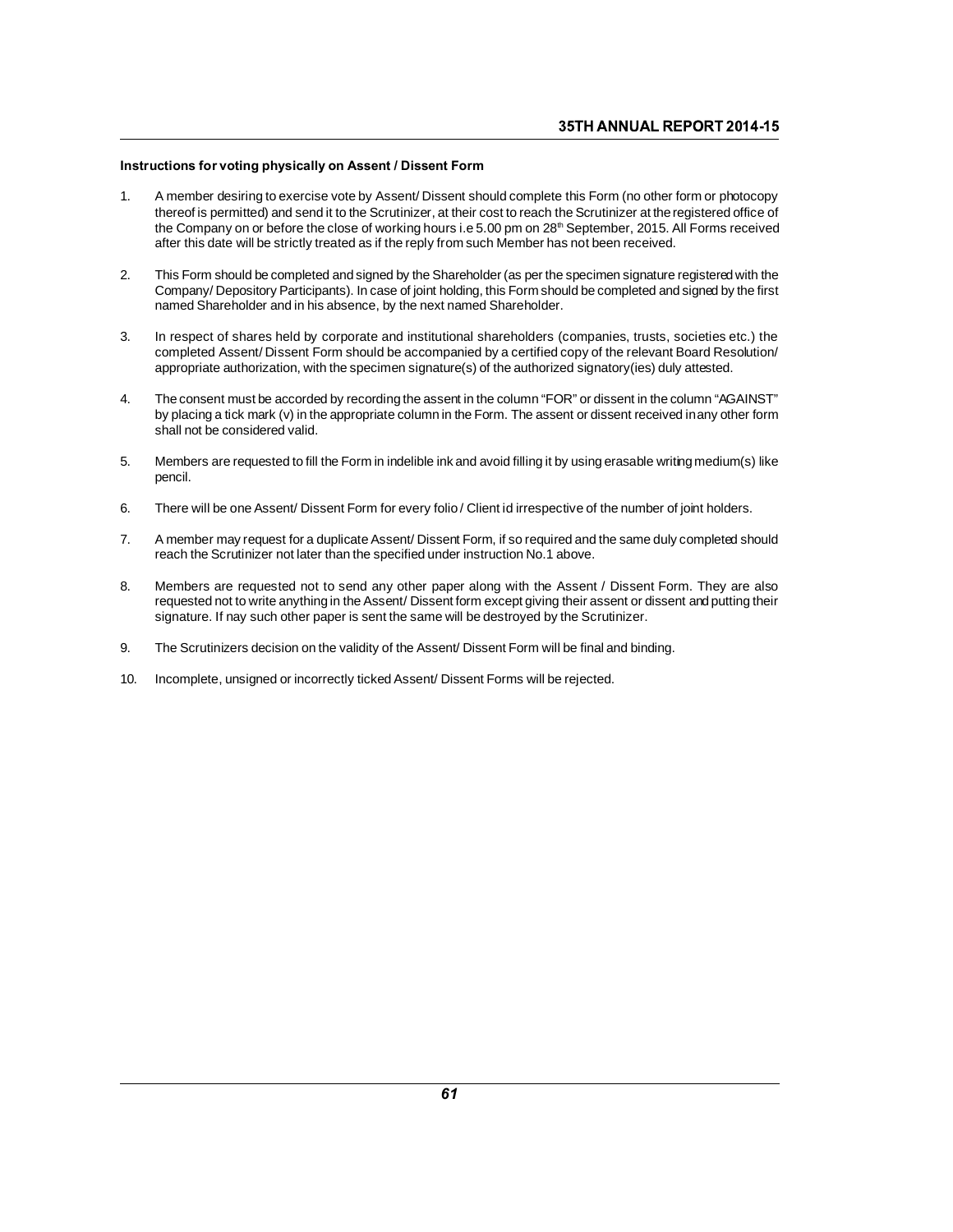**Instructions for voting physically on Assent / Dissent Form**

1. A member desiring to exercise vote by Assent/ Dissent should complete this Form (no other form or photocopy thereof is permitted) and send it to the Scrutinizer, at their cost to reach the Scrutinizer at the registered office of the Company on or before the close of working hours i.e 5.00 pm on 28th September, 2015. All Forms received after this date will be strictly treated as if the reply from such Member has not been received.

2. This Form should be completed and signed by the Shareholder (as per the specimen signature registered with the Company/ Depository Participants). In case of joint holding, this Form should be completed and signed by the first named Shareholder and in his absence, by the next named Shareholder.

3. In respect of shares held by corporate and institutional shareholders (companies, trusts, societies etc.) the completed Assent/ Dissent Form should be accompanied by a certified copy of the relevant Board Resolution/ appropriate authorization, with the specimen signature(s) of the authorized signatory(ies) duly attested.

4. The consent must be accorded by recording the assent in the column "FOR" or dissent in the column "AGAINST" by placing a tick mark (v) in the appropriate column in the Form. The assent or dissent received in any other form shall not be considered valid.

5. Members are requested to fill the Form in indelible ink and avoid filling it by using erasable writing medium(s) like pencil.

6. There will be one Assent/ Dissent Form for every folio / Client id irrespective of the number of joint holders.

7. A member may request for a duplicate Assent/ Dissent Form, if so required and the same duly completed should reach the Scrutinizer not later than the specified under instruction No.1 above.

8. Members are requested not to send any other paper along with the Assent / Dissent Form. They are also requested not to write anything in the Assent/ Dissent form except giving their assent or dissent and putting their signature. If nay such other paper is sent the same will be destroyed by the Scrutinizer.

9. The Scrutinizers decision on the validity of the Assent/ Dissent Form will be final and binding.

10. Incomplete, unsigned or incorrectly ticked Assent/ Dissent Forms will be rejected.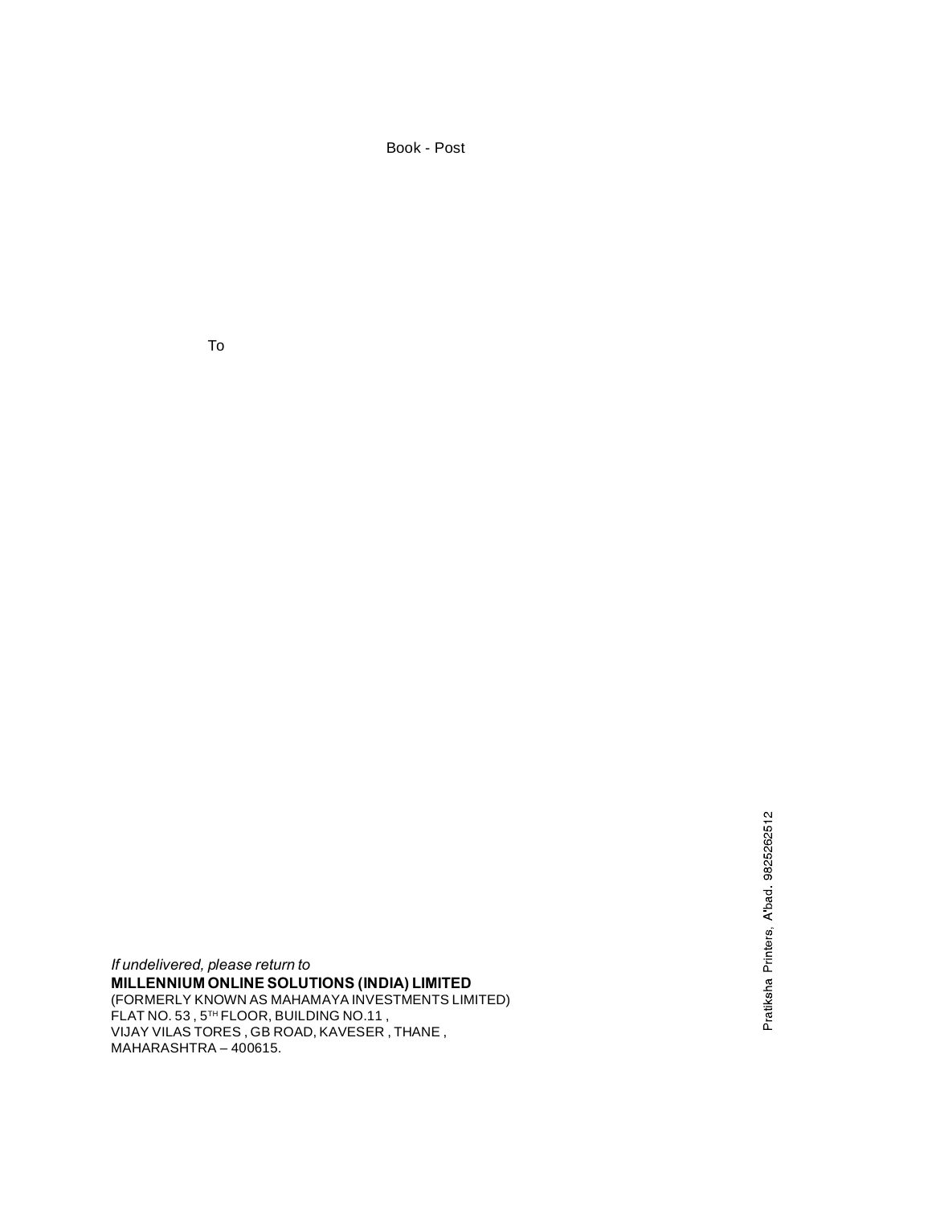Book - Post

To

*If undelivered, please return to*

**MILLENNIUM ONLINE SOLUTIONS (INDIA) LIMITED**

(FORMERLY KNOWN AS MAHAMAYA INVESTMENTS LIMITED)

FLAT NO. 53 , 5TH FLOOR, BUILDING NO.11 ,

VIJAY VILAS TORES , GB ROAD, KAVESER , THANE ,

MAHARASHTRA – 400615.

Pratiksha Printers, A'bad. 9825262512